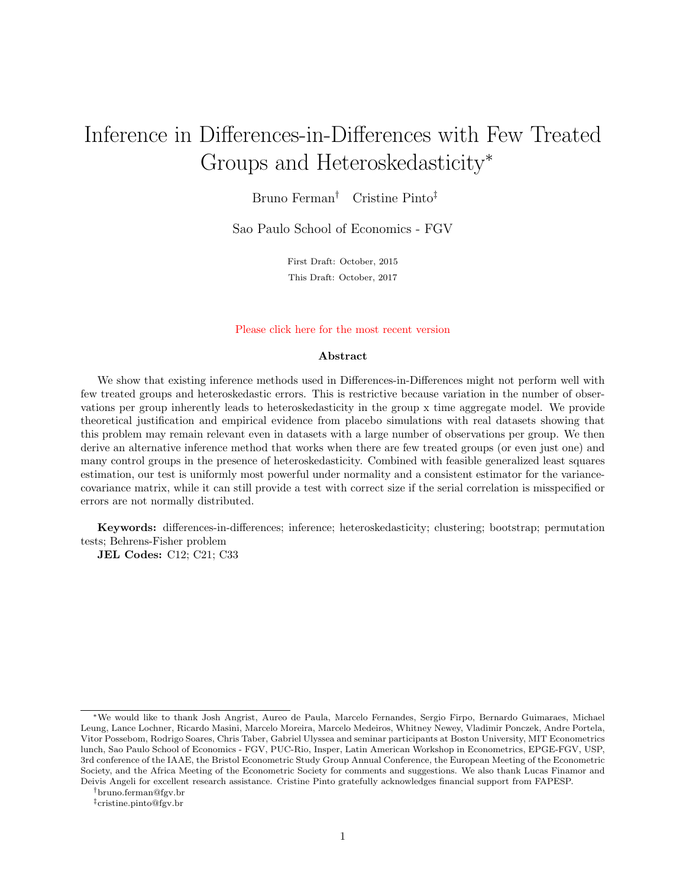# Inference in Differences-in-Differences with Few Treated Groups and Heteroskedasticity*

Bruno Ferman[†] Cristine Pinto[‡]

Sao Paulo School of Economics - FGV

First Draft: October, 2015

This Draft: October, 2017

Please click here for the most recent version

### Abstract

We show that existing inference methods used in Differences-in-Differences might not perform well with few treated groups and heteroskedastic errors. This is restrictive because variation in the number of observations per group inherently leads to heteroskedasticity in the group x time aggregate model. We provide theoretical justification and empirical evidence from placebo simulations with real datasets showing that this problem may remain relevant even in datasets with a large number of observations per group. We then derive an alternative inference method that works when there are few treated groups (or even just one) and many control groups in the presence of heteroskedasticity. Combined with feasible generalized least squares estimation, our test is uniformly most powerful under normality and a consistent estimator for the variance-covariance matrix, while it can still provide a test with correct size if the serial correlation is misspecified or errors are not normally distributed.

**Keywords:** differences-in-differences; inference; heteroskedasticity; clustering; bootstrap; permutation tests; Behrens-Fisher problem

**JEL Codes:** C12; C21; C33

---

*We would like to thank Josh Angrist, Aureo de Paula, Marcelo Fernandes, Sergio Firpo, Bernardo Guimaraes, Michael Leung, Lance Lochner, Ricardo Masini, Marcelo Moreira, Marcelo Medeiros, Whitney Newey, Vladimir Ponczek, Andre Portela, Vitor Possebom, Rodrigo Soares, Chris Taber, Gabriel Ulyssea and seminar participants at Boston University, MIT Econometrics lunch, Sao Paulo School of Economics - FGV, PUC-Rio, Insper, Latin American Workshop in Econometrics, EPGE-FGV, USP, 3rd conference of the IAAE, the Bristol Econometric Study Group Annual Conference, the European Meeting of the Econometric Society, and the Africa Meeting of the Econometric Society for comments and suggestions. We also thank Lucas Finamor and Deivis Angeli for excellent research assistance. Cristine Pinto gratefully acknowledges financial support from FAPESP.

[†]bruno.ferman@fgv.br

[‡]cristine.pinto@fgv.br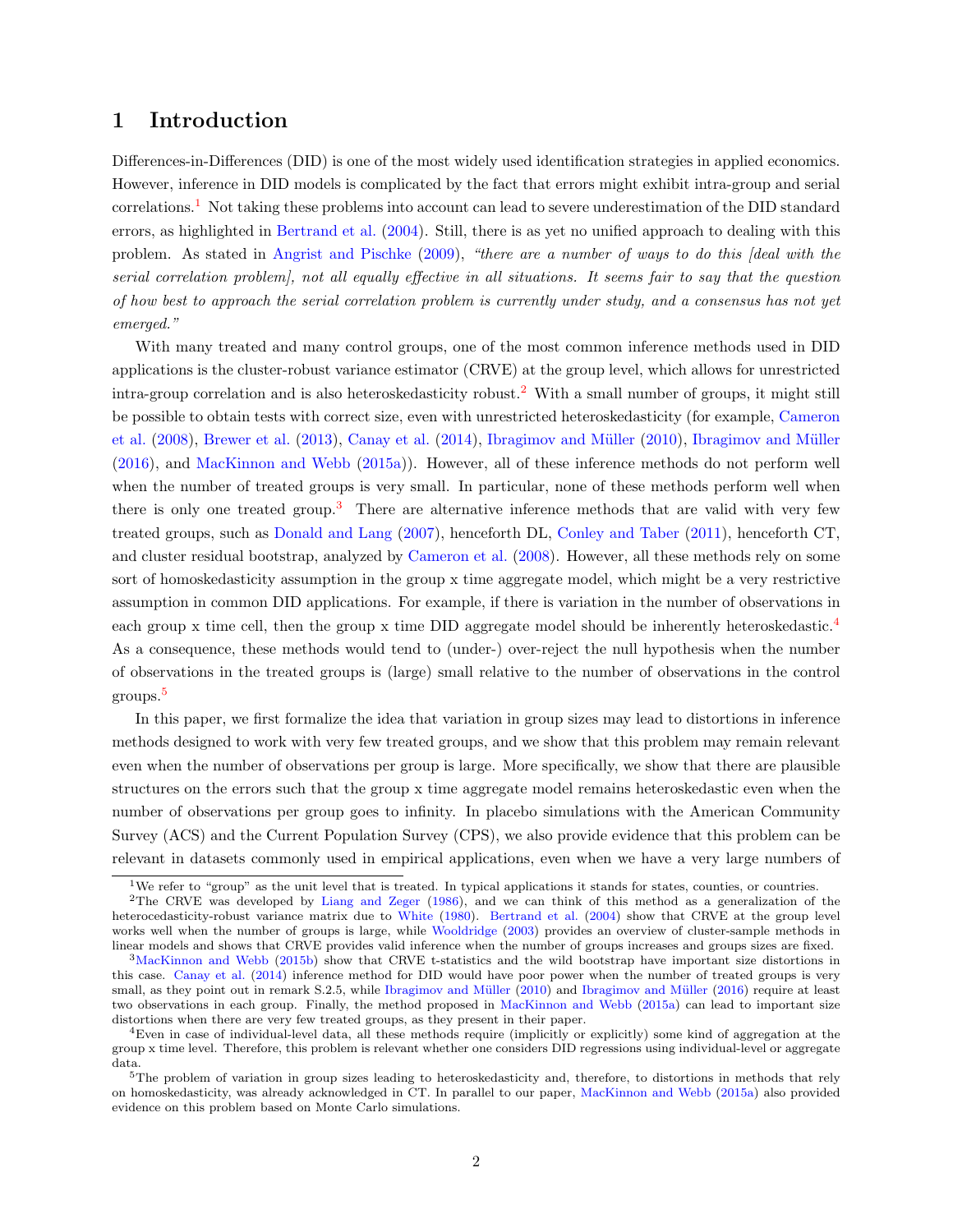# 1 Introduction

Differences-in-Differences (DID) is one of the most widely used identification strategies in applied economics. However, inference in DID models is complicated by the fact that errors might exhibit intra-group and serial correlations.[1] Not taking these problems into account can lead to severe underestimation of the DID standard errors, as highlighted in Bertrand et al. (2004). Still, there is as yet no unified approach to dealing with this problem. As stated in Angrist and Pischke (2009), *"there are a number of ways to do this [deal with the serial correlation problem], not all equally effective in all situations. It seems fair to say that the question of how best to approach the serial correlation problem is currently under study, and a consensus has not yet emerged."*

With many treated and many control groups, one of the most common inference methods used in DID applications is the cluster-robust variance estimator (CRVE) at the group level, which allows for unrestricted intra-group correlation and is also heteroskedasticity robust.[2] With a small number of groups, it might still be possible to obtain tests with correct size, even with unrestricted heteroskedasticity (for example, Cameron et al. (2008), Brewer et al. (2013), Canay et al. (2014), Ibragimov and Müller (2010), Ibragimov and Müller (2016), and MacKinnon and Webb (2015a)). However, all of these inference methods do not perform well when the number of treated groups is very small. In particular, none of these methods perform well when there is only one treated group.[3] There are alternative inference methods that are valid with very few treated groups, such as Donald and Lang (2007), henceforth DL, Conley and Taber (2011), henceforth CT, and cluster residual bootstrap, analyzed by Cameron et al. (2008). However, all these methods rely on some sort of homoskedasticity assumption in the group x time aggregate model, which might be a very restrictive assumption in common DID applications. For example, if there is variation in the number of observations in each group x time cell, then the group x time DID aggregate model should be inherently heteroskedastic.[4] As a consequence, these methods would tend to (under-) over-reject the null hypothesis when the number of observations in the treated groups is (large) small relative to the number of observations in the control groups.[5]

In this paper, we first formalize the idea that variation in group sizes may lead to distortions in inference methods designed to work with very few treated groups, and we show that this problem may remain relevant even when the number of observations per group is large. More specifically, we show that there are plausible structures on the errors such that the group x time aggregate model remains heteroskedastic even when the number of observations per group goes to infinity. In placebo simulations with the American Community Survey (ACS) and the Current Population Survey (CPS), we also provide evidence that this problem can be relevant in datasets commonly used in empirical applications, even when we have a very large numbers of

---

[1] We refer to "group" as the unit level that is treated. In typical applications it stands for states, counties, or countries.

[2] The CRVE was developed by Liang and Zeger (1986), and we can think of this method as a generalization of the heterocedasticity-robust variance matrix due to White (1980). Bertrand et al. (2004) show that CRVE at the group level works well when the number of groups is large, while Wooldridge (2003) provides an overview of cluster-sample methods in linear models and shows that CRVE provides valid inference when the number of groups increases and groups sizes are fixed.

[3] MacKinnon and Webb (2015b) show that CRVE t-statistics and the wild bootstrap have important size distortions in this case. Canay et al. (2014) inference method for DID would have poor power when the number of treated groups is very small, as they point out in remark S.2.5, while Ibragimov and Müller (2010) and Ibragimov and Müller (2016) require at least two observations in each group. Finally, the method proposed in MacKinnon and Webb (2015a) can lead to important size distortions when there are very few treated groups, as they present in their paper.

[4] Even in case of individual-level data, all these methods require (implicitly or explicitly) some kind of aggregation at the group x time level. Therefore, this problem is relevant whether one considers DID regressions using individual-level or aggregate data.

[5] The problem of variation in group sizes leading to heteroskedasticity and, therefore, to distortions in methods that rely on homoskedasticity, was already acknowledged in CT. In parallel to our paper, MacKinnon and Webb (2015a) also provided evidence on this problem based on Monte Carlo simulations.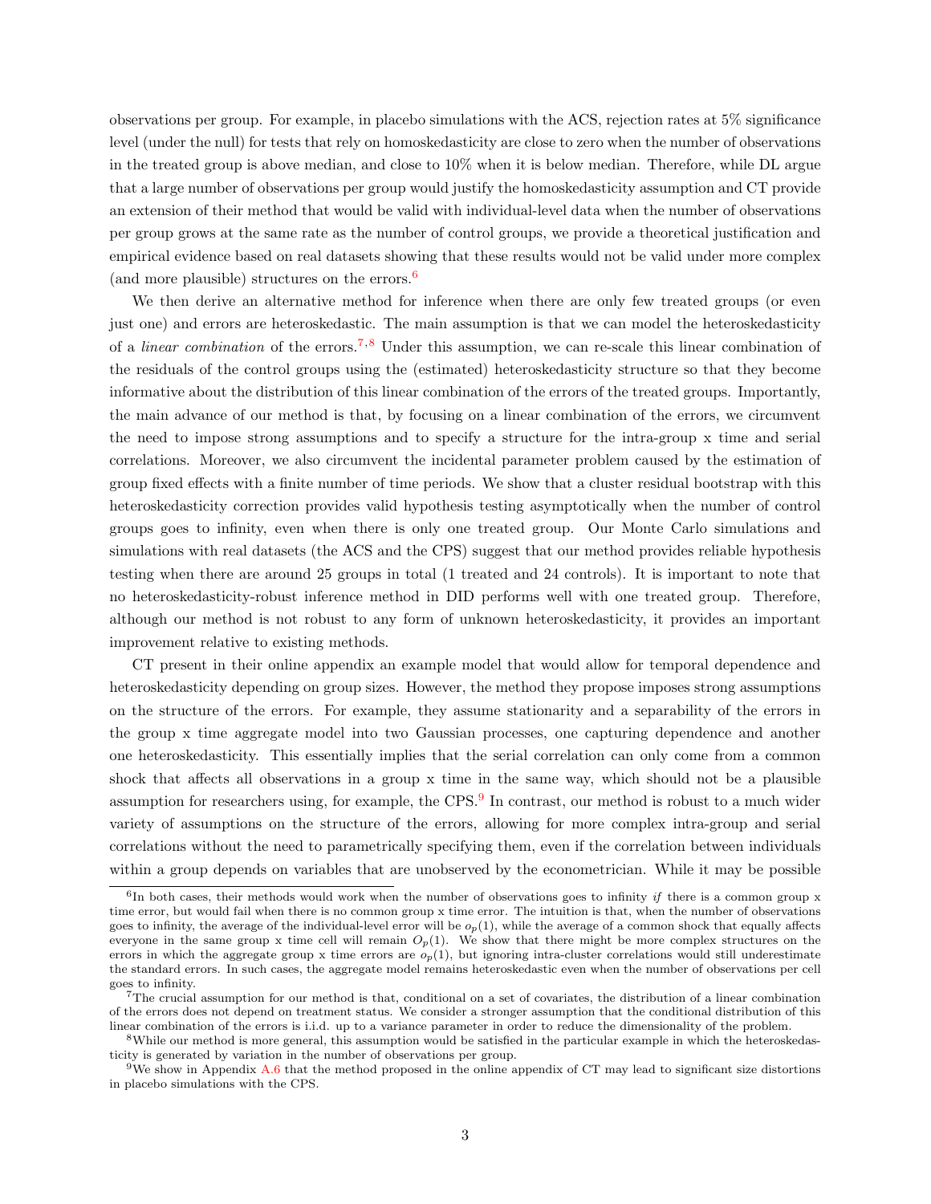observations per group. For example, in placebo simulations with the ACS, rejection rates at 5% significance level (under the null) for tests that rely on homoskedasticity are close to zero when the number of observations in the treated group is above median, and close to 10% when it is below median. Therefore, while DL argue that a large number of observations per group would justify the homoskedasticity assumption and CT provide an extension of their method that would be valid with individual-level data when the number of observations per group grows at the same rate as the number of control groups, we provide a theoretical justification and empirical evidence based on real datasets showing that these results would not be valid under more complex (and more plausible) structures on the errors.[6]

We then derive an alternative method for inference when there are only few treated groups (or even just one) and errors are heteroskedastic. The main assumption is that we can model the heteroskedasticity of a *linear combination* of the errors.[7,8] Under this assumption, we can re-scale this linear combination of the residuals of the control groups using the (estimated) heteroskedasticity structure so that they become informative about the distribution of this linear combination of the errors of the treated groups. Importantly, the main advance of our method is that, by focusing on a linear combination of the errors, we circumvent the need to impose strong assumptions and to specify a structure for the intra-group x time and serial correlations. Moreover, we also circumvent the incidental parameter problem caused by the estimation of group fixed effects with a finite number of time periods. We show that a cluster residual bootstrap with this heteroskedasticity correction provides valid hypothesis testing asymptotically when the number of control groups goes to infinity, even when there is only one treated group. Our Monte Carlo simulations and simulations with real datasets (the ACS and the CPS) suggest that our method provides reliable hypothesis testing when there are around 25 groups in total (1 treated and 24 controls). It is important to note that no heteroskedasticity-robust inference method in DID performs well with one treated group. Therefore, although our method is not robust to any form of unknown heteroskedasticity, it provides an important improvement relative to existing methods.

CT present in their online appendix an example model that would allow for temporal dependence and heteroskedasticity depending on group sizes. However, the method they propose imposes strong assumptions on the structure of the errors. For example, they assume stationarity and a separability of the errors in the group x time aggregate model into two Gaussian processes, one capturing dependence and another one heteroskedasticity. This essentially implies that the serial correlation can only come from a common shock that affects all observations in a group x time in the same way, which should not be a plausible assumption for researchers using, for example, the CPS.[9] In contrast, our method is robust to a much wider variety of assumptions on the structure of the errors, allowing for more complex intra-group and serial correlations without the need to parametrically specifying them, even if the correlation between individuals within a group depends on variables that are unobserved by the econometrician. While it may be possible

---

[6] In both cases, their methods would work when the number of observations goes to infinity *if* there is a common group x time error, but would fail when there is no common group x time error. The intuition is that, when the number of observations goes to infinity, the average of the individual-level error will be $o_p(1)$, while the average of a common shock that equally affects everyone in the same group x time cell will remain $O_p(1)$. We show that there might be more complex structures on the errors in which the aggregate group x time errors are $o_p(1)$, but ignoring intra-cluster correlations would still underestimate the standard errors. In such cases, the aggregate model remains heteroskedastic even when the number of observations per cell goes to infinity.

[7] The crucial assumption for our method is that, conditional on a set of covariates, the distribution of a linear combination of the errors does not depend on treatment status. We consider a stronger assumption that the conditional distribution of this linear combination of the errors is i.i.d. up to a variance parameter in order to reduce the dimensionality of the problem.

[8] While our method is more general, this assumption would be satisfied in the particular example in which the heteroskedasticity is generated by variation in the number of observations per group.

[9] We show in Appendix A.6 that the method proposed in the online appendix of CT may lead to significant size distortions in placebo simulations with the CPS.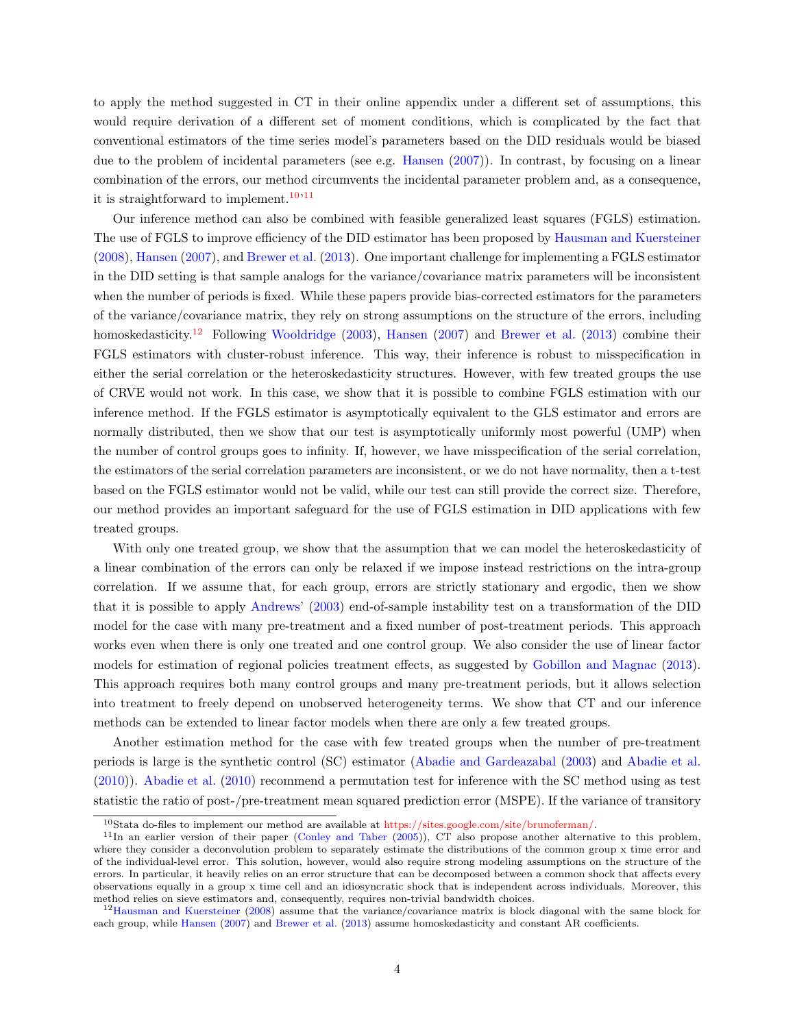to apply the method suggested in CT in their online appendix under a different set of assumptions, this would require derivation of a different set of moment conditions, which is complicated by the fact that conventional estimators of the time series model's parameters based on the DID residuals would be biased due to the problem of incidental parameters (see e.g. Hansen (2007)). In contrast, by focusing on a linear combination of the errors, our method circumvents the incidental parameter problem and, as a consequence, it is straightforward to implement.[10,11]

Our inference method can also be combined with feasible generalized least squares (FGLS) estimation. The use of FGLS to improve efficiency of the DID estimator has been proposed by Hausman and Kuersteiner (2008), Hansen (2007), and Brewer et al. (2013). One important challenge for implementing a FGLS estimator in the DID setting is that sample analogs for the variance/covariance matrix parameters will be inconsistent when the number of periods is fixed. While these papers provide bias-corrected estimators for the parameters of the variance/covariance matrix, they rely on strong assumptions on the structure of the errors, including homoskedasticity.[12] Following Wooldridge (2003), Hansen (2007) and Brewer et al. (2013) combine their FGLS estimators with cluster-robust inference. This way, their inference is robust to misspecification in either the serial correlation or the heteroskedasticity structures. However, with few treated groups the use of CRVE would not work. In this case, we show that it is possible to combine FGLS estimation with our inference method. If the FGLS estimator is asymptotically equivalent to the GLS estimator and errors are normally distributed, then we show that our test is asymptotically uniformly most powerful (UMP) when the number of control groups goes to infinity. If, however, we have misspecification of the serial correlation, the estimators of the serial correlation parameters are inconsistent, or we do not have normality, then a t-test based on the FGLS estimator would not be valid, while our test can still provide the correct size. Therefore, our method provides an important safeguard for the use of FGLS estimation in DID applications with few treated groups.

With only one treated group, we show that the assumption that we can model the heteroskedasticity of a linear combination of the errors can only be relaxed if we impose instead restrictions on the intra-group correlation. If we assume that, for each group, errors are strictly stationary and ergodic, then we show that it is possible to apply Andrews' (2003) end-of-sample instability test on a transformation of the DID model for the case with many pre-treatment and a fixed number of post-treatment periods. This approach works even when there is only one treated and one control group. We also consider the use of linear factor models for estimation of regional policies treatment effects, as suggested by Gobillon and Magnac (2013). This approach requires both many control groups and many pre-treatment periods, but it allows selection into treatment to freely depend on unobserved heterogeneity terms. We show that CT and our inference methods can be extended to linear factor models when there are only a few treated groups.

Another estimation method for the case with few treated groups when the number of pre-treatment periods is large is the synthetic control (SC) estimator (Abadie and Gardeazabal (2003) and Abadie et al. (2010)). Abadie et al. (2010) recommend a permutation test for inference with the SC method using as test statistic the ratio of post-/pre-treatment mean squared prediction error (MSPE). If the variance of transitory

[10] Stata do-files to implement our method are available at https://sites.google.com/site/brunoferman/.

[11] In an earlier version of their paper (Conley and Taber (2005)), CT also propose another alternative to this problem, where they consider a deconvolution problem to separately estimate the distributions of the common group x time error and of the individual-level error. This solution, however, would also require strong modeling assumptions on the structure of the errors. In particular, it heavily relies on an error structure that can be decomposed between a common shock that affects every observations equally in a group x time cell and an idiosyncratic shock that is independent across individuals. Moreover, this method relies on sieve estimators and, consequently, requires non-trivial bandwidth choices.

[12] Hausman and Kuersteiner (2008) assume that the variance/covariance matrix is block diagonal with the same block for each group, while Hansen (2007) and Brewer et al. (2013) assume homoskedasticity and constant AR coefficients.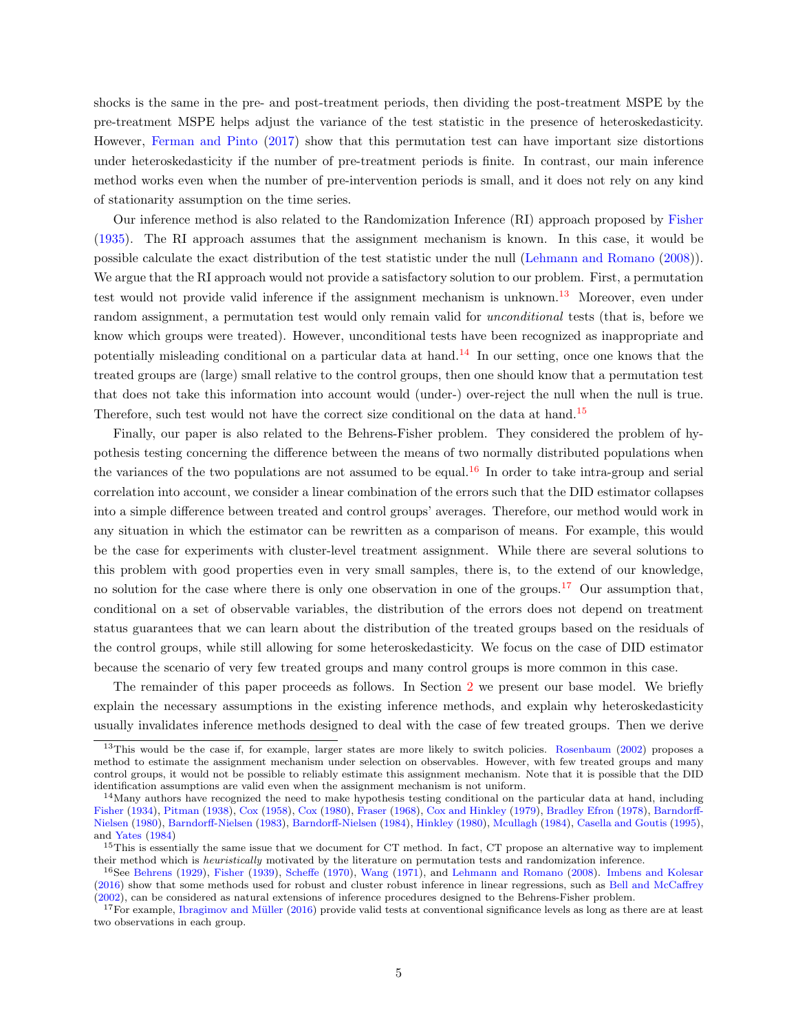shocks is the same in the pre- and post-treatment periods, then dividing the post-treatment MSPE by the pre-treatment MSPE helps adjust the variance of the test statistic in the presence of heteroskedasticity. However, Ferman and Pinto (2017) show that this permutation test can have important size distortions under heteroskedasticity if the number of pre-treatment periods is finite. In contrast, our main inference method works even when the number of pre-intervention periods is small, and it does not rely on any kind of stationarity assumption on the time series.

Our inference method is also related to the Randomization Inference (RI) approach proposed by Fisher (1935). The RI approach assumes that the assignment mechanism is known. In this case, it would be possible calculate the exact distribution of the test statistic under the null (Lehmann and Romano (2008)). We argue that the RI approach would not provide a satisfactory solution to our problem. First, a permutation test would not provide valid inference if the assignment mechanism is unknown.[13] Moreover, even under random assignment, a permutation test would only remain valid for *unconditional* tests (that is, before we know which groups were treated). However, unconditional tests have been recognized as inappropriate and potentially misleading conditional on a particular data at hand.[14] In our setting, once one knows that the treated groups are (large) small relative to the control groups, then one should know that a permutation test that does not take this information into account would (under-) over-reject the null when the null is true. Therefore, such test would not have the correct size conditional on the data at hand.[15]

Finally, our paper is also related to the Behrens-Fisher problem. They considered the problem of hypothesis testing concerning the difference between the means of two normally distributed populations when the variances of the two populations are not assumed to be equal.[16] In order to take intra-group and serial correlation into account, we consider a linear combination of the errors such that the DID estimator collapses into a simple difference between treated and control groups' averages. Therefore, our method would work in any situation in which the estimator can be rewritten as a comparison of means. For example, this would be the case for experiments with cluster-level treatment assignment. While there are several solutions to this problem with good properties even in very small samples, there is, to the extend of our knowledge, no solution for the case where there is only one observation in one of the groups.[17] Our assumption that, conditional on a set of observable variables, the distribution of the errors does not depend on treatment status guarantees that we can learn about the distribution of the treated groups based on the residuals of the control groups, while still allowing for some heteroskedasticity. We focus on the case of DID estimator because the scenario of very few treated groups and many control groups is more common in this case.

The remainder of this paper proceeds as follows. In Section 2 we present our base model. We briefly explain the necessary assumptions in the existing inference methods, and explain why heteroskedasticity usually invalidates inference methods designed to deal with the case of few treated groups. Then we derive

---

[13] This would be the case if, for example, larger states are more likely to switch policies. Rosenbaum (2002) proposes a method to estimate the assignment mechanism under selection on observables. However, with few treated groups and many control groups, it would not be possible to reliably estimate this assignment mechanism. Note that it is possible that the DID identification assumptions are valid even when the assignment mechanism is not uniform.

[14] Many authors have recognized the need to make hypothesis testing conditional on the particular data at hand, including Fisher (1934), Pitman (1938), Cox (1958), Cox (1980), Fraser (1968), Cox and Hinkley (1979), Bradley Efron (1978), Barndorff-Nielsen (1980), Barndorff-Nielsen (1983), Barndorff-Nielsen (1984), Hinkley (1980), Mcullagh (1984), Casella and Goutis (1995), and Yates (1984)

[15] This is essentially the same issue that we document for CT method. In fact, CT propose an alternative way to implement their method which is *heuristically* motivated by the literature on permutation tests and randomization inference.

[16] See Behrens (1929), Fisher (1939), Scheffe (1970), Wang (1971), and Lehmann and Romano (2008). Imbens and Kolesar (2016) show that some methods used for robust and cluster robust inference in linear regressions, such as Bell and McCaffrey (2002), can be considered as natural extensions of inference procedures designed to the Behrens-Fisher problem.

[17] For example, Ibragimov and Müller (2016) provide valid tests at conventional significance levels as long as there are at least two observations in each group.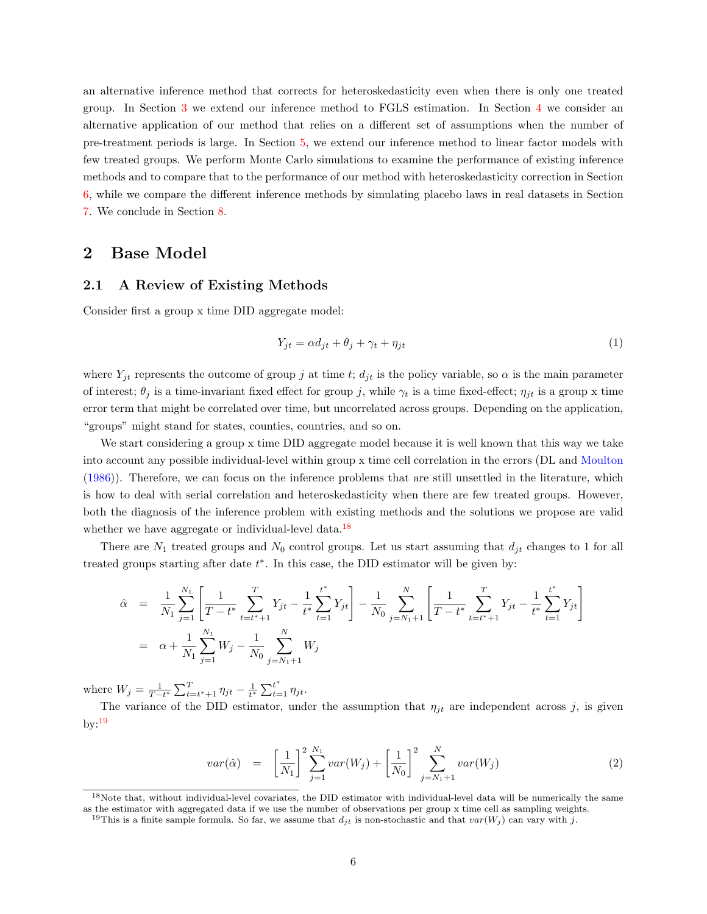an alternative inference method that corrects for heteroskedasticity even when there is only one treated group. In Section 3 we extend our inference method to FGLS estimation. In Section 4 we consider an alternative application of our method that relies on a different set of assumptions when the number of pre-treatment periods is large. In Section 5, we extend our inference method to linear factor models with few treated groups. We perform Monte Carlo simulations to examine the performance of existing inference methods and to compare that to the performance of our method with heteroskedasticity correction in Section 6, while we compare the different inference methods by simulating placebo laws in real datasets in Section 7. We conclude in Section 8.

## 2 Base Model

### 2.1 A Review of Existing Methods

Consider first a group x time DID aggregate model:

$$Y_{jt} = \alpha d_{jt} + \theta_j + \gamma_t + \eta_{jt} \tag{1}$$

where $Y_{jt}$ represents the outcome of group $j$ at time $t$; $d_{jt}$ is the policy variable, so $\alpha$ is the main parameter of interest; $\theta_j$ is a time-invariant fixed effect for group $j$, while $\gamma_t$ is a time fixed-effect; $\eta_{jt}$ is a group x time error term that might be correlated over time, but uncorrelated across groups. Depending on the application, "groups" might stand for states, counties, countries, and so on.

We start considering a group x time DID aggregate model because it is well known that this way we take into account any possible individual-level within group x time cell correlation in the errors (DL and Moulton (1986)). Therefore, we can focus on the inference problems that are still unsettled in the literature, which is how to deal with serial correlation and heteroskedasticity when there are few treated groups. However, both the diagnosis of the inference problem with existing methods and the solutions we propose are valid whether we have aggregate or individual-level data.[18]

There are $N_1$ treated groups and $N_0$ control groups. Let us start assuming that $d_{jt}$ changes to 1 for all treated groups starting after date $t^*$. In this case, the DID estimator will be given by:

$$\begin{aligned}
\hat{\alpha} &= \frac{1}{N_1}\sum_{j=1}^{N_1}\left[\frac{1}{T-t^*}\sum_{t=t^*+1}^{T} Y_{jt} - \frac{1}{t^*}\sum_{t=1}^{t^*} Y_{jt}\right] - \frac{1}{N_0}\sum_{j=N_1+1}^{N}\left[\frac{1}{T-t^*}\sum_{t=t^*+1}^{T} Y_{jt} - \frac{1}{t^*}\sum_{t=1}^{t^*} Y_{jt}\right] \\
&= \alpha + \frac{1}{N_1}\sum_{j=1}^{N_1} W_j - \frac{1}{N_0}\sum_{j=N_1+1}^{N} W_j
\end{aligned}$$

where $W_j = \frac{1}{T-t^*}\sum_{t=t^*+1}^{T}\eta_{jt} - \frac{1}{t^*}\sum_{t=1}^{t^*}\eta_{jt}$.

The variance of the DID estimator, under the assumption that $\eta_{jt}$ are independent across $j$, is given by:[19]

$$var(\hat{\alpha}) = \left[\frac{1}{N_1}\right]^2\sum_{j=1}^{N_1} var(W_j) + \left[\frac{1}{N_0}\right]^2\sum_{j=N_1+1}^{N} var(W_j) \tag{2}$$

[18] Note that, without individual-level covariates, the DID estimator with individual-level data will be numerically the same as the estimator with aggregated data if we use the number of observations per group x time cell as sampling weights.

[19] This is a finite sample formula. So far, we assume that $d_{jt}$ is non-stochastic and that $var(W_j)$ can vary with $j$.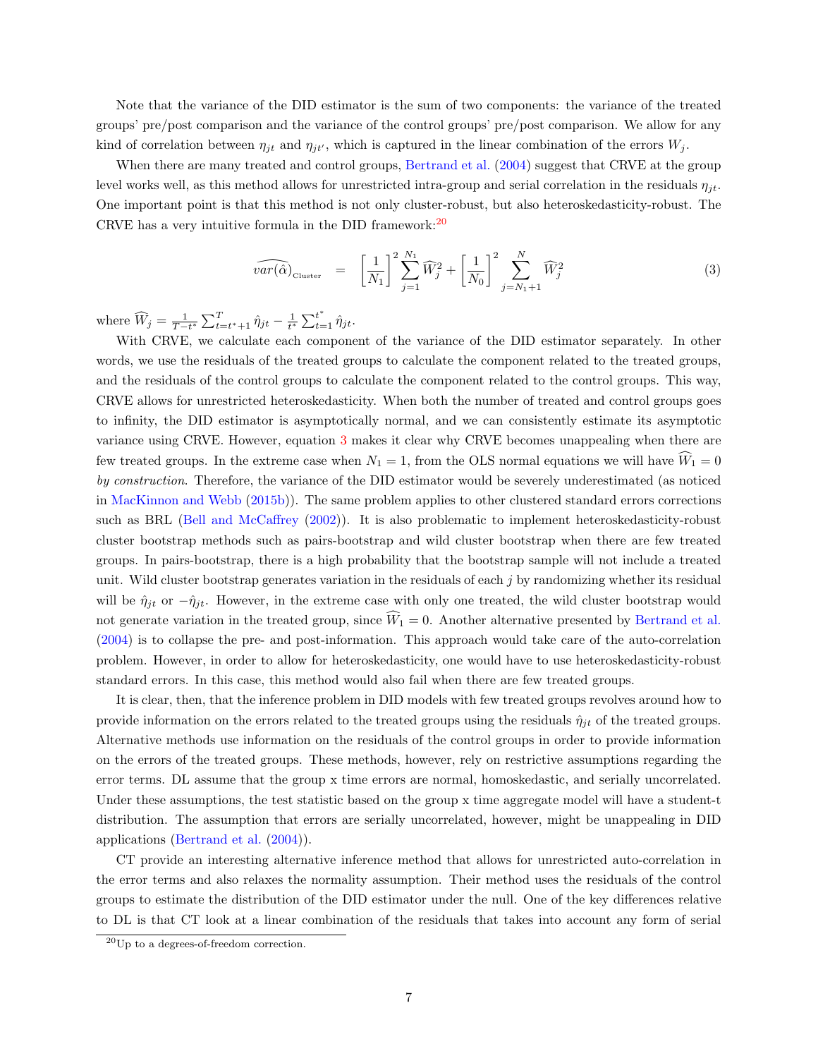Note that the variance of the DID estimator is the sum of two components: the variance of the treated groups' pre/post comparison and the variance of the control groups' pre/post comparison. We allow for any kind of correlation between $\eta_{jt}$ and $\eta_{jt'}$, which is captured in the linear combination of the errors $W_j$.

When there are many treated and control groups, Bertrand et al. (2004) suggest that CRVE at the group level works well, as this method allows for unrestricted intra-group and serial correlation in the residuals $\eta_{jt}$. One important point is that this method is not only cluster-robust, but also heteroskedasticity-robust. The CRVE has a very intuitive formula in the DID framework:[20]

$$\widehat{var(\hat{\alpha})}_{\text{Cluster}} = \left[\frac{1}{N_1}\right]^2 \sum_{j=1}^{N_1} \widehat{W}_j^2 + \left[\frac{1}{N_0}\right]^2 \sum_{j=N_1+1}^{N} \widehat{W}_j^2 \tag{3}$$

where $\widehat{W}_j = \frac{1}{T-t^*} \sum_{t=t^*+1}^{T} \hat{\eta}_{jt} - \frac{1}{t^*} \sum_{t=1}^{t^*} \hat{\eta}_{jt}$.

With CRVE, we calculate each component of the variance of the DID estimator separately. In other words, we use the residuals of the treated groups to calculate the component related to the treated groups, and the residuals of the control groups to calculate the component related to the control groups. This way, CRVE allows for unrestricted heteroskedasticity. When both the number of treated and control groups goes to infinity, the DID estimator is asymptotically normal, and we can consistently estimate its asymptotic variance using CRVE. However, equation 3 makes it clear why CRVE becomes unappealing when there are few treated groups. In the extreme case when $N_1 = 1$, from the OLS normal equations we will have $\widehat{W}_1 = 0$ *by construction*. Therefore, the variance of the DID estimator would be severely underestimated (as noticed in MacKinnon and Webb (2015b)). The same problem applies to other clustered standard errors corrections such as BRL (Bell and McCaffrey (2002)). It is also problematic to implement heteroskedasticity-robust cluster bootstrap methods such as pairs-bootstrap and wild cluster bootstrap when there are few treated groups. In pairs-bootstrap, there is a high probability that the bootstrap sample will not include a treated unit. Wild cluster bootstrap generates variation in the residuals of each $j$ by randomizing whether its residual will be $\hat{\eta}_{jt}$ or $-\hat{\eta}_{jt}$. However, in the extreme case with only one treated, the wild cluster bootstrap would not generate variation in the treated group, since $\widehat{W}_1 = 0$. Another alternative presented by Bertrand et al. (2004) is to collapse the pre- and post-information. This approach would take care of the auto-correlation problem. However, in order to allow for heteroskedasticity, one would have to use heteroskedasticity-robust standard errors. In this case, this method would also fail when there are few treated groups.

It is clear, then, that the inference problem in DID models with few treated groups revolves around how to provide information on the errors related to the treated groups using the residuals $\hat{\eta}_{jt}$ of the treated groups. Alternative methods use information on the residuals of the control groups in order to provide information on the errors of the treated groups. These methods, however, rely on restrictive assumptions regarding the error terms. DL assume that the group x time errors are normal, homoskedastic, and serially uncorrelated. Under these assumptions, the test statistic based on the group x time aggregate model will have a student-t distribution. The assumption that errors are serially uncorrelated, however, might be unappealing in DID applications (Bertrand et al. (2004)).

CT provide an interesting alternative inference method that allows for unrestricted auto-correlation in the error terms and also relaxes the normality assumption. Their method uses the residuals of the control groups to estimate the distribution of the DID estimator under the null. One of the key differences relative to DL is that CT look at a linear combination of the residuals that takes into account any form of serial

[20] Up to a degrees-of-freedom correction.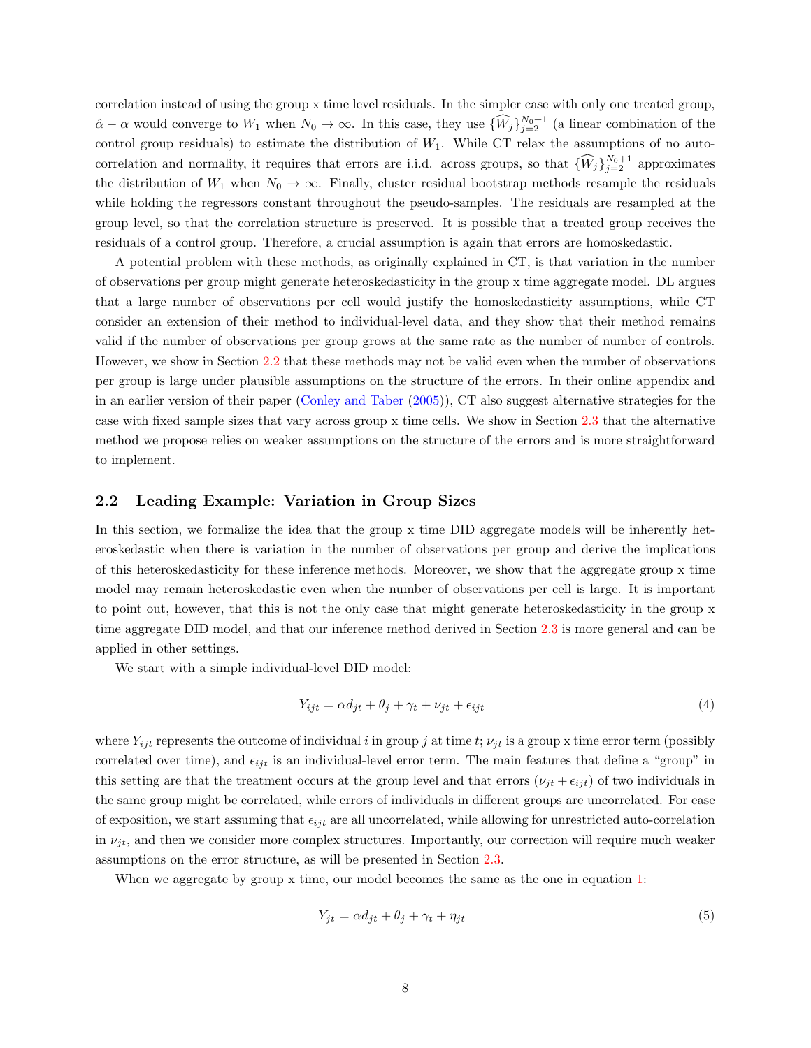correlation instead of using the group x time level residuals. In the simpler case with only one treated group, $\hat{\alpha} - \alpha$ would converge to $W_1$ when $N_0 \rightarrow \infty$. In this case, they use $\{\widehat{W}_j\}_{j=2}^{N_0+1}$ (a linear combination of the control group residuals) to estimate the distribution of $W_1$. While CT relax the assumptions of no auto-correlation and normality, it requires that errors are i.i.d. across groups, so that $\{\widehat{W}_j\}_{j=2}^{N_0+1}$ approximates the distribution of $W_1$ when $N_0 \rightarrow \infty$. Finally, cluster residual bootstrap methods resample the residuals while holding the regressors constant throughout the pseudo-samples. The residuals are resampled at the group level, so that the correlation structure is preserved. It is possible that a treated group receives the residuals of a control group. Therefore, a crucial assumption is again that errors are homoskedastic.

A potential problem with these methods, as originally explained in CT, is that variation in the number of observations per group might generate heteroskedasticity in the group x time aggregate model. DL argues that a large number of observations per cell would justify the homoskedasticity assumptions, while CT consider an extension of their method to individual-level data, and they show that their method remains valid if the number of observations per group grows at the same rate as the number of number of controls. However, we show in Section 2.2 that these methods may not be valid even when the number of observations per group is large under plausible assumptions on the structure of the errors. In their online appendix and in an earlier version of their paper (Conley and Taber (2005)), CT also suggest alternative strategies for the case with fixed sample sizes that vary across group x time cells. We show in Section 2.3 that the alternative method we propose relies on weaker assumptions on the structure of the errors and is more straightforward to implement.

## 2.2 Leading Example: Variation in Group Sizes

In this section, we formalize the idea that the group x time DID aggregate models will be inherently heteroskedastic when there is variation in the number of observations per group and derive the implications of this heteroskedasticity for these inference methods. Moreover, we show that the aggregate group x time model may remain heteroskedastic even when the number of observations per cell is large. It is important to point out, however, that this is not the only case that might generate heteroskedasticity in the group x time aggregate DID model, and that our inference method derived in Section 2.3 is more general and can be applied in other settings.

We start with a simple individual-level DID model:

$$Y_{ijt} = \alpha d_{jt} + \theta_j + \gamma_t + \nu_{jt} + \epsilon_{ijt} \tag{4}$$

where $Y_{ijt}$ represents the outcome of individual $i$ in group $j$ at time $t$; $\nu_{jt}$ is a group x time error term (possibly correlated over time), and $\epsilon_{ijt}$ is an individual-level error term. The main features that define a "group" in this setting are that the treatment occurs at the group level and that errors ($\nu_{jt} + \epsilon_{ijt}$) of two individuals in the same group might be correlated, while errors of individuals in different groups are uncorrelated. For ease of exposition, we start assuming that $\epsilon_{ijt}$ are all uncorrelated, while allowing for unrestricted auto-correlation in $\nu_{jt}$, and then we consider more complex structures. Importantly, our correction will require much weaker assumptions on the error structure, as will be presented in Section 2.3.

When we aggregate by group x time, our model becomes the same as the one in equation 1:

$$Y_{jt} = \alpha d_{jt} + \theta_j + \gamma_t + \eta_{jt} \tag{5}$$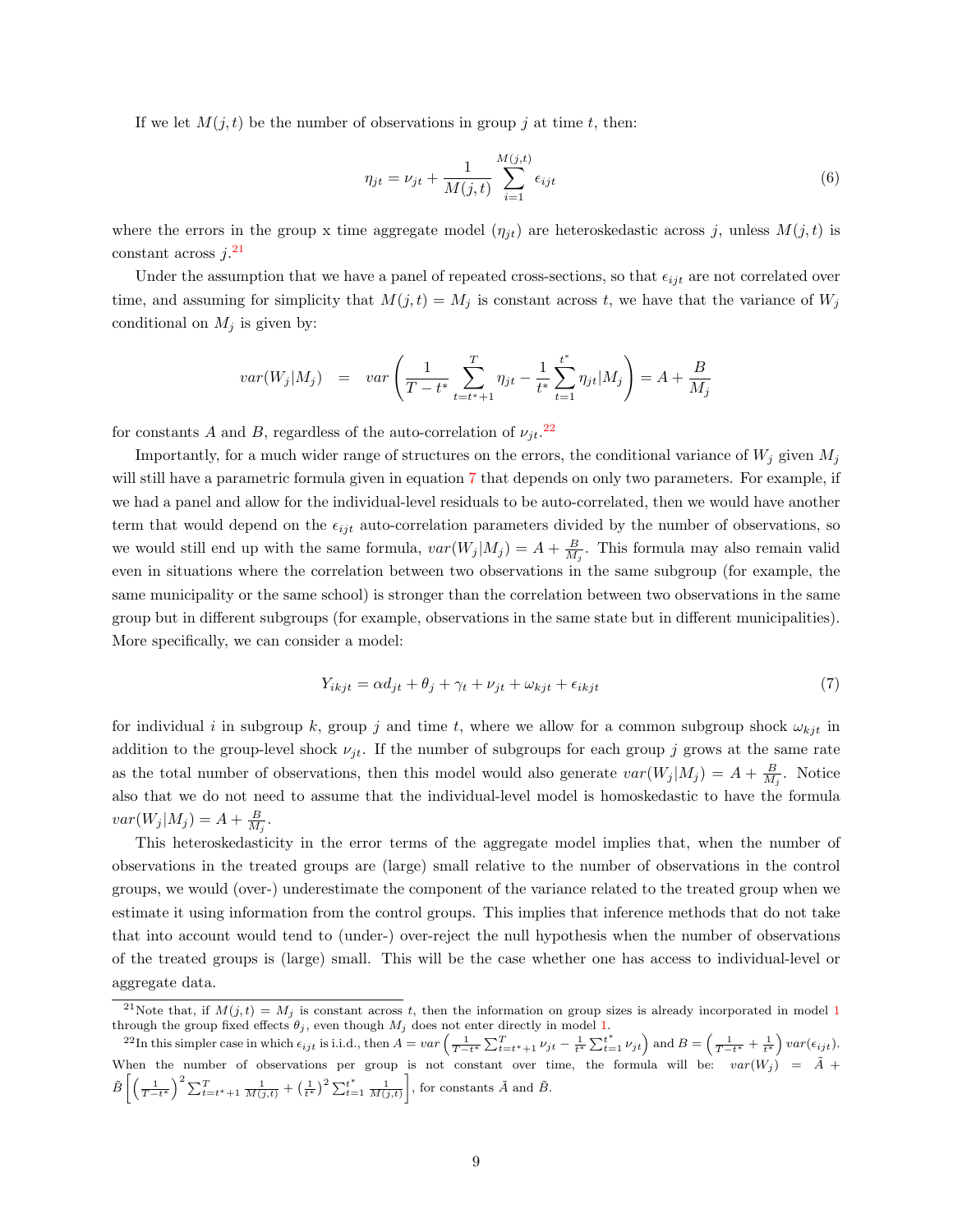If we let $M(j,t)$ be the number of observations in group $j$ at time $t$, then:

$$\eta_{jt} = \nu_{jt} + \frac{1}{M(j,t)} \sum_{i=1}^{M(j,t)} \epsilon_{ijt} \tag{6}$$

where the errors in the group x time aggregate model ($\eta_{jt}$) are heteroskedastic across $j$, unless $M(j,t)$ is constant across $j$.[21]

Under the assumption that we have a panel of repeated cross-sections, so that $\epsilon_{ijt}$ are not correlated over time, and assuming for simplicity that $M(j,t) = M_j$ is constant across $t$, we have that the variance of $W_j$ conditional on $M_j$ is given by:

$$var(W_j|M_j) \;\; = \;\; var\left(\frac{1}{T-t^*}\sum_{t=t^*+1}^{T}\eta_{jt} - \frac{1}{t^*}\sum_{t=1}^{t^*}\eta_{jt}|M_j\right) = A + \frac{B}{M_j}$$

for constants $A$ and $B$, regardless of the auto-correlation of $\nu_{jt}$.[22]

Importantly, for a much wider range of structures on the errors, the conditional variance of $W_j$ given $M_j$ will still have a parametric formula given in equation 7 that depends on only two parameters. For example, if we had a panel and allow for the individual-level residuals to be auto-correlated, then we would have another term that would depend on the $\epsilon_{ijt}$ auto-correlation parameters divided by the number of observations, so we would still end up with the same formula, $var(W_j|M_j) = A + \frac{B}{M_j}$. This formula may also remain valid even in situations where the correlation between two observations in the same subgroup (for example, the same municipality or the same school) is stronger than the correlation between two observations in the same group but in different subgroups (for example, observations in the same state but in different municipalities). More specifically, we can consider a model:

$$Y_{ikjt} = \alpha d_{jt} + \theta_j + \gamma_t + \nu_{jt} + \omega_{kjt} + \epsilon_{ikjt} \tag{7}$$

for individual $i$ in subgroup $k$, group $j$ and time $t$, where we allow for a common subgroup shock $\omega_{kjt}$ in addition to the group-level shock $\nu_{jt}$. If the number of subgroups for each group $j$ grows at the same rate as the total number of observations, then this model would also generate $var(W_j|M_j) = A + \frac{B}{M_j}$. Notice also that we do not need to assume that the individual-level model is homoskedastic to have the formula $var(W_j|M_j) = A + \frac{B}{M_j}$.

This heteroskedasticity in the error terms of the aggregate model implies that, when the number of observations in the treated groups are (large) small relative to the number of observations in the control groups, we would (over-) underestimate the component of the variance related to the treated group when we estimate it using information from the control groups. This implies that inference methods that do not take that into account would tend to (under-) over-reject the null hypothesis when the number of observations of the treated groups is (large) small. This will be the case whether one has access to individual-level or aggregate data.

---

[21] Note that, if $M(j,t) = M_j$ is constant across $t$, then the information on group sizes is already incorporated in model 1 through the group fixed effects $\theta_j$, even though $M_j$ does not enter directly in model 1.

[22] In this simpler case in which $\epsilon_{ijt}$ is i.i.d., then $A = var\left(\frac{1}{T-t^*}\sum_{t=t^*+1}^{T}\nu_{jt} - \frac{1}{t^*}\sum_{t=1}^{t^*}\nu_{jt}\right)$ and $B = \left(\frac{1}{T-t^*} + \frac{1}{t^*}\right)var(\epsilon_{ijt})$. When the number of observations per group is not constant over time, the formula will be: $var(W_j) = \tilde{A} + \tilde{B}\left[\left(\frac{1}{T-t^*}\right)^2\sum_{t=t^*+1}^{T}\frac{1}{M(j,t)} + \left(\frac{1}{t^*}\right)^2\sum_{t=1}^{t^*}\frac{1}{M(j,t)}\right]$, for constants $\tilde{A}$ and $\tilde{B}$.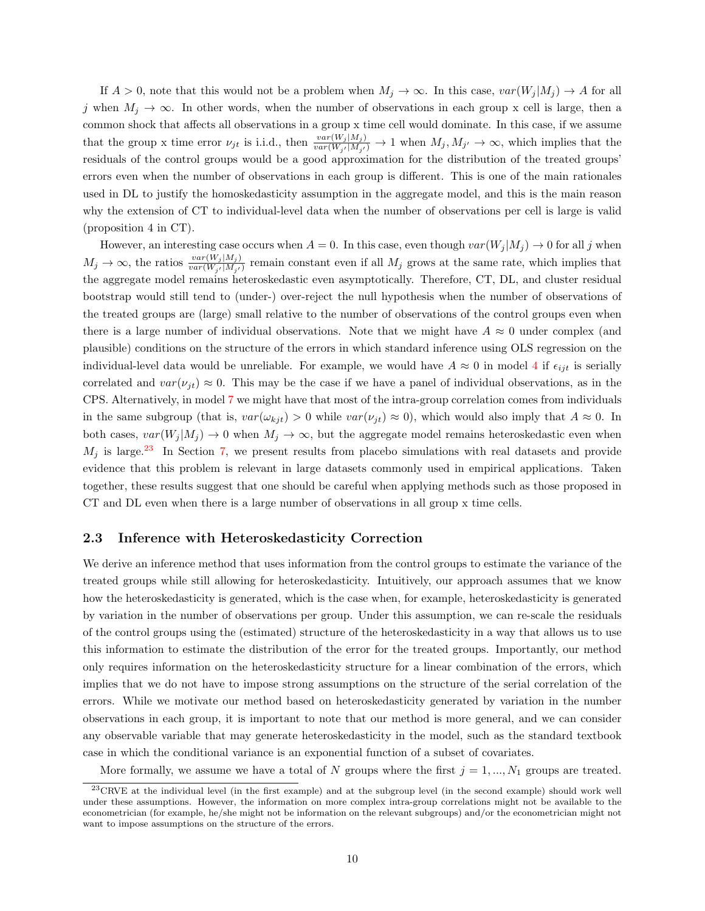If $A > 0$, note that this would not be a problem when $M_j \rightarrow \infty$. In this case, $var(W_j|M_j) \rightarrow A$ for all $j$ when $M_j \rightarrow \infty$. In other words, when the number of observations in each group x cell is large, then a common shock that affects all observations in a group x time cell would dominate. In this case, if we assume that the group x time error $\nu_{jt}$ is i.i.d., then $\frac{var(W_j|M_j)}{var(W_{j'}|M_{j'})} \rightarrow 1$ when $M_j, M_{j'} \rightarrow \infty$, which implies that the residuals of the control groups would be a good approximation for the distribution of the treated groups' errors even when the number of observations in each group is different. This is one of the main rationales used in DL to justify the homoskedasticity assumption in the aggregate model, and this is the main reason why the extension of CT to individual-level data when the number of observations per cell is large is valid (proposition 4 in CT).

However, an interesting case occurs when $A = 0$. In this case, even though $var(W_j|M_j) \rightarrow 0$ for all $j$ when $M_j \rightarrow \infty$, the ratios $\frac{var(W_j|M_j)}{var(W_{j'}|M_{j'})}$ remain constant even if all $M_j$ grows at the same rate, which implies that the aggregate model remains heteroskedastic even asymptotically. Therefore, CT, DL, and cluster residual bootstrap would still tend to (under-) over-reject the null hypothesis when the number of observations of the treated groups are (large) small relative to the number of observations of the control groups even when there is a large number of individual observations. Note that we might have $A \approx 0$ under complex (and plausible) conditions on the structure of the errors in which standard inference using OLS regression on the individual-level data would be unreliable. For example, we would have $A \approx 0$ in model 4 if $\epsilon_{ijt}$ is serially correlated and $var(\nu_{jt}) \approx 0$. This may be the case if we have a panel of individual observations, as in the CPS. Alternatively, in model 7 we might have that most of the intra-group correlation comes from individuals in the same subgroup (that is, $var(\omega_{kjt}) > 0$ while $var(\nu_{jt}) \approx 0$), which would also imply that $A \approx 0$. In both cases, $var(W_j|M_j) \rightarrow 0$ when $M_j \rightarrow \infty$, but the aggregate model remains heteroskedastic even when $M_j$ is large.[23] In Section 7, we present results from placebo simulations with real datasets and provide evidence that this problem is relevant in large datasets commonly used in empirical applications. Taken together, these results suggest that one should be careful when applying methods such as those proposed in CT and DL even when there is a large number of observations in all group x time cells.

### 2.3 Inference with Heteroskedasticity Correction

We derive an inference method that uses information from the control groups to estimate the variance of the treated groups while still allowing for heteroskedasticity. Intuitively, our approach assumes that we know how the heteroskedasticity is generated, which is the case when, for example, heteroskedasticity is generated by variation in the number of observations per group. Under this assumption, we can re-scale the residuals of the control groups using the (estimated) structure of the heteroskedasticity in a way that allows us to use this information to estimate the distribution of the error for the treated groups. Importantly, our method only requires information on the heteroskedasticity structure for a linear combination of the errors, which implies that we do not have to impose strong assumptions on the structure of the serial correlation of the errors. While we motivate our method based on heteroskedasticity generated by variation in the number observations in each group, it is important to note that our method is more general, and we can consider any observable variable that may generate heteroskedasticity in the model, such as the standard textbook case in which the conditional variance is an exponential function of a subset of covariates.

More formally, we assume we have a total of $N$ groups where the first $j = 1, ..., N_1$ groups are treated.

[23] CRVE at the individual level (in the first example) and at the subgroup level (in the second example) should work well under these assumptions. However, the information on more complex intra-group correlations might not be available to the econometrician (for example, he/she might not be information on the relevant subgroups) and/or the econometrician might not want to impose assumptions on the structure of the errors.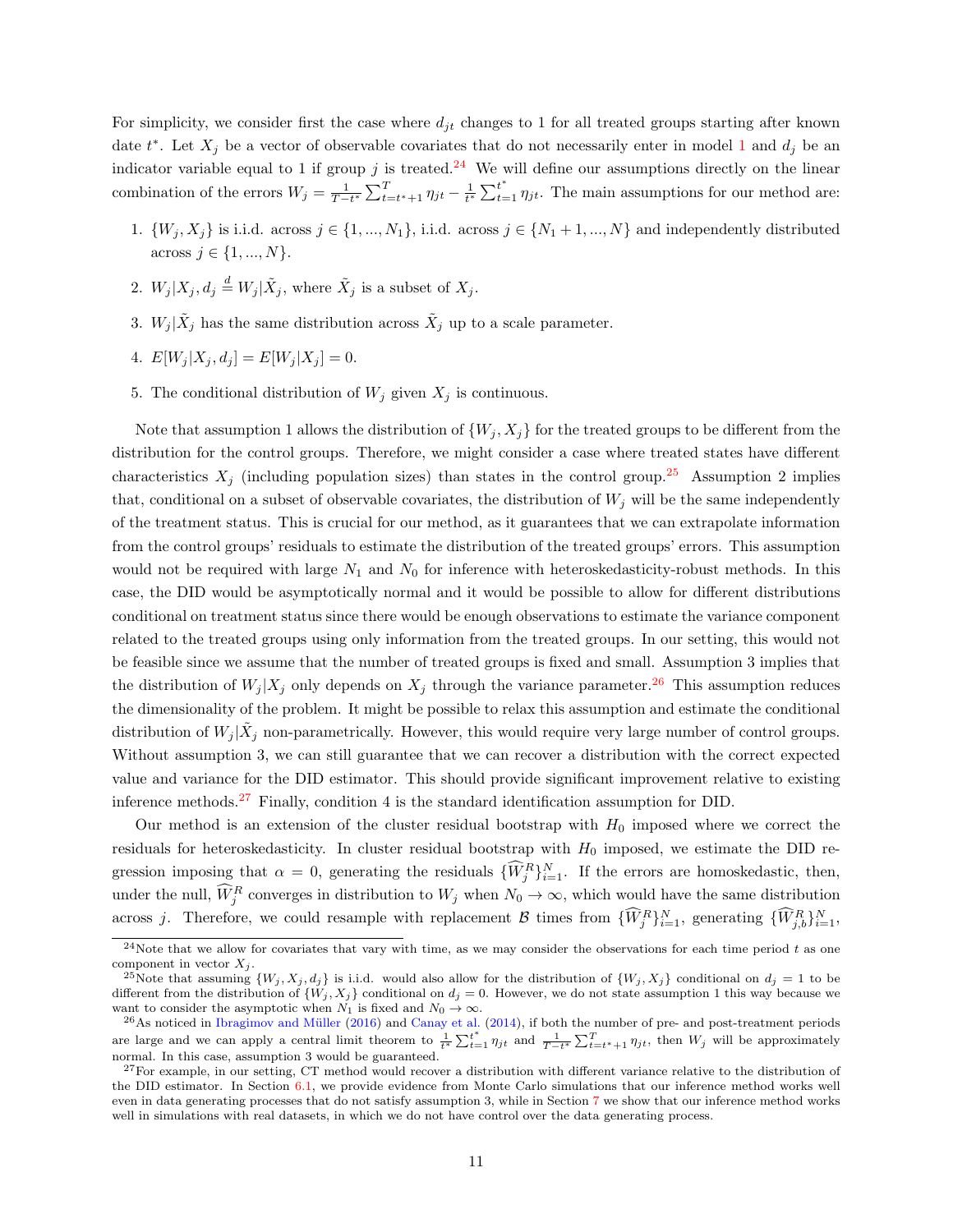For simplicity, we consider first the case where $d_{jt}$ changes to 1 for all treated groups starting after known date $t^*$. Let $X_j$ be a vector of observable covariates that do not necessarily enter in model 1 and $d_j$ be an indicator variable equal to 1 if group $j$ is treated.[24] We will define our assumptions directly on the linear combination of the errors $W_j = \frac{1}{T-t^*}\sum_{t=t^*+1}^{T}\eta_{jt} - \frac{1}{t^*}\sum_{t=1}^{t^*}\eta_{jt}$. The main assumptions for our method are:

1. $\{W_j, X_j\}$ is i.i.d. across $j \in \{1, ..., N_1\}$, i.i.d. across $j \in \{N_1+1, ..., N\}$ and independently distributed across $j \in \{1, ..., N\}$.
2. $W_j|X_j, d_j \overset{d}{=} W_j|\tilde{X}_j$, where $\tilde{X}_j$ is a subset of $X_j$.
3. $W_j|\tilde{X}_j$ has the same distribution across $\tilde{X}_j$ up to a scale parameter.
4. $E[W_j|X_j, d_j] = E[W_j|X_j] = 0$.
5. The conditional distribution of $W_j$ given $X_j$ is continuous.

Note that assumption 1 allows the distribution of $\{W_j, X_j\}$ for the treated groups to be different from the distribution for the control groups. Therefore, we might consider a case where treated states have different characteristics $X_j$ (including population sizes) than states in the control group.[25] Assumption 2 implies that, conditional on a subset of observable covariates, the distribution of $W_j$ will be the same independently of the treatment status. This is crucial for our method, as it guarantees that we can extrapolate information from the control groups' residuals to estimate the distribution of the treated groups' errors. This assumption would not be required with large $N_1$ and $N_0$ for inference with heteroskedasticity-robust methods. In this case, the DID would be asymptotically normal and it would be possible to allow for different distributions conditional on treatment status since there would be enough observations to estimate the variance component related to the treated groups using only information from the treated groups. In our setting, this would not be feasible since we assume that the number of treated groups is fixed and small. Assumption 3 implies that the distribution of $W_j|X_j$ only depends on $X_j$ through the variance parameter.[26] This assumption reduces the dimensionality of the problem. It might be possible to relax this assumption and estimate the conditional distribution of $W_j|\tilde{X}_j$ non-parametrically. However, this would require very large number of control groups. Without assumption 3, we can still guarantee that we can recover a distribution with the correct expected value and variance for the DID estimator. This should provide significant improvement relative to existing inference methods.[27] Finally, condition 4 is the standard identification assumption for DID.

Our method is an extension of the cluster residual bootstrap with $H_0$ imposed where we correct the residuals for heteroskedasticity. In cluster residual bootstrap with $H_0$ imposed, we estimate the DID regression imposing that $\alpha = 0$, generating the residuals $\{\widehat{W}_j^R\}_{i=1}^N$. If the errors are homoskedastic, then, under the null, $\widehat{W}_j^R$ converges in distribution to $W_j$ when $N_0 \to \infty$, which would have the same distribution across $j$. Therefore, we could resample with replacement $\mathcal{B}$ times from $\{\widehat{W}_j^R\}_{i=1}^N$, generating $\{\widehat{W}_{j,b}^R\}_{i=1}^N$,

[24] Note that we allow for covariates that vary with time, as we may consider the observations for each time period $t$ as one component in vector $X_j$.

[25] Note that assuming $\{W_j, X_j, d_j\}$ is i.i.d. would also allow for the distribution of $\{W_j, X_j\}$ conditional on $d_j = 1$ to be different from the distribution of $\{W_j, X_j\}$ conditional on $d_j = 0$. However, we do not state assumption 1 this way because we want to consider the asymptotic when $N_1$ is fixed and $N_0 \to \infty$.

[26] As noticed in Ibragimov and Müller (2016) and Canay et al. (2014), if both the number of pre- and post-treatment periods are large and we can apply a central limit theorem to $\frac{1}{t^*}\sum_{t=1}^{t^*}\eta_{jt}$ and $\frac{1}{T-t^*}\sum_{t=t^*+1}^{T}\eta_{jt}$, then $W_j$ will be approximately normal. In this case, assumption 3 would be guaranteed.

[27] For example, in our setting, CT method would recover a distribution with different variance relative to the distribution of the DID estimator. In Section 6.1, we provide evidence from Monte Carlo simulations that our inference method works well even in data generating processes that do not satisfy assumption 3, while in Section 7 we show that our inference method works well in simulations with real datasets, in which we do not have control over the data generating process.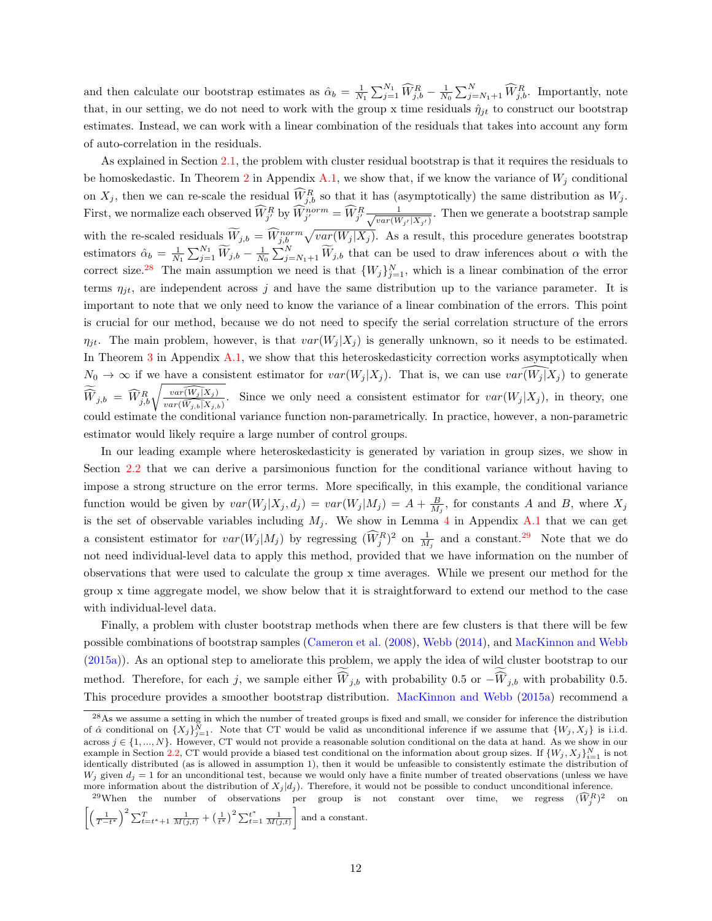and then calculate our bootstrap estimates as $\hat{\alpha}_b = \frac{1}{N_1}\sum_{j=1}^{N_1} \widehat{W}_{j,b}^R - \frac{1}{N_0}\sum_{j=N_1+1}^{N} \widehat{W}_{j,b}^R$. Importantly, note that, in our setting, we do not need to work with the group x time residuals $\hat{\eta}_{jt}$ to construct our bootstrap estimates. Instead, we can work with a linear combination of the residuals that takes into account any form of auto-correlation in the residuals.

As explained in Section 2.1, the problem with cluster residual bootstrap is that it requires the residuals to be homoskedastic. In Theorem 2 in Appendix A.1, we show that, if we know the variance of $W_j$ conditional on $X_j$, then we can re-scale the residual $\widehat{W}_{j,b}^R$ so that it has (asymptotically) the same distribution as $W_j$. First, we normalize each observed $\widehat{W}_{j'}^R$ by $\widehat{W}_{j'}^{norm} = \widehat{W}_{j'}^R \frac{1}{\sqrt{var(W_{j'}|X_{j'})}}$. Then we generate a bootstrap sample with the re-scaled residuals $\widetilde{W}_{j,b} = \widehat{W}_{j,b}^{norm}\sqrt{var(W_j|X_j)}$. As a result, this procedure generates bootstrap estimators $\hat{\alpha}_b = \frac{1}{N_1}\sum_{j=1}^{N_1} \widetilde{W}_{j,b} - \frac{1}{N_0}\sum_{j=N_1+1}^{N} \widetilde{W}_{j,b}$ that can be used to draw inferences about $\alpha$ with the correct size.[28] The main assumption we need is that $\{W_j\}_{j=1}^N$, which is a linear combination of the error terms $\eta_{jt}$, are independent across $j$ and have the same distribution up to the variance parameter. It is important to note that we only need to know the variance of a linear combination of the errors. This point is crucial for our method, because we do not need to specify the serial correlation structure of the errors $\eta_{jt}$. The main problem, however, is that $var(W_j|X_j)$ is generally unknown, so it needs to be estimated. In Theorem 3 in Appendix A.1, we show that this heteroskedasticity correction works asymptotically when $N_0 \to \infty$ if we have a consistent estimator for $var(W_j|X_j)$. That is, we can use $\widehat{var(W_j|X_j)}$ to generate $\widetilde{\widetilde{W}}_{j,b} = \widehat{W}_{j,b}^R \sqrt{\frac{\widehat{var(W_j|X_j)}}{\widehat{var(W_{j,b}|X_{j,b})}}}$. Since we only need a consistent estimator for $var(W_j|X_j)$, in theory, one could estimate the conditional variance function non-parametrically. In practice, however, a non-parametric estimator would likely require a large number of control groups.

In our leading example where heteroskedasticity is generated by variation in group sizes, we show in Section 2.2 that we can derive a parsimonious function for the conditional variance without having to impose a strong structure on the error terms. More specifically, in this example, the conditional variance function would be given by $var(W_j|X_j, d_j) = var(W_j|M_j) = A + \frac{B}{M_j}$, for constants $A$ and $B$, where $X_j$ is the set of observable variables including $M_j$. We show in Lemma 4 in Appendix A.1 that we can get a consistent estimator for $var(W_j|M_j)$ by regressing $(\widehat{W}_j^R)^2$ on $\frac{1}{M_j}$ and a constant.[29] Note that we do not need individual-level data to apply this method, provided that we have information on the number of observations that were used to calculate the group x time averages. While we present our method for the group x time aggregate model, we show below that it is straightforward to extend our method to the case with individual-level data.

Finally, a problem with cluster bootstrap methods when there are few clusters is that there will be few possible combinations of bootstrap samples (Cameron et al. (2008), Webb (2014), and MacKinnon and Webb (2015a)). As an optional step to ameliorate this problem, we apply the idea of wild cluster bootstrap to our method. Therefore, for each $j$, we sample either $\widetilde{\widetilde{W}}_{j,b}$ with probability 0.5 or $-\widetilde{\widetilde{W}}_{j,b}$ with probability 0.5. This procedure provides a smoother bootstrap distribution. MacKinnon and Webb (2015a) recommend a

---

[28] As we assume a setting in which the number of treated groups is fixed and small, we consider for inference the distribution of $\hat{\alpha}$ conditional on $\{X_j\}_{j=1}^N$. Note that CT would be valid as unconditional inference if we assume that $\{W_j, X_j\}$ is i.i.d. across $j \in \{1, ..., N\}$. However, CT would not provide a reasonable solution conditional on the data at hand. As we show in our example in Section 2.2, CT would provide a biased test conditional on the information about group sizes. If $\{W_j, X_j\}_{i=1}^N$ is not identically distributed (as is allowed in assumption 1), then it would be unfeasible to consistently estimate the distribution of $W_j$ given $d_j = 1$ for an unconditional test, because we would only have a finite number of treated observations (unless we have more information about the distribution of $X_j|d_j$). Therefore, it would not be possible to conduct unconditional inference.

[29] When the number of observations per group is not constant over time, we regress $(\widehat{W}_j^R)^2$ on $\left[\left(\frac{1}{T-t^*}\right)^2 \sum_{t=t^*+1}^{T} \frac{1}{M(j,t)} + \left(\frac{1}{t^*}\right)^2 \sum_{t=1}^{t^*} \frac{1}{M(j,t)}\right]$ and a constant.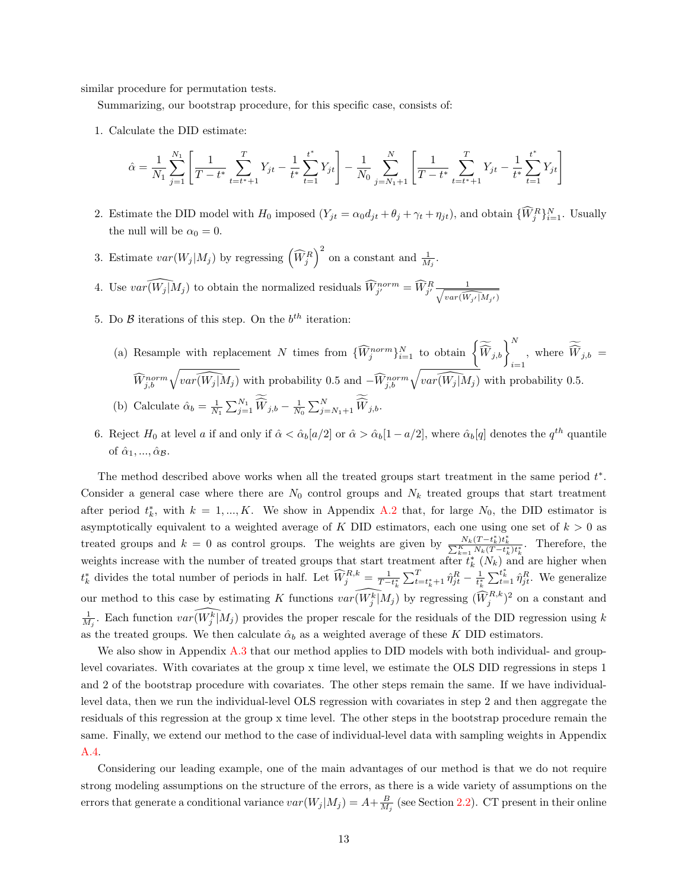similar procedure for permutation tests.

Summarizing, our bootstrap procedure, for this specific case, consists of:

1. Calculate the DID estimate:

$$\hat{\alpha} = \frac{1}{N_1}\sum_{j=1}^{N_1}\left[\frac{1}{T-t^*}\sum_{t=t^*+1}^{T} Y_{jt} - \frac{1}{t^*}\sum_{t=1}^{t^*} Y_{jt}\right] - \frac{1}{N_0}\sum_{j=N_1+1}^{N}\left[\frac{1}{T-t^*}\sum_{t=t^*+1}^{T} Y_{jt} - \frac{1}{t^*}\sum_{t=1}^{t^*} Y_{jt}\right]$$

2. Estimate the DID model with $H_0$ imposed ($Y_{jt} = \alpha_0 d_{jt} + \theta_j + \gamma_t + \eta_{jt}$), and obtain $\{\widehat{W}_j^R\}_{i=1}^N$. Usually the null will be $\alpha_0 = 0$.

3. Estimate $var(W_j|M_j)$ by regressing $\left(\widehat{W}_j^R\right)^2$ on a constant and $\frac{1}{M_j}$.

4. Use $\widehat{var(W_j|M_j)}$ to obtain the normalized residuals $\widehat{W}_{j'}^{norm} = \widehat{W}_{j'}^R \frac{1}{\sqrt{\widehat{var(W_{j'}|M_{j'})}}}$

5. Do $\mathcal{B}$ iterations of this step. On the $b^{th}$ iteration:

   (a) Resample with replacement $N$ times from $\{\widehat{W}_j^{norm}\}_{i=1}^N$ to obtain $\left\{\widetilde{\widehat{W}}_{j,b}\right\}_{i=1}^N$, where $\widetilde{\widehat{W}}_{j,b} = \widehat{W}_{j,b}^{norm}\sqrt{\widehat{var(W_j|M_j)}}$ with probability 0.5 and $-\widehat{W}_{j,b}^{norm}\sqrt{\widehat{var(W_j|M_j)}}$ with probability 0.5.

   (b) Calculate $\hat{\alpha}_b = \frac{1}{N_1}\sum_{j=1}^{N_1}\widetilde{\widehat{W}}_{j,b} - \frac{1}{N_0}\sum_{j=N_1+1}^{N}\widetilde{\widehat{W}}_{j,b}$.

6. Reject $H_0$ at level $a$ if and only if $\hat{\alpha} < \hat{\alpha}_b[a/2]$ or $\hat{\alpha} > \hat{\alpha}_b[1-a/2]$, where $\hat{\alpha}_b[q]$ denotes the $q^{th}$ quantile of $\hat{\alpha}_1, ..., \hat{\alpha}_{\mathcal{B}}$.

The method described above works when all the treated groups start treatment in the same period $t^*$. Consider a general case where there are $N_0$ control groups and $N_k$ treated groups that start treatment after period $t_k^*$, with $k = 1, ..., K$. We show in Appendix A.2 that, for large $N_0$, the DID estimator is asymptotically equivalent to a weighted average of $K$ DID estimators, each one using one set of $k > 0$ as treated groups and $k = 0$ as control groups. The weights are given by $\frac{N_k(T-t_k^*)t_k^*}{\sum_{k=1}^K N_k(T-t_k^*)t_k^*}$. Therefore, the weights increase with the number of treated groups that start treatment after $t_k^*$ ($N_k$) and are higher when $t_k^*$ divides the total number of periods in half. Let $\widehat{W}_j^{R,k} = \frac{1}{T-t_k^*}\sum_{t=t_k^*+1}^{T}\hat{\eta}_{jt}^R - \frac{1}{t_k^*}\sum_{t=1}^{t_k^*}\hat{\eta}_{jt}^R$. We generalize our method to this case by estimating $K$ functions $\widehat{var(W_j^k|M_j)}$ by regressing $(\widehat{W}_j^{R,k})^2$ on a constant and $\frac{1}{M_j}$. Each function $\widehat{var(W_j^k|M_j)}$ provides the proper rescale for the residuals of the DID regression using $k$ as the treated groups. We then calculate $\hat{\alpha}_b$ as a weighted average of these $K$ DID estimators.

We also show in Appendix A.3 that our method applies to DID models with both individual- and group-level covariates. With covariates at the group x time level, we estimate the OLS DID regressions in steps 1 and 2 of the bootstrap procedure with covariates. The other steps remain the same. If we have individual-level data, then we run the individual-level OLS regression with covariates in step 2 and then aggregate the residuals of this regression at the group x time level. The other steps in the bootstrap procedure remain the same. Finally, we extend our method to the case of individual-level data with sampling weights in Appendix A.4.

Considering our leading example, one of the main advantages of our method is that we do not require strong modeling assumptions on the structure of the errors, as there is a wide variety of assumptions on the errors that generate a conditional variance $var(W_j|M_j) = A + \frac{B}{M_j}$ (see Section 2.2). CT present in their online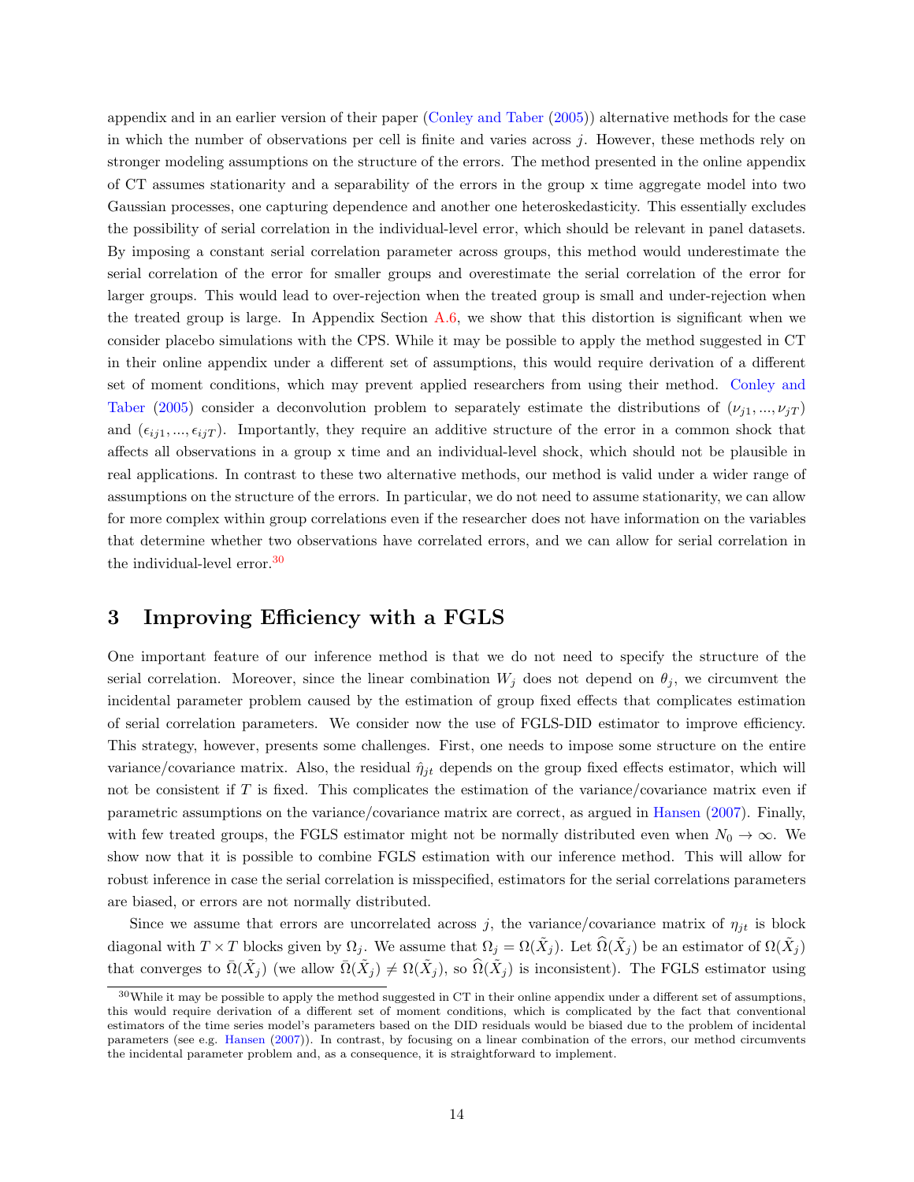appendix and in an earlier version of their paper (Conley and Taber (2005)) alternative methods for the case in which the number of observations per cell is finite and varies across $j$. However, these methods rely on stronger modeling assumptions on the structure of the errors. The method presented in the online appendix of CT assumes stationarity and a separability of the errors in the group x time aggregate model into two Gaussian processes, one capturing dependence and another one heteroskedasticity. This essentially excludes the possibility of serial correlation in the individual-level error, which should be relevant in panel datasets. By imposing a constant serial correlation parameter across groups, this method would underestimate the serial correlation of the error for smaller groups and overestimate the serial correlation of the error for larger groups. This would lead to over-rejection when the treated group is small and under-rejection when the treated group is large. In Appendix Section A.6, we show that this distortion is significant when we consider placebo simulations with the CPS. While it may be possible to apply the method suggested in CT in their online appendix under a different set of assumptions, this would require derivation of a different set of moment conditions, which may prevent applied researchers from using their method. Conley and Taber (2005) consider a deconvolution problem to separately estimate the distributions of $(\nu_{j1}, ..., \nu_{jT})$ and $(\epsilon_{ij1}, ..., \epsilon_{ijT})$. Importantly, they require an additive structure of the error in a common shock that affects all observations in a group x time and an individual-level shock, which should not be plausible in real applications. In contrast to these two alternative methods, our method is valid under a wider range of assumptions on the structure of the errors. In particular, we do not need to assume stationarity, we can allow for more complex within group correlations even if the researcher does not have information on the variables that determine whether two observations have correlated errors, and we can allow for serial correlation in the individual-level error.[30]

# 3 Improving Efficiency with a FGLS

One important feature of our inference method is that we do not need to specify the structure of the serial correlation. Moreover, since the linear combination $W_j$ does not depend on $\theta_j$, we circumvent the incidental parameter problem caused by the estimation of group fixed effects that complicates estimation of serial correlation parameters. We consider now the use of FGLS-DID estimator to improve efficiency. This strategy, however, presents some challenges. First, one needs to impose some structure on the entire variance/covariance matrix. Also, the residual $\hat{\eta}_{jt}$ depends on the group fixed effects estimator, which will not be consistent if $T$ is fixed. This complicates the estimation of the variance/covariance matrix even if parametric assumptions on the variance/covariance matrix are correct, as argued in Hansen (2007). Finally, with few treated groups, the FGLS estimator might not be normally distributed even when $N_0 \rightarrow \infty$. We show now that it is possible to combine FGLS estimation with our inference method. This will allow for robust inference in case the serial correlation is misspecified, estimators for the serial correlations parameters are biased, or errors are not normally distributed.

Since we assume that errors are uncorrelated across $j$, the variance/covariance matrix of $\eta_{jt}$ is block diagonal with $T \times T$ blocks given by $\Omega_j$. We assume that $\Omega_j = \Omega(\tilde{X}_j)$. Let $\widehat{\Omega}(\tilde{X}_j)$ be an estimator of $\Omega(\tilde{X}_j)$ that converges to $\bar{\Omega}(\tilde{X}_j)$ (we allow $\bar{\Omega}(\tilde{X}_j) \neq \Omega(\tilde{X}_j)$, so $\widehat{\Omega}(\tilde{X}_j)$ is inconsistent). The FGLS estimator using

[30] While it may be possible to apply the method suggested in CT in their online appendix under a different set of assumptions, this would require derivation of a different set of moment conditions, which is complicated by the fact that conventional estimators of the time series model's parameters based on the DID residuals would be biased due to the problem of incidental parameters (see e.g. Hansen (2007)). In contrast, by focusing on a linear combination of the errors, our method circumvents the incidental parameter problem and, as a consequence, it is straightforward to implement.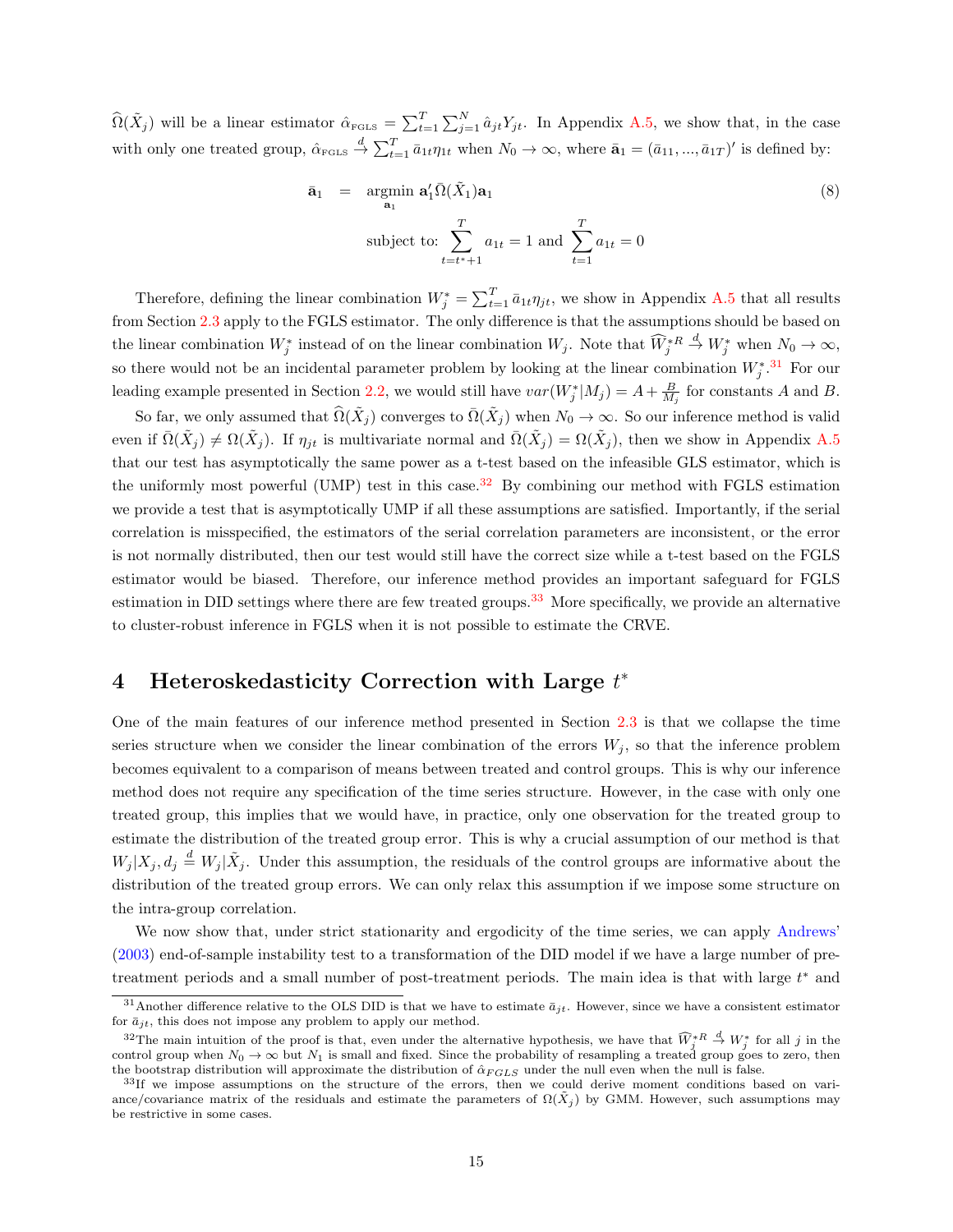$\widehat{\Omega}(\tilde{X}_j)$ will be a linear estimator $\hat{\alpha}_{\text{FGLS}} = \sum_{t=1}^{T}\sum_{j=1}^{N}\hat{a}_{jt}Y_{jt}$. In Appendix A.5, we show that, in the case with only one treated group, $\hat{\alpha}_{\text{FGLS}} \overset{d}{\rightarrow} \sum_{t=1}^{T}\bar{a}_{1t}\eta_{1t}$ when $N_0 \rightarrow \infty$, where $\bar{\mathbf{a}}_1 = (\bar{a}_{11}, ..., \bar{a}_{1T})'$ is defined by:

$$
\begin{aligned}
\bar{\mathbf{a}}_1 \quad = \quad & \underset{\mathbf{a}_1}{\text{argmin}} \ \mathbf{a}_1'\bar{\Omega}(\tilde{X}_1)\mathbf{a}_1 \\
& \text{subject to: } \sum_{t=t^*+1}^{T} a_{1t} = 1 \text{ and } \sum_{t=1}^{T} a_{1t} = 0
\end{aligned}
\tag{8}
$$

Therefore, defining the linear combination $W_j^* = \sum_{t=1}^{T}\bar{a}_{1t}\eta_{jt}$, we show in Appendix A.5 that all results from Section 2.3 apply to the FGLS estimator. The only difference is that the assumptions should be based on the linear combination $W_j^*$ instead of on the linear combination $W_j$. Note that $\widehat{W}_j^{*R} \overset{d}{\rightarrow} W_j^*$ when $N_0 \rightarrow \infty$, so there would not be an incidental parameter problem by looking at the linear combination $W_j^*$.[31] For our leading example presented in Section 2.2, we would still have $var(W_j^*|M_j) = A + \frac{B}{M_j}$ for constants $A$ and $B$.

So far, we only assumed that $\widehat{\Omega}(\tilde{X}_j)$ converges to $\bar{\Omega}(\tilde{X}_j)$ when $N_0 \rightarrow \infty$. So our inference method is valid even if $\bar{\Omega}(\tilde{X}_j) \neq \Omega(\tilde{X}_j)$. If $\eta_{jt}$ is multivariate normal and $\bar{\Omega}(\tilde{X}_j) = \Omega(\tilde{X}_j)$, then we show in Appendix A.5 that our test has asymptotically the same power as a t-test based on the infeasible GLS estimator, which is the uniformly most powerful (UMP) test in this case.[32] By combining our method with FGLS estimation we provide a test that is asymptotically UMP if all these assumptions are satisfied. Importantly, if the serial correlation is misspecified, the estimators of the serial correlation parameters are inconsistent, or the error is not normally distributed, then our test would still have the correct size while a t-test based on the FGLS estimator would be biased. Therefore, our inference method provides an important safeguard for FGLS estimation in DID settings where there are few treated groups.[33] More specifically, we provide an alternative to cluster-robust inference in FGLS when it is not possible to estimate the CRVE.

# 4 Heteroskedasticity Correction with Large $t^*$

One of the main features of our inference method presented in Section 2.3 is that we collapse the time series structure when we consider the linear combination of the errors $W_j$, so that the inference problem becomes equivalent to a comparison of means between treated and control groups. This is why our inference method does not require any specification of the time series structure. However, in the case with only one treated group, this implies that we would have, in practice, only one observation for the treated group to estimate the distribution of the treated group error. This is why a crucial assumption of our method is that $W_j|X_j, d_j \overset{d}{=} W_j|\tilde{X}_j$. Under this assumption, the residuals of the control groups are informative about the distribution of the treated group errors. We can only relax this assumption if we impose some structure on the intra-group correlation.

We now show that, under strict stationarity and ergodicity of the time series, we can apply Andrews' (2003) end-of-sample instability test to a transformation of the DID model if we have a large number of pre-treatment periods and a small number of post-treatment periods. The main idea is that with large $t^*$ and

[31] Another difference relative to the OLS DID is that we have to estimate $\bar{a}_{jt}$. However, since we have a consistent estimator for $\bar{a}_{jt}$, this does not impose any problem to apply our method.

[32] The main intuition of the proof is that, even under the alternative hypothesis, we have that $\widehat{W}_j^{*R} \overset{d}{\rightarrow} W_j^*$ for all $j$ in the control group when $N_0 \rightarrow \infty$ but $N_1$ is small and fixed. Since the probability of resampling a treated group goes to zero, then the bootstrap distribution will approximate the distribution of $\hat{\alpha}_{FGLS}$ under the null even when the null is false.

[33] If we impose assumptions on the structure of the errors, then we could derive moment conditions based on variance/covariance matrix of the residuals and estimate the parameters of $\Omega(\tilde{X}_j)$ by GMM. However, such assumptions may be restrictive in some cases.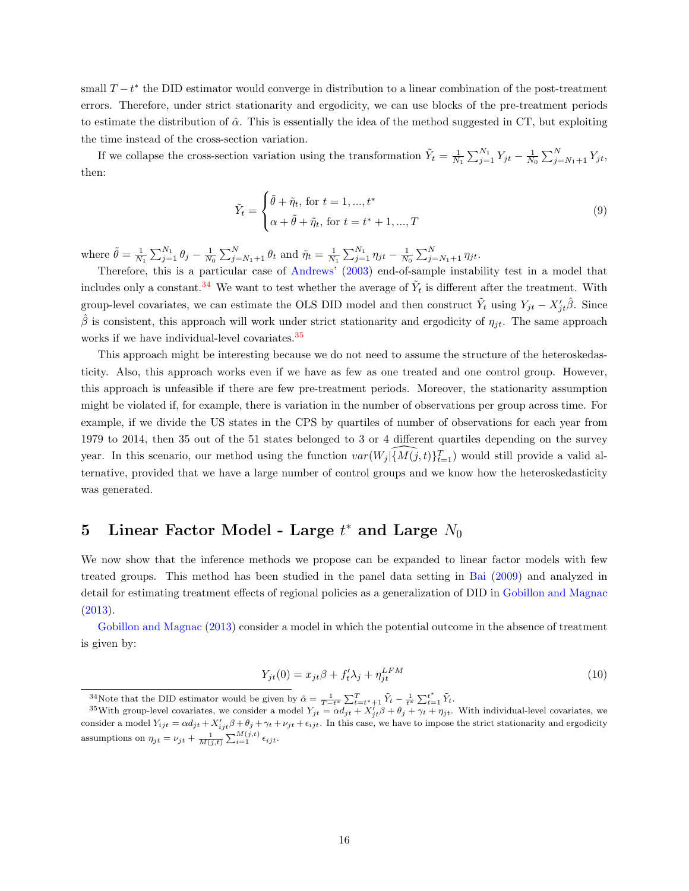small $T - t^*$ the DID estimator would converge in distribution to a linear combination of the post-treatment errors. Therefore, under strict stationarity and ergodicity, we can use blocks of the pre-treatment periods to estimate the distribution of $\hat{\alpha}$. This is essentially the idea of the method suggested in CT, but exploiting the time instead of the cross-section variation.

If we collapse the cross-section variation using the transformation $\tilde{Y}_t = \frac{1}{N_1}\sum_{j=1}^{N_1} Y_{jt} - \frac{1}{N_0}\sum_{j=N_1+1}^{N} Y_{jt}$, then:

$$\tilde{Y}_t = \begin{cases} \tilde{\theta} + \tilde{\eta}_t, \text{ for } t = 1, ..., t^* \\ \alpha + \tilde{\theta} + \tilde{\eta}_t, \text{ for } t = t^* + 1, ..., T \end{cases} \tag{9}$$

where $\tilde{\theta} = \frac{1}{N_1}\sum_{j=1}^{N_1} \theta_j - \frac{1}{N_0}\sum_{j=N_1+1}^{N} \theta_t$ and $\tilde{\eta}_t = \frac{1}{N_1}\sum_{j=1}^{N_1} \eta_{jt} - \frac{1}{N_0}\sum_{j=N_1+1}^{N} \eta_{jt}$.

Therefore, this is a particular case of Andrews' (2003) end-of-sample instability test in a model that includes only a constant.[34] We want to test whether the average of $\tilde{Y}_t$ is different after the treatment. With group-level covariates, we can estimate the OLS DID model and then construct $\tilde{Y}_t$ using $Y_{jt} - X'_{jt}\hat{\beta}$. Since $\hat{\beta}$ is consistent, this approach will work under strict stationarity and ergodicity of $\eta_{jt}$. The same approach works if we have individual-level covariates.[35]

This approach might be interesting because we do not need to assume the structure of the heteroskedasticity. Also, this approach works even if we have as few as one treated and one control group. However, this approach is unfeasible if there are few pre-treatment periods. Moreover, the stationarity assumption might be violated if, for example, there is variation in the number of observations per group across time. For example, if we divide the US states in the CPS by quartiles of number of observations for each year from 1979 to 2014, then 35 out of the 51 states belonged to 3 or 4 different quartiles depending on the survey year. In this scenario, our method using the function $\widehat{var(W_j|\{M(j,t)\}_{t=1}^{T})}$ would still provide a valid alternative, provided that we have a large number of control groups and we know how the heteroskedasticity was generated.

## 5 Linear Factor Model - Large $t^*$ and Large $N_0$

We now show that the inference methods we propose can be expanded to linear factor models with few treated groups. This method has been studied in the panel data setting in Bai (2009) and analyzed in detail for estimating treatment effects of regional policies as a generalization of DID in Gobillon and Magnac (2013).

Gobillon and Magnac (2013) consider a model in which the potential outcome in the absence of treatment is given by:

$$Y_{jt}(0) = x_{jt}\beta + f'_t\lambda_j + \eta_{jt}^{LFM} \tag{10}$$

[34] Note that the DID estimator would be given by $\hat{\alpha} = \frac{1}{T-t^*}\sum_{t=t^*+1}^{T} \tilde{Y}_t - \frac{1}{t^*}\sum_{t=1}^{t^*} \tilde{Y}_t$.

[35] With group-level covariates, we consider a model $Y_{jt} = \alpha d_{jt} + X'_{jt}\beta + \theta_j + \gamma_t + \eta_{jt}$. With individual-level covariates, we consider a model $Y_{ijt} = \alpha d_{jt} + X'_{ijt}\beta + \theta_j + \gamma_t + \nu_{jt} + \epsilon_{ijt}$. In this case, we have to impose the strict stationarity and ergodicity assumptions on $\eta_{jt} = \nu_{jt} + \frac{1}{M(j,t)}\sum_{i=1}^{M(j,t)} \epsilon_{ijt}$.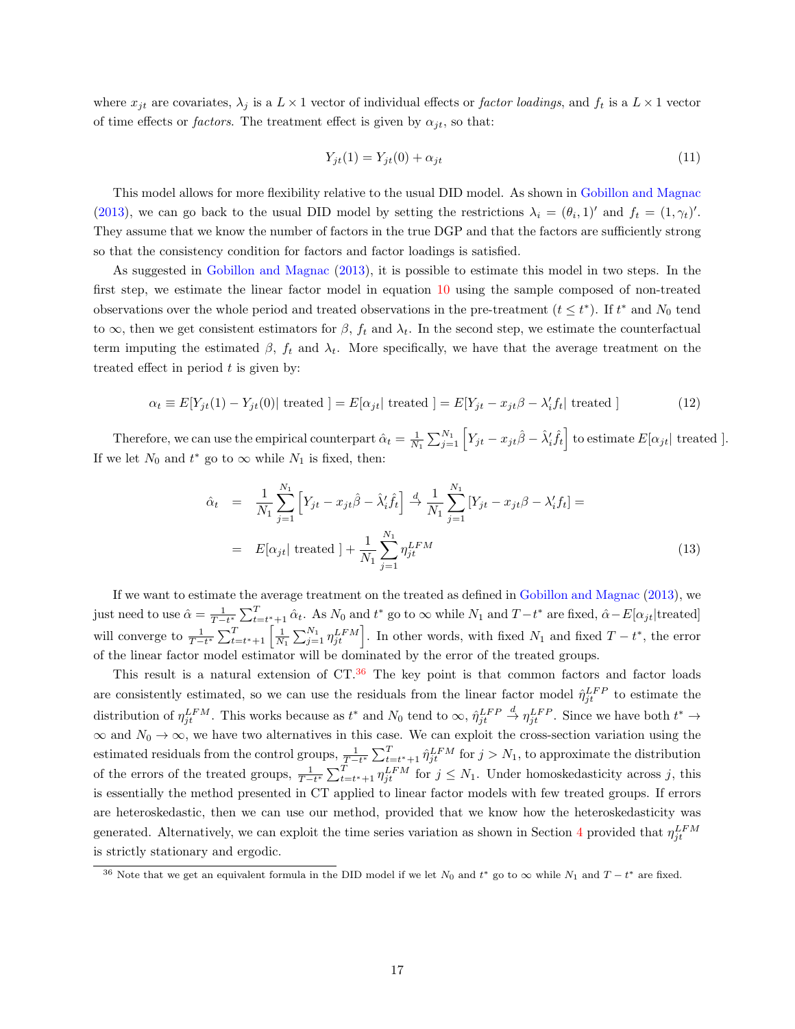where $x_{jt}$ are covariates, $\lambda_j$ is a $L \times 1$ vector of individual effects or *factor loadings*, and $f_t$ is a $L \times 1$ vector of time effects or *factors*. The treatment effect is given by $\alpha_{jt}$, so that:

$$Y_{jt}(1) = Y_{jt}(0) + \alpha_{jt} \tag{11}$$

This model allows for more flexibility relative to the usual DID model. As shown in Gobillon and Magnac (2013), we can go back to the usual DID model by setting the restrictions $\lambda_i = (\theta_i, 1)'$ and $f_t = (1, \gamma_t)'$. They assume that we know the number of factors in the true DGP and that the factors are sufficiently strong so that the consistency condition for factors and factor loadings is satisfied.

As suggested in Gobillon and Magnac (2013), it is possible to estimate this model in two steps. In the first step, we estimate the linear factor model in equation 10 using the sample composed of non-treated observations over the whole period and treated observations in the pre-treatment ($t \leq t^*$). If $t^*$ and $N_0$ tend to $\infty$, then we get consistent estimators for $\beta$, $f_t$ and $\lambda_t$. In the second step, we estimate the counterfactual term imputing the estimated $\beta$, $f_t$ and $\lambda_t$. More specifically, we have that the average treatment on the treated effect in period $t$ is given by:

$$\alpha_t \equiv E[Y_{jt}(1) - Y_{jt}(0) | \text{ treated }] = E[\alpha_{jt} | \text{ treated }] = E[Y_{jt} - x_{jt}\beta - \lambda_i' f_t | \text{ treated }] \tag{12}$$

Therefore, we can use the empirical counterpart $\hat{\alpha}_t = \frac{1}{N_1} \sum_{j=1}^{N_1} \left[ Y_{jt} - x_{jt}\hat{\beta} - \hat{\lambda}_i' \hat{f}_t \right]$ to estimate $E[\alpha_{jt} | \text{ treated }]$. If we let $N_0$ and $t^*$ go to $\infty$ while $N_1$ is fixed, then:

$$\begin{aligned} \hat{\alpha}_t &= \frac{1}{N_1} \sum_{j=1}^{N_1} \left[ Y_{jt} - x_{jt}\hat{\beta} - \hat{\lambda}_i' \hat{f}_t \right] \xrightarrow{d} \frac{1}{N_1} \sum_{j=1}^{N_1} \left[ Y_{jt} - x_{jt}\beta - \lambda_i' f_t \right] = \\ &= E[\alpha_{jt} | \text{ treated }] + \frac{1}{N_1} \sum_{j=1}^{N_1} \eta_{jt}^{LFM} \end{aligned} \tag{13}$$

If we want to estimate the average treatment on the treated as defined in Gobillon and Magnac (2013), we just need to use $\hat{\alpha} = \frac{1}{T-t^*} \sum_{t=t^*+1}^{T} \hat{\alpha}_t$. As $N_0$ and $t^*$ go to $\infty$ while $N_1$ and $T - t^*$ are fixed, $\hat{\alpha} - E[\alpha_{jt}|\text{treated}]$ will converge to $\frac{1}{T-t^*} \sum_{t=t^*+1}^{T} \left[ \frac{1}{N_1} \sum_{j=1}^{N_1} \eta_{jt}^{LFM} \right]$. In other words, with fixed $N_1$ and fixed $T - t^*$, the error of the linear factor model estimator will be dominated by the error of the treated groups.

This result is a natural extension of CT.[36] The key point is that common factors and factor loads are consistently estimated, so we can use the residuals from the linear factor model $\hat{\eta}_{jt}^{LFP}$ to estimate the distribution of $\eta_{jt}^{LFM}$. This works because as $t^*$ and $N_0$ tend to $\infty$, $\hat{\eta}_{jt}^{LFP} \xrightarrow{d} \eta_{jt}^{LFP}$. Since we have both $t^* \to \infty$ and $N_0 \to \infty$, we have two alternatives in this case. We can exploit the cross-section variation using the estimated residuals from the control groups, $\frac{1}{T-t^*} \sum_{t=t^*+1}^{T} \hat{\eta}_{jt}^{LFM}$ for $j > N_1$, to approximate the distribution of the errors of the treated groups, $\frac{1}{T-t^*} \sum_{t=t^*+1}^{T} \eta_{jt}^{LFM}$ for $j \leq N_1$. Under homoskedasticity across $j$, this is essentially the method presented in CT applied to linear factor models with few treated groups. If errors are heteroskedastic, then we can use our method, provided that we know how the heteroskedasticity was generated. Alternatively, we can exploit the time series variation as shown in Section 4 provided that $\eta_{jt}^{LFM}$ is strictly stationary and ergodic.

[36] Note that we get an equivalent formula in the DID model if we let $N_0$ and $t^*$ go to $\infty$ while $N_1$ and $T - t^*$ are fixed.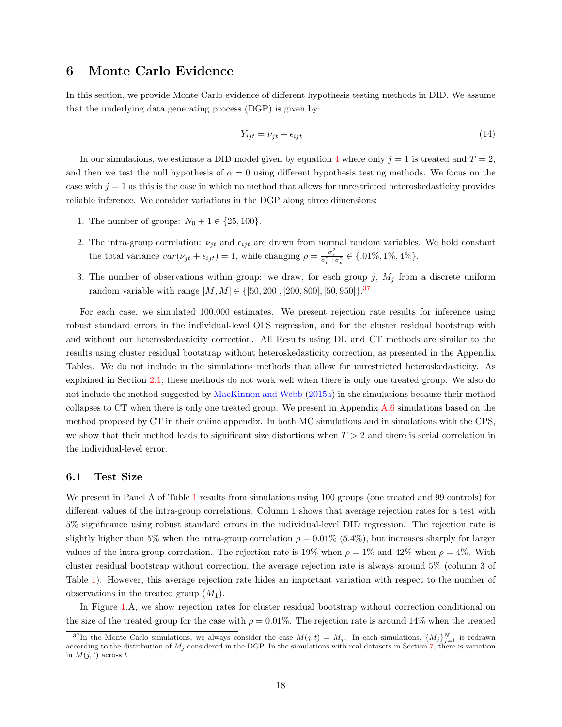# 6 Monte Carlo Evidence

In this section, we provide Monte Carlo evidence of different hypothesis testing methods in DID. We assume that the underlying data generating process (DGP) is given by:

$$Y_{ijt} = \nu_{jt} + \epsilon_{ijt} \tag{14}$$

In our simulations, we estimate a DID model given by equation 4 where only $j = 1$ is treated and $T = 2$, and then we test the null hypothesis of $\alpha = 0$ using different hypothesis testing methods. We focus on the case with $j = 1$ as this is the case in which no method that allows for unrestricted heteroskedasticity provides reliable inference. We consider variations in the DGP along three dimensions:

1. The number of groups: $N_0 + 1 \in \{25, 100\}$.
2. The intra-group correlation: $\nu_{jt}$ and $\epsilon_{ijt}$ are drawn from normal random variables. We hold constant the total variance $var(\nu_{jt} + \epsilon_{ijt}) = 1$, while changing $\rho = \frac{\sigma_\nu^2}{\sigma_\nu^2 + \sigma_\epsilon^2} \in \{.01\%, 1\%, 4\%\}$.
3. The number of observations within group: we draw, for each group $j$, $M_j$ from a discrete uniform random variable with range $[\underline{M}, \overline{M}] \in \{[50, 200], [200, 800], [50, 950]\}$.[37]

For each case, we simulated 100,000 estimates. We present rejection rate results for inference using robust standard errors in the individual-level OLS regression, and for the cluster residual bootstrap with and without our heteroskedasticity correction. All Results using DL and CT methods are similar to the results using cluster residual bootstrap without heteroskedasticity correction, as presented in the Appendix Tables. We do not include in the simulations methods that allow for unrestricted heteroskedasticity. As explained in Section 2.1, these methods do not work well when there is only one treated group. We also do not include the method suggested by MacKinnon and Webb (2015a) in the simulations because their method collapses to CT when there is only one treated group. We present in Appendix A.6 simulations based on the method proposed by CT in their online appendix. In both MC simulations and in simulations with the CPS, we show that their method leads to significant size distortions when $T > 2$ and there is serial correlation in the individual-level error.

## 6.1 Test Size

We present in Panel A of Table 1 results from simulations using 100 groups (one treated and 99 controls) for different values of the intra-group correlations. Column 1 shows that average rejection rates for a test with 5% significance using robust standard errors in the individual-level DID regression. The rejection rate is slightly higher than 5% when the intra-group correlation $\rho = 0.01\%$ (5.4%), but increases sharply for larger values of the intra-group correlation. The rejection rate is 19% when $\rho = 1\%$ and 42% when $\rho = 4\%$. With cluster residual bootstrap without correction, the average rejection rate is always around 5% (column 3 of Table 1). However, this average rejection rate hides an important variation with respect to the number of observations in the treated group ($M_1$).

In Figure 1.A, we show rejection rates for cluster residual bootstrap without correction conditional on the size of the treated group for the case with $\rho = 0.01\%$. The rejection rate is around 14% when the treated

[37] In the Monte Carlo simulations, we always consider the case $M(j,t) = M_j$. In each simulations, $\{M_j\}_{j=1}^N$ is redrawn according to the distribution of $M_j$ considered in the DGP. In the simulations with real datasets in Section 7, there is variation in $M(j,t)$ across $t$.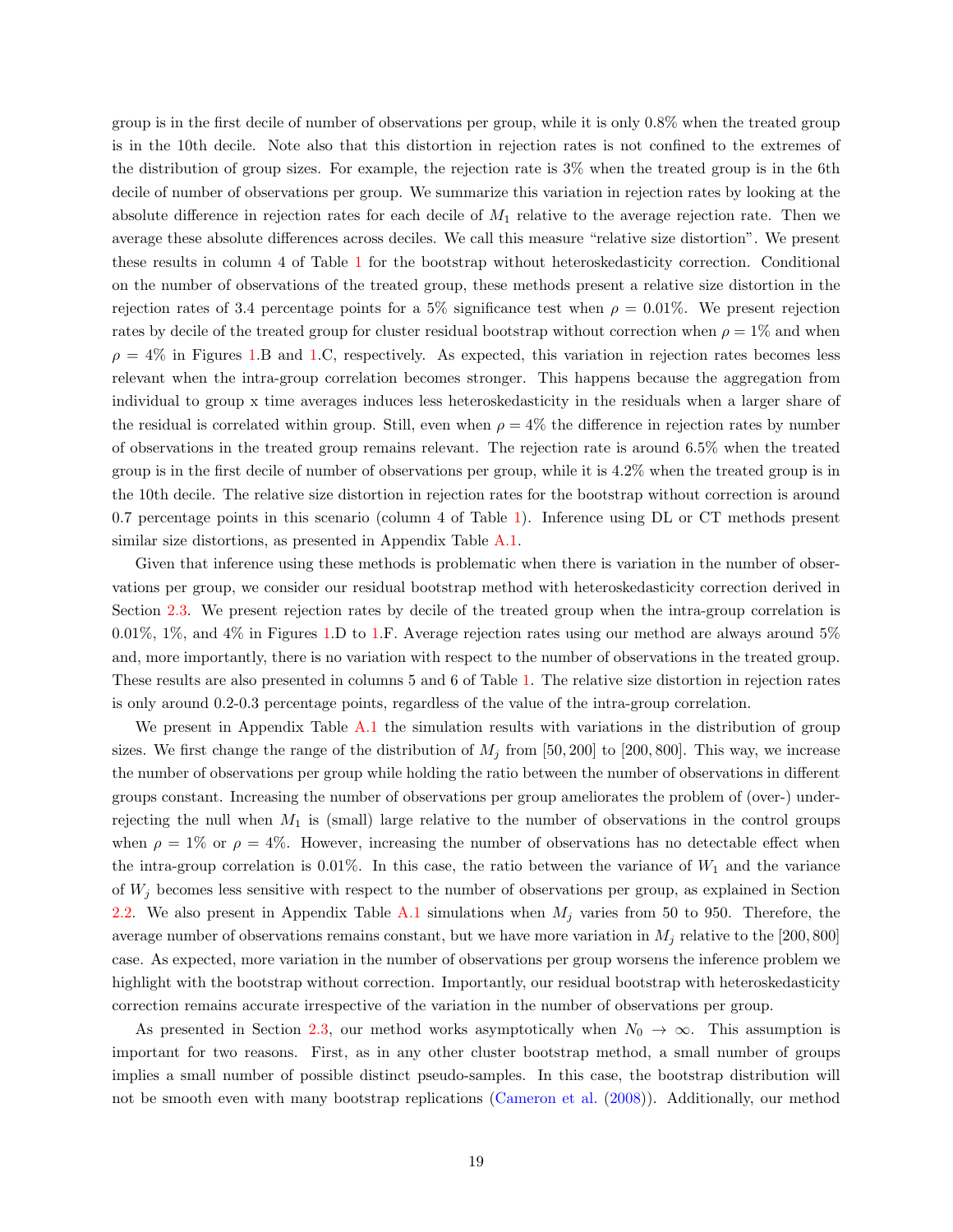group is in the first decile of number of observations per group, while it is only 0.8% when the treated group is in the 10th decile. Note also that this distortion in rejection rates is not confined to the extremes of the distribution of group sizes. For example, the rejection rate is 3% when the treated group is in the 6th decile of number of observations per group. We summarize this variation in rejection rates by looking at the absolute difference in rejection rates for each decile of $M_1$ relative to the average rejection rate. Then we average these absolute differences across deciles. We call this measure "relative size distortion". We present these results in column 4 of Table 1 for the bootstrap without heteroskedasticity correction. Conditional on the number of observations of the treated group, these methods present a relative size distortion in the rejection rates of 3.4 percentage points for a 5% significance test when $\rho = 0.01\%$. We present rejection rates by decile of the treated group for cluster residual bootstrap without correction when $\rho = 1\%$ and when $\rho = 4\%$ in Figures 1.B and 1.C, respectively. As expected, this variation in rejection rates becomes less relevant when the intra-group correlation becomes stronger. This happens because the aggregation from individual to group x time averages induces less heteroskedasticity in the residuals when a larger share of the residual is correlated within group. Still, even when $\rho = 4\%$ the difference in rejection rates by number of observations in the treated group remains relevant. The rejection rate is around 6.5% when the treated group is in the first decile of number of observations per group, while it is 4.2% when the treated group is in the 10th decile. The relative size distortion in rejection rates for the bootstrap without correction is around 0.7 percentage points in this scenario (column 4 of Table 1). Inference using DL or CT methods present similar size distortions, as presented in Appendix Table A.1.

Given that inference using these methods is problematic when there is variation in the number of observations per group, we consider our residual bootstrap method with heteroskedasticity correction derived in Section 2.3. We present rejection rates by decile of the treated group when the intra-group correlation is 0.01%, 1%, and 4% in Figures 1.D to 1.F. Average rejection rates using our method are always around 5% and, more importantly, there is no variation with respect to the number of observations in the treated group. These results are also presented in columns 5 and 6 of Table 1. The relative size distortion in rejection rates is only around 0.2-0.3 percentage points, regardless of the value of the intra-group correlation.

We present in Appendix Table A.1 the simulation results with variations in the distribution of group sizes. We first change the range of the distribution of $M_j$ from $[50, 200]$ to $[200, 800]$. This way, we increase the number of observations per group while holding the ratio between the number of observations in different groups constant. Increasing the number of observations per group ameliorates the problem of (over-) under-rejecting the null when $M_1$ is (small) large relative to the number of observations in the control groups when $\rho = 1\%$ or $\rho = 4\%$. However, increasing the number of observations has no detectable effect when the intra-group correlation is 0.01%. In this case, the ratio between the variance of $W_1$ and the variance of $W_j$ becomes less sensitive with respect to the number of observations per group, as explained in Section 2.2. We also present in Appendix Table A.1 simulations when $M_j$ varies from 50 to 950. Therefore, the average number of observations remains constant, but we have more variation in $M_j$ relative to the $[200, 800]$ case. As expected, more variation in the number of observations per group worsens the inference problem we highlight with the bootstrap without correction. Importantly, our residual bootstrap with heteroskedasticity correction remains accurate irrespective of the variation in the number of observations per group.

As presented in Section 2.3, our method works asymptotically when $N_0 \rightarrow \infty$. This assumption is important for two reasons. First, as in any other cluster bootstrap method, a small number of groups implies a small number of possible distinct pseudo-samples. In this case, the bootstrap distribution will not be smooth even with many bootstrap replications (Cameron et al. (2008)). Additionally, our method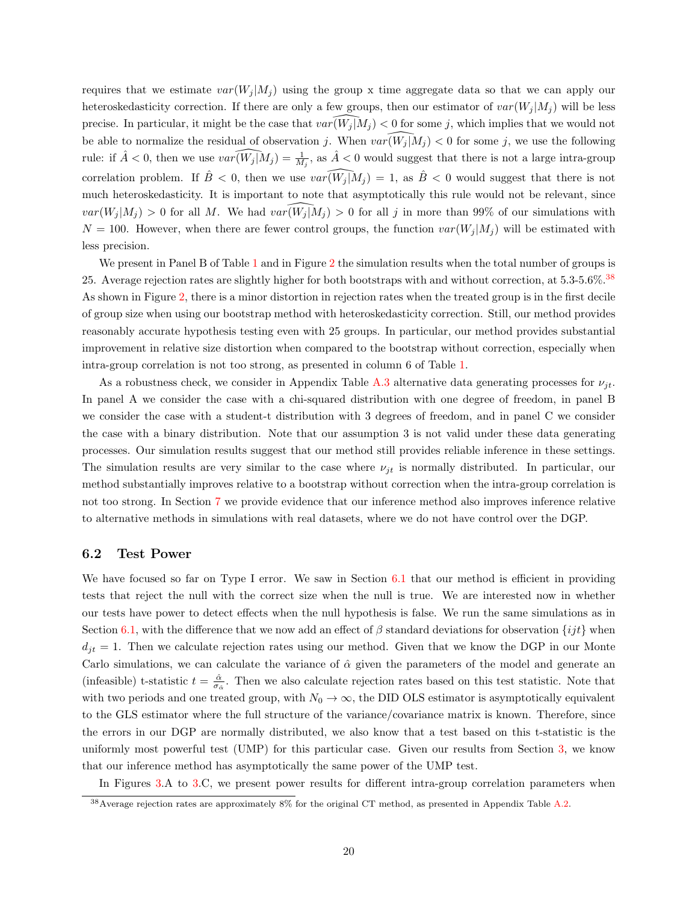requires that we estimate $var(W_j|M_j)$ using the group x time aggregate data so that we can apply our heteroskedasticity correction. If there are only a few groups, then our estimator of $var(W_j|M_j)$ will be less precise. In particular, it might be the case that $\widehat{var(W_j|M_j)} < 0$ for some $j$, which implies that we would not be able to normalize the residual of observation $j$. When $\widehat{var(W_j|M_j)} < 0$ for some $j$, we use the following rule: if $\hat{A} < 0$, then we use $\widehat{var(W_j|M_j)} = \frac{1}{M_j}$, as $\hat{A} < 0$ would suggest that there is not a large intra-group correlation problem. If $\hat{B} < 0$, then we use $\widehat{var(W_j|M_j)} = 1$, as $\hat{B} < 0$ would suggest that there is not much heteroskedasticity. It is important to note that asymptotically this rule would not be relevant, since $var(W_j|M_j) > 0$ for all $M$. We had $\widehat{var(W_j|M_j)} > 0$ for all $j$ in more than 99% of our simulations with $N = 100$. However, when there are fewer control groups, the function $var(W_j|M_j)$ will be estimated with less precision.

We present in Panel B of Table 1 and in Figure 2 the simulation results when the total number of groups is 25. Average rejection rates are slightly higher for both bootstraps with and without correction, at 5.3-5.6%.[38] As shown in Figure 2, there is a minor distortion in rejection rates when the treated group is in the first decile of group size when using our bootstrap method with heteroskedasticity correction. Still, our method provides reasonably accurate hypothesis testing even with 25 groups. In particular, our method provides substantial improvement in relative size distortion when compared to the bootstrap without correction, especially when intra-group correlation is not too strong, as presented in column 6 of Table 1.

As a robustness check, we consider in Appendix Table A.3 alternative data generating processes for $\nu_{jt}$. In panel A we consider the case with a chi-squared distribution with one degree of freedom, in panel B we consider the case with a student-t distribution with 3 degrees of freedom, and in panel C we consider the case with a binary distribution. Note that our assumption 3 is not valid under these data generating processes. Our simulation results suggest that our method still provides reliable inference in these settings. The simulation results are very similar to the case where $\nu_{jt}$ is normally distributed. In particular, our method substantially improves relative to a bootstrap without correction when the intra-group correlation is not too strong. In Section 7 we provide evidence that our inference method also improves inference relative to alternative methods in simulations with real datasets, where we do not have control over the DGP.

### 6.2 Test Power

We have focused so far on Type I error. We saw in Section 6.1 that our method is efficient in providing tests that reject the null with the correct size when the null is true. We are interested now in whether our tests have power to detect effects when the null hypothesis is false. We run the same simulations as in Section 6.1, with the difference that we now add an effect of $\beta$ standard deviations for observation $\{ijt\}$ when $d_{jt} = 1$. Then we calculate rejection rates using our method. Given that we know the DGP in our Monte Carlo simulations, we can calculate the variance of $\hat{\alpha}$ given the parameters of the model and generate an (infeasible) t-statistic $t = \frac{\hat{\alpha}}{\sigma_{\hat{\alpha}}}$. Then we also calculate rejection rates based on this test statistic. Note that with two periods and one treated group, with $N_0 \rightarrow \infty$, the DID OLS estimator is asymptotically equivalent to the GLS estimator where the full structure of the variance/covariance matrix is known. Therefore, since the errors in our DGP are normally distributed, we also know that a test based on this t-statistic is the uniformly most powerful test (UMP) for this particular case. Given our results from Section 3, we know that our inference method has asymptotically the same power of the UMP test.

In Figures 3.A to 3.C, we present power results for different intra-group correlation parameters when

[38] Average rejection rates are approximately 8% for the original CT method, as presented in Appendix Table A.2.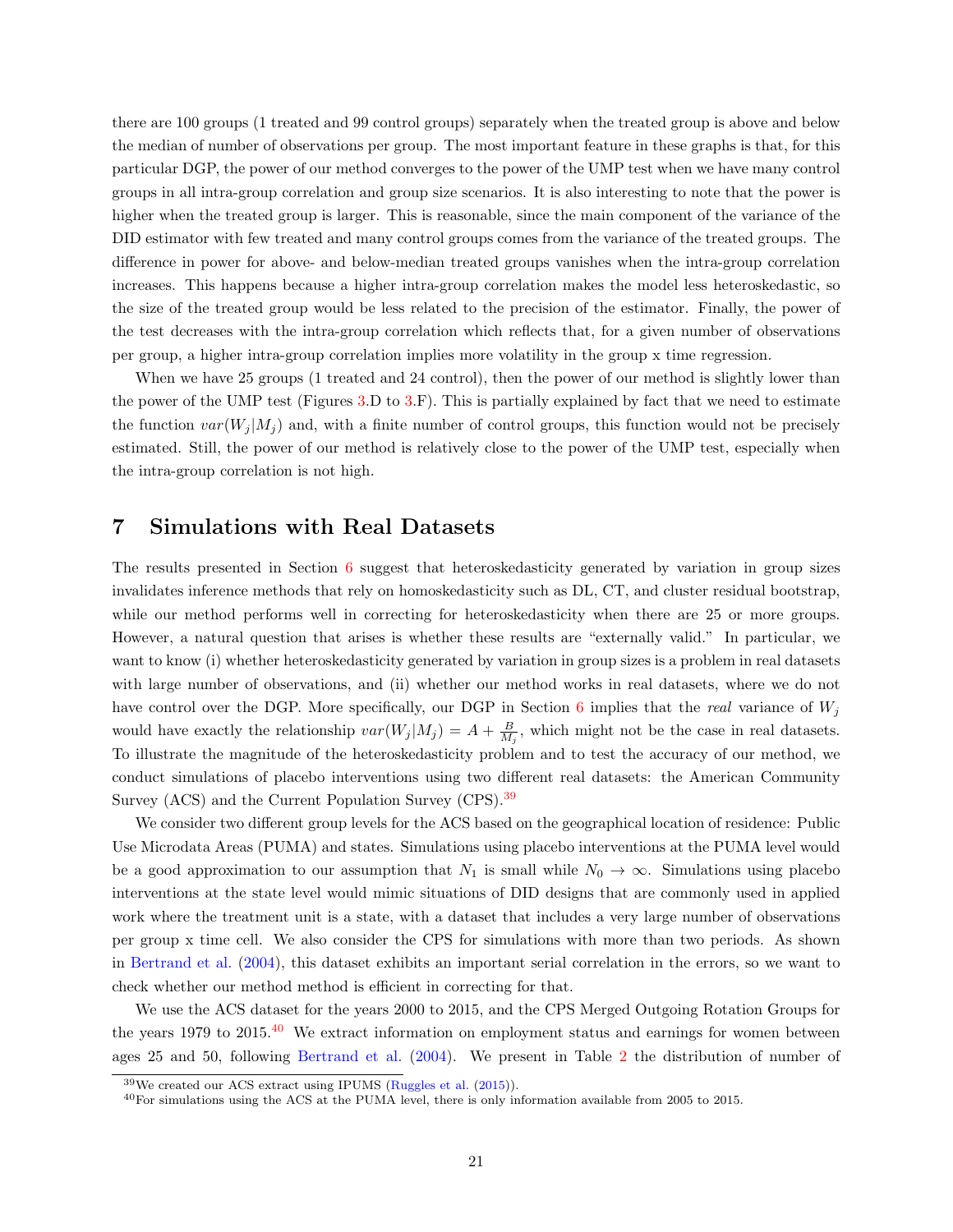there are 100 groups (1 treated and 99 control groups) separately when the treated group is above and below the median of number of observations per group. The most important feature in these graphs is that, for this particular DGP, the power of our method converges to the power of the UMP test when we have many control groups in all intra-group correlation and group size scenarios. It is also interesting to note that the power is higher when the treated group is larger. This is reasonable, since the main component of the variance of the DID estimator with few treated and many control groups comes from the variance of the treated groups. The difference in power for above- and below-median treated groups vanishes when the intra-group correlation increases. This happens because a higher intra-group correlation makes the model less heteroskedastic, so the size of the treated group would be less related to the precision of the estimator. Finally, the power of the test decreases with the intra-group correlation which reflects that, for a given number of observations per group, a higher intra-group correlation implies more volatility in the group x time regression.

When we have 25 groups (1 treated and 24 control), then the power of our method is slightly lower than the power of the UMP test (Figures 3.D to 3.F). This is partially explained by fact that we need to estimate the function $var(W_j|M_j)$ and, with a finite number of control groups, this function would not be precisely estimated. Still, the power of our method is relatively close to the power of the UMP test, especially when the intra-group correlation is not high.

# 7 Simulations with Real Datasets

The results presented in Section 6 suggest that heteroskedasticity generated by variation in group sizes invalidates inference methods that rely on homoskedasticity such as DL, CT, and cluster residual bootstrap, while our method performs well in correcting for heteroskedasticity when there are 25 or more groups. However, a natural question that arises is whether these results are "externally valid." In particular, we want to know (i) whether heteroskedasticity generated by variation in group sizes is a problem in real datasets with large number of observations, and (ii) whether our method works in real datasets, where we do not have control over the DGP. More specifically, our DGP in Section 6 implies that the *real* variance of $W_j$ would have exactly the relationship $var(W_j|M_j) = A + \frac{B}{M_j}$, which might not be the case in real datasets. To illustrate the magnitude of the heteroskedasticity problem and to test the accuracy of our method, we conduct simulations of placebo interventions using two different real datasets: the American Community Survey (ACS) and the Current Population Survey (CPS).[39]

We consider two different group levels for the ACS based on the geographical location of residence: Public Use Microdata Areas (PUMA) and states. Simulations using placebo interventions at the PUMA level would be a good approximation to our assumption that $N_1$ is small while $N_0 \to \infty$. Simulations using placebo interventions at the state level would mimic situations of DID designs that are commonly used in applied work where the treatment unit is a state, with a dataset that includes a very large number of observations per group x time cell. We also consider the CPS for simulations with more than two periods. As shown in Bertrand et al. (2004), this dataset exhibits an important serial correlation in the errors, so we want to check whether our method method is efficient in correcting for that.

We use the ACS dataset for the years 2000 to 2015, and the CPS Merged Outgoing Rotation Groups for the years 1979 to 2015.[40] We extract information on employment status and earnings for women between ages 25 and 50, following Bertrand et al. (2004). We present in Table 2 the distribution of number of

[39] We created our ACS extract using IPUMS (Ruggles et al. (2015)).

[40] For simulations using the ACS at the PUMA level, there is only information available from 2005 to 2015.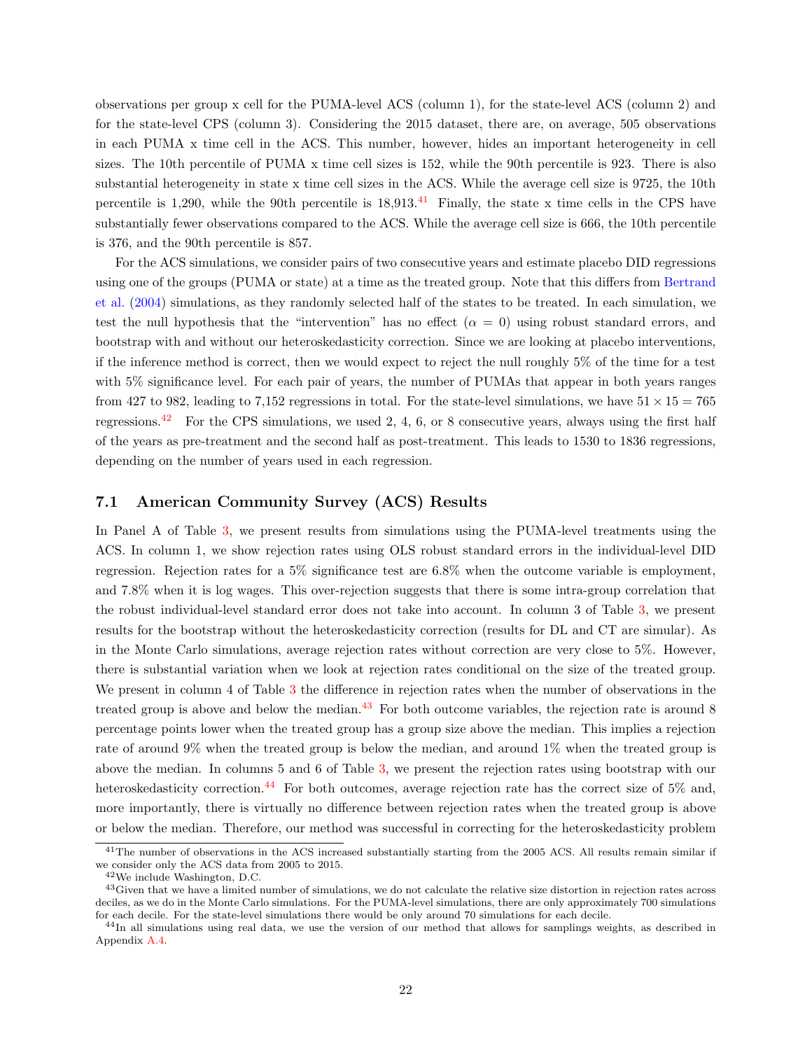observations per group x cell for the PUMA-level ACS (column 1), for the state-level ACS (column 2) and for the state-level CPS (column 3). Considering the 2015 dataset, there are, on average, 505 observations in each PUMA x time cell in the ACS. This number, however, hides an important heterogeneity in cell sizes. The 10th percentile of PUMA x time cell sizes is 152, while the 90th percentile is 923. There is also substantial heterogeneity in state x time cell sizes in the ACS. While the average cell size is 9725, the 10th percentile is 1,290, while the 90th percentile is 18,913.[41] Finally, the state x time cells in the CPS have substantially fewer observations compared to the ACS. While the average cell size is 666, the 10th percentile is 376, and the 90th percentile is 857.

For the ACS simulations, we consider pairs of two consecutive years and estimate placebo DID regressions using one of the groups (PUMA or state) at a time as the treated group. Note that this differs from Bertrand et al. (2004) simulations, as they randomly selected half of the states to be treated. In each simulation, we test the null hypothesis that the "intervention" has no effect ($\alpha = 0$) using robust standard errors, and bootstrap with and without our heteroskedasticity correction. Since we are looking at placebo interventions, if the inference method is correct, then we would expect to reject the null roughly 5% of the time for a test with 5% significance level. For each pair of years, the number of PUMAs that appear in both years ranges from 427 to 982, leading to 7,152 regressions in total. For the state-level simulations, we have $51 \times 15 = 765$ regressions.[42] For the CPS simulations, we used 2, 4, 6, or 8 consecutive years, always using the first half of the years as pre-treatment and the second half as post-treatment. This leads to 1530 to 1836 regressions, depending on the number of years used in each regression.

### 7.1 American Community Survey (ACS) Results

In Panel A of Table 3, we present results from simulations using the PUMA-level treatments using the ACS. In column 1, we show rejection rates using OLS robust standard errors in the individual-level DID regression. Rejection rates for a 5% significance test are 6.8% when the outcome variable is employment, and 7.8% when it is log wages. This over-rejection suggests that there is some intra-group correlation that the robust individual-level standard error does not take into account. In column 3 of Table 3, we present results for the bootstrap without the heteroskedasticity correction (results for DL and CT are simular). As in the Monte Carlo simulations, average rejection rates without correction are very close to 5%. However, there is substantial variation when we look at rejection rates conditional on the size of the treated group. We present in column 4 of Table 3 the difference in rejection rates when the number of observations in the treated group is above and below the median.[43] For both outcome variables, the rejection rate is around 8 percentage points lower when the treated group has a group size above the median. This implies a rejection rate of around 9% when the treated group is below the median, and around 1% when the treated group is above the median. In columns 5 and 6 of Table 3, we present the rejection rates using bootstrap with our heteroskedasticity correction.[44] For both outcomes, average rejection rate has the correct size of 5% and, more importantly, there is virtually no difference between rejection rates when the treated group is above or below the median. Therefore, our method was successful in correcting for the heteroskedasticity problem

[41] The number of observations in the ACS increased substantially starting from the 2005 ACS. All results remain similar if we consider only the ACS data from 2005 to 2015.

[42] We include Washington, D.C.

[43] Given that we have a limited number of simulations, we do not calculate the relative size distortion in rejection rates across deciles, as we do in the Monte Carlo simulations. For the PUMA-level simulations, there are only approximately 700 simulations for each decile. For the state-level simulations there would be only around 70 simulations for each decile.

[44] In all simulations using real data, we use the version of our method that allows for samplings weights, as described in Appendix A.4.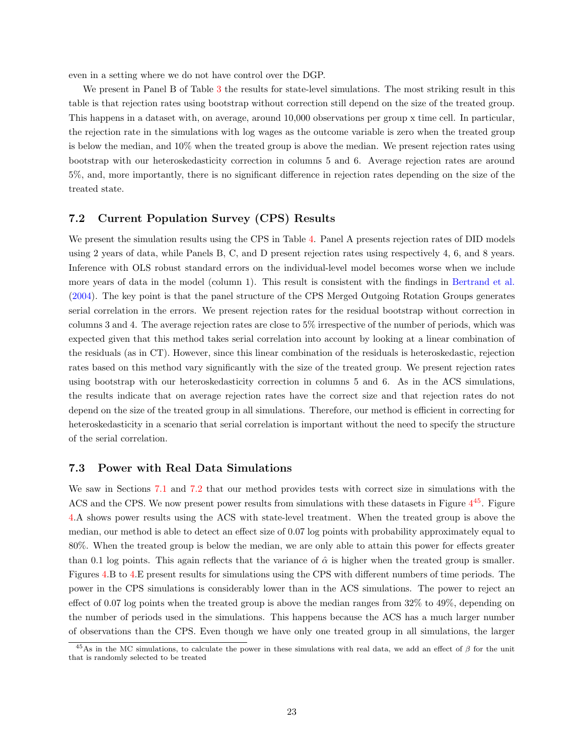even in a setting where we do not have control over the DGP.

We present in Panel B of Table 3 the results for state-level simulations. The most striking result in this table is that rejection rates using bootstrap without correction still depend on the size of the treated group. This happens in a dataset with, on average, around 10,000 observations per group x time cell. In particular, the rejection rate in the simulations with log wages as the outcome variable is zero when the treated group is below the median, and 10% when the treated group is above the median. We present rejection rates using bootstrap with our heteroskedasticity correction in columns 5 and 6. Average rejection rates are around 5%, and, more importantly, there is no significant difference in rejection rates depending on the size of the treated state.

### 7.2 Current Population Survey (CPS) Results

We present the simulation results using the CPS in Table 4. Panel A presents rejection rates of DID models using 2 years of data, while Panels B, C, and D present rejection rates using respectively 4, 6, and 8 years. Inference with OLS robust standard errors on the individual-level model becomes worse when we include more years of data in the model (column 1). This result is consistent with the findings in Bertrand et al. (2004). The key point is that the panel structure of the CPS Merged Outgoing Rotation Groups generates serial correlation in the errors. We present rejection rates for the residual bootstrap without correction in columns 3 and 4. The average rejection rates are close to 5% irrespective of the number of periods, which was expected given that this method takes serial correlation into account by looking at a linear combination of the residuals (as in CT). However, since this linear combination of the residuals is heteroskedastic, rejection rates based on this method vary significantly with the size of the treated group. We present rejection rates using bootstrap with our heteroskedasticity correction in columns 5 and 6. As in the ACS simulations, the results indicate that on average rejection rates have the correct size and that rejection rates do not depend on the size of the treated group in all simulations. Therefore, our method is efficient in correcting for heteroskedasticity in a scenario that serial correlation is important without the need to specify the structure of the serial correlation.

### 7.3 Power with Real Data Simulations

We saw in Sections 7.1 and 7.2 that our method provides tests with correct size in simulations with the ACS and the CPS. We now present power results from simulations with these datasets in Figure 4[45]. Figure 4.A shows power results using the ACS with state-level treatment. When the treated group is above the median, our method is able to detect an effect size of 0.07 log points with probability approximately equal to 80%. When the treated group is below the median, we are only able to attain this power for effects greater than 0.1 log points. This again reflects that the variance of $\hat{\alpha}$ is higher when the treated group is smaller. Figures 4.B to 4.E present results for simulations using the CPS with different numbers of time periods. The power in the CPS simulations is considerably lower than in the ACS simulations. The power to reject an effect of 0.07 log points when the treated group is above the median ranges from 32% to 49%, depending on the number of periods used in the simulations. This happens because the ACS has a much larger number of observations than the CPS. Even though we have only one treated group in all simulations, the larger

[45] As in the MC simulations, to calculate the power in these simulations with real data, we add an effect of $\beta$ for the unit that is randomly selected to be treated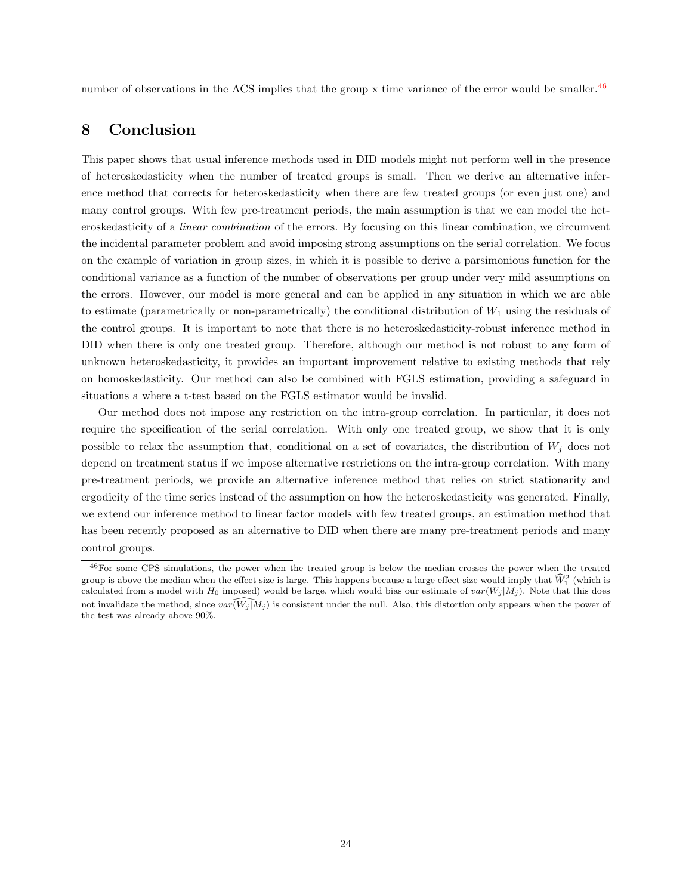number of observations in the ACS implies that the group x time variance of the error would be smaller.[46]

## 8 Conclusion

This paper shows that usual inference methods used in DID models might not perform well in the presence of heteroskedasticity when the number of treated groups is small. Then we derive an alternative inference method that corrects for heteroskedasticity when there are few treated groups (or even just one) and many control groups. With few pre-treatment periods, the main assumption is that we can model the heteroskedasticity of a *linear combination* of the errors. By focusing on this linear combination, we circumvent the incidental parameter problem and avoid imposing strong assumptions on the serial correlation. We focus on the example of variation in group sizes, in which it is possible to derive a parsimonious function for the conditional variance as a function of the number of observations per group under very mild assumptions on the errors. However, our model is more general and can be applied in any situation in which we are able to estimate (parametrically or non-parametrically) the conditional distribution of $W_1$ using the residuals of the control groups. It is important to note that there is no heteroskedasticity-robust inference method in DID when there is only one treated group. Therefore, although our method is not robust to any form of unknown heteroskedasticity, it provides an important improvement relative to existing methods that rely on homoskedasticity. Our method can also be combined with FGLS estimation, providing a safeguard in situations a where a t-test based on the FGLS estimator would be invalid.

Our method does not impose any restriction on the intra-group correlation. In particular, it does not require the specification of the serial correlation. With only one treated group, we show that it is only possible to relax the assumption that, conditional on a set of covariates, the distribution of $W_j$ does not depend on treatment status if we impose alternative restrictions on the intra-group correlation. With many pre-treatment periods, we provide an alternative inference method that relies on strict stationarity and ergodicity of the time series instead of the assumption on how the heteroskedasticity was generated. Finally, we extend our inference method to linear factor models with few treated groups, an estimation method that has been recently proposed as an alternative to DID when there are many pre-treatment periods and many control groups.

[46]For some CPS simulations, the power when the treated group is below the median crosses the power when the treated group is above the median when the effect size is large. This happens because a large effect size would imply that $\widehat{W}_1^2$ (which is calculated from a model with $H_0$ imposed) would be large, which would bias our estimate of $var(W_j|M_j)$. Note that this does not invalidate the method, since $\widehat{var(W_j|M_j)}$ is consistent under the null. Also, this distortion only appears when the power of the test was already above 90%.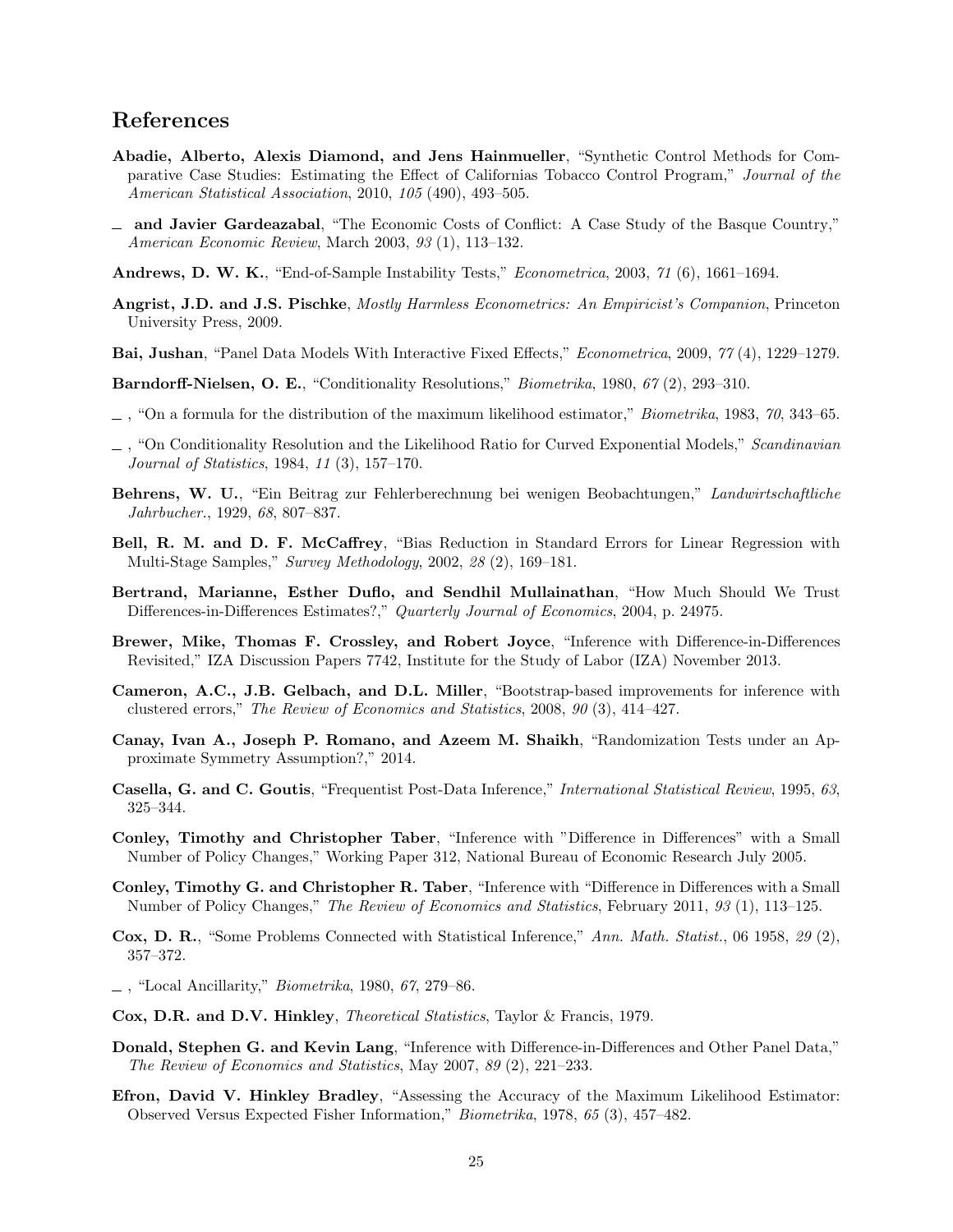# References

**Abadie, Alberto, Alexis Diamond, and Jens Hainmueller**, "Synthetic Control Methods for Comparative Case Studies: Estimating the Effect of Californias Tobacco Control Program," *Journal of the American Statistical Association*, 2010, *105* (490), 493–505.

_ **and Javier Gardeazabal**, "The Economic Costs of Conflict: A Case Study of the Basque Country," *American Economic Review*, March 2003, *93* (1), 113–132.

**Andrews, D. W. K.**, "End-of-Sample Instability Tests," *Econometrica*, 2003, *71* (6), 1661–1694.

**Angrist, J.D. and J.S. Pischke**, *Mostly Harmless Econometrics: An Empiricist's Companion*, Princeton University Press, 2009.

**Bai, Jushan**, "Panel Data Models With Interactive Fixed Effects," *Econometrica*, 2009, *77* (4), 1229–1279.

**Barndorff-Nielsen, O. E.**, "Conditionality Resolutions," *Biometrika*, 1980, *67* (2), 293–310.

_ , "On a formula for the distribution of the maximum likelihood estimator," *Biometrika*, 1983, *70*, 343–65.

_ , "On Conditionality Resolution and the Likelihood Ratio for Curved Exponential Models," *Scandinavian Journal of Statistics*, 1984, *11* (3), 157–170.

**Behrens, W. U.**, "Ein Beitrag zur Fehlerberechnung bei wenigen Beobachtungen," *Landwirtschaftliche Jahrbucher.*, 1929, *68*, 807–837.

**Bell, R. M. and D. F. McCaffrey**, "Bias Reduction in Standard Errors for Linear Regression with Multi-Stage Samples," *Survey Methodology*, 2002, *28* (2), 169–181.

**Bertrand, Marianne, Esther Duflo, and Sendhil Mullainathan**, "How Much Should We Trust Differences-in-Differences Estimates?," *Quarterly Journal of Economics*, 2004, p. 24975.

**Brewer, Mike, Thomas F. Crossley, and Robert Joyce**, "Inference with Difference-in-Differences Revisited," IZA Discussion Papers 7742, Institute for the Study of Labor (IZA) November 2013.

**Cameron, A.C., J.B. Gelbach, and D.L. Miller**, "Bootstrap-based improvements for inference with clustered errors," *The Review of Economics and Statistics*, 2008, *90* (3), 414–427.

**Canay, Ivan A., Joseph P. Romano, and Azeem M. Shaikh**, "Randomization Tests under an Approximate Symmetry Assumption?," 2014.

**Casella, G. and C. Goutis**, "Frequentist Post-Data Inference," *International Statistical Review*, 1995, *63*, 325–344.

**Conley, Timothy and Christopher Taber**, "Inference with "Difference in Differences" with a Small Number of Policy Changes," Working Paper 312, National Bureau of Economic Research July 2005.

**Conley, Timothy G. and Christopher R. Taber**, "Inference with "Difference in Differences with a Small Number of Policy Changes," *The Review of Economics and Statistics*, February 2011, *93* (1), 113–125.

**Cox, D. R.**, "Some Problems Connected with Statistical Inference," *Ann. Math. Statist.*, 06 1958, *29* (2), 357–372.

_ , "Local Ancillarity," *Biometrika*, 1980, *67*, 279–86.

**Cox, D.R. and D.V. Hinkley**, *Theoretical Statistics*, Taylor & Francis, 1979.

**Donald, Stephen G. and Kevin Lang**, "Inference with Difference-in-Differences and Other Panel Data," *The Review of Economics and Statistics*, May 2007, *89* (2), 221–233.

**Efron, David V. Hinkley Bradley**, "Assessing the Accuracy of the Maximum Likelihood Estimator: Observed Versus Expected Fisher Information," *Biometrika*, 1978, *65* (3), 457–482.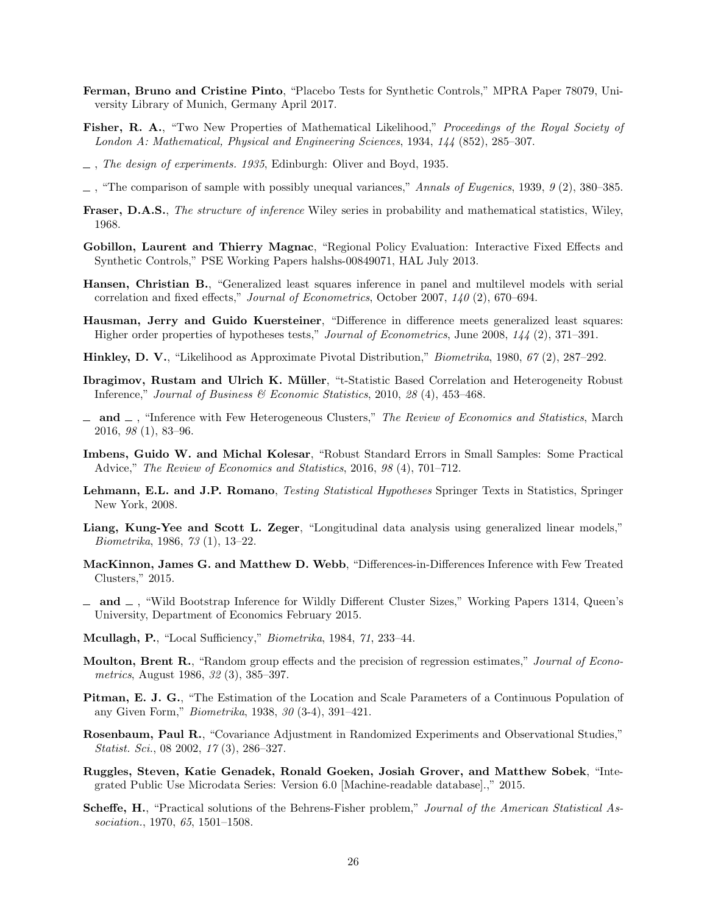**Ferman, Bruno and Cristine Pinto**, "Placebo Tests for Synthetic Controls," MPRA Paper 78079, University Library of Munich, Germany April 2017.

**Fisher, R. A.**, "Two New Properties of Mathematical Likelihood," *Proceedings of the Royal Society of London A: Mathematical, Physical and Engineering Sciences*, 1934, *144* (852), 285–307.

_ , *The design of experiments. 1935*, Edinburgh: Oliver and Boyd, 1935.

_ , "The comparison of sample with possibly unequal variances," *Annals of Eugenics*, 1939, *9* (2), 380–385.

**Fraser, D.A.S.**, *The structure of inference* Wiley series in probability and mathematical statistics, Wiley, 1968.

**Gobillon, Laurent and Thierry Magnac**, "Regional Policy Evaluation: Interactive Fixed Effects and Synthetic Controls," PSE Working Papers halshs-00849071, HAL July 2013.

**Hansen, Christian B.**, "Generalized least squares inference in panel and multilevel models with serial correlation and fixed effects," *Journal of Econometrics*, October 2007, *140* (2), 670–694.

**Hausman, Jerry and Guido Kuersteiner**, "Difference in difference meets generalized least squares: Higher order properties of hypotheses tests," *Journal of Econometrics*, June 2008, *144* (2), 371–391.

**Hinkley, D. V.**, "Likelihood as Approximate Pivotal Distribution," *Biometrika*, 1980, *67* (2), 287–292.

**Ibragimov, Rustam and Ulrich K. Müller**, "t-Statistic Based Correlation and Heterogeneity Robust Inference," *Journal of Business & Economic Statistics*, 2010, *28* (4), 453–468.

_ **and** _ , "Inference with Few Heterogeneous Clusters," *The Review of Economics and Statistics*, March 2016, *98* (1), 83–96.

**Imbens, Guido W. and Michal Kolesar**, "Robust Standard Errors in Small Samples: Some Practical Advice," *The Review of Economics and Statistics*, 2016, *98* (4), 701–712.

**Lehmann, E.L. and J.P. Romano**, *Testing Statistical Hypotheses* Springer Texts in Statistics, Springer New York, 2008.

**Liang, Kung-Yee and Scott L. Zeger**, "Longitudinal data analysis using generalized linear models," *Biometrika*, 1986, *73* (1), 13–22.

**MacKinnon, James G. and Matthew D. Webb**, "Differences-in-Differences Inference with Few Treated Clusters," 2015.

_ **and** _ , "Wild Bootstrap Inference for Wildly Different Cluster Sizes," Working Papers 1314, Queen's University, Department of Economics February 2015.

**Mcullagh, P.**, "Local Sufficiency," *Biometrika*, 1984, *71*, 233–44.

**Moulton, Brent R.**, "Random group effects and the precision of regression estimates," *Journal of Econometrics*, August 1986, *32* (3), 385–397.

**Pitman, E. J. G.**, "The Estimation of the Location and Scale Parameters of a Continuous Population of any Given Form," *Biometrika*, 1938, *30* (3-4), 391–421.

**Rosenbaum, Paul R.**, "Covariance Adjustment in Randomized Experiments and Observational Studies," *Statist. Sci.*, 08 2002, *17* (3), 286–327.

**Ruggles, Steven, Katie Genadek, Ronald Goeken, Josiah Grover, and Matthew Sobek**, "Integrated Public Use Microdata Series: Version 6.0 [Machine-readable database].," 2015.

**Scheffe, H.**, "Practical solutions of the Behrens-Fisher problem," *Journal of the American Statistical Association.*, 1970, *65*, 1501–1508.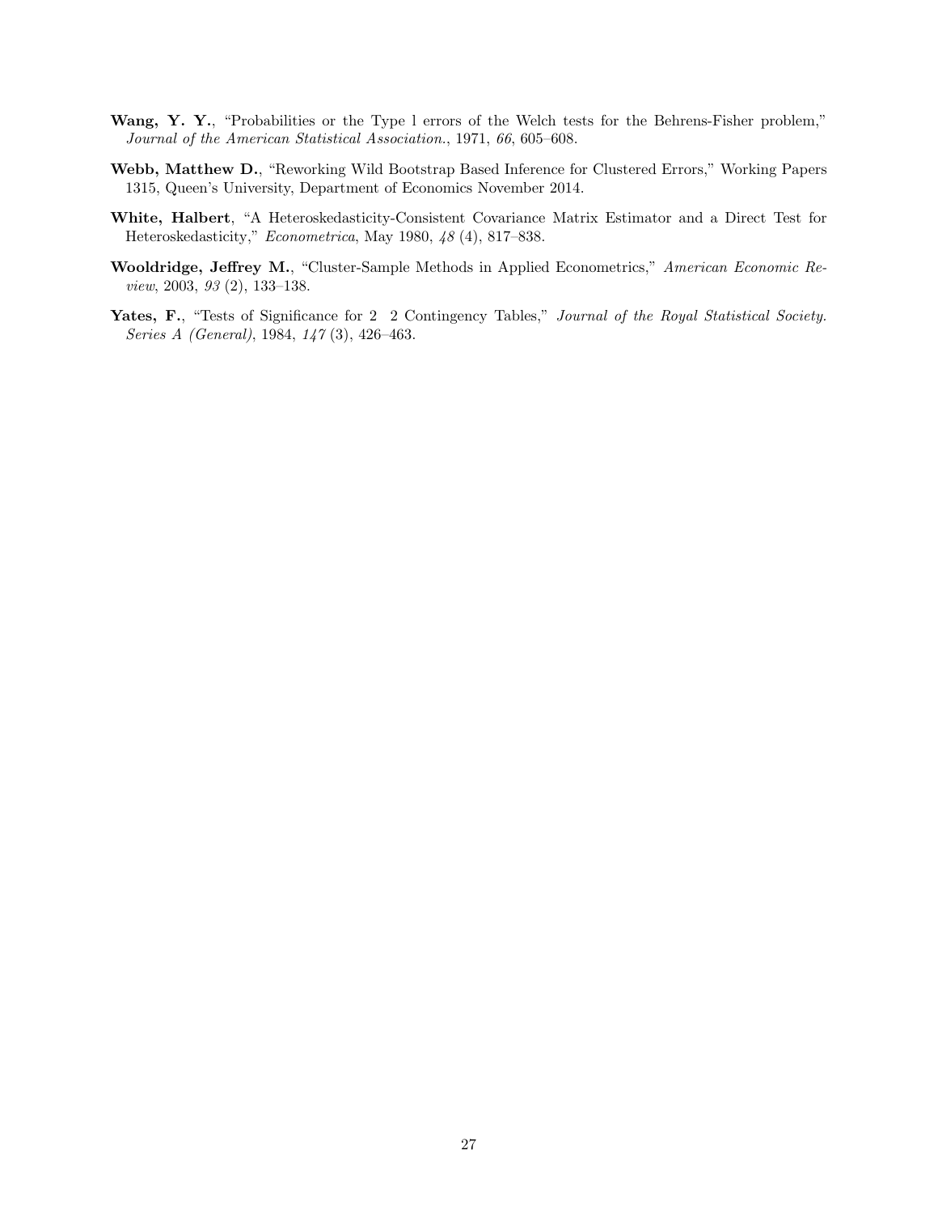**Wang, Y. Y.**, "Probabilities or the Type l errors of the Welch tests for the Behrens-Fisher problem," *Journal of the American Statistical Association.*, 1971, *66*, 605–608.

**Webb, Matthew D.**, "Reworking Wild Bootstrap Based Inference for Clustered Errors," Working Papers 1315, Queen's University, Department of Economics November 2014.

**White, Halbert**, "A Heteroskedasticity-Consistent Covariance Matrix Estimator and a Direct Test for Heteroskedasticity," *Econometrica*, May 1980, *48* (4), 817–838.

**Wooldridge, Jeffrey M.**, "Cluster-Sample Methods in Applied Econometrics," *American Economic Review*, 2003, *93* (2), 133–138.

**Yates, F.**, "Tests of Significance for 2 2 Contingency Tables," *Journal of the Royal Statistical Society. Series A (General)*, 1984, *147* (3), 426–463.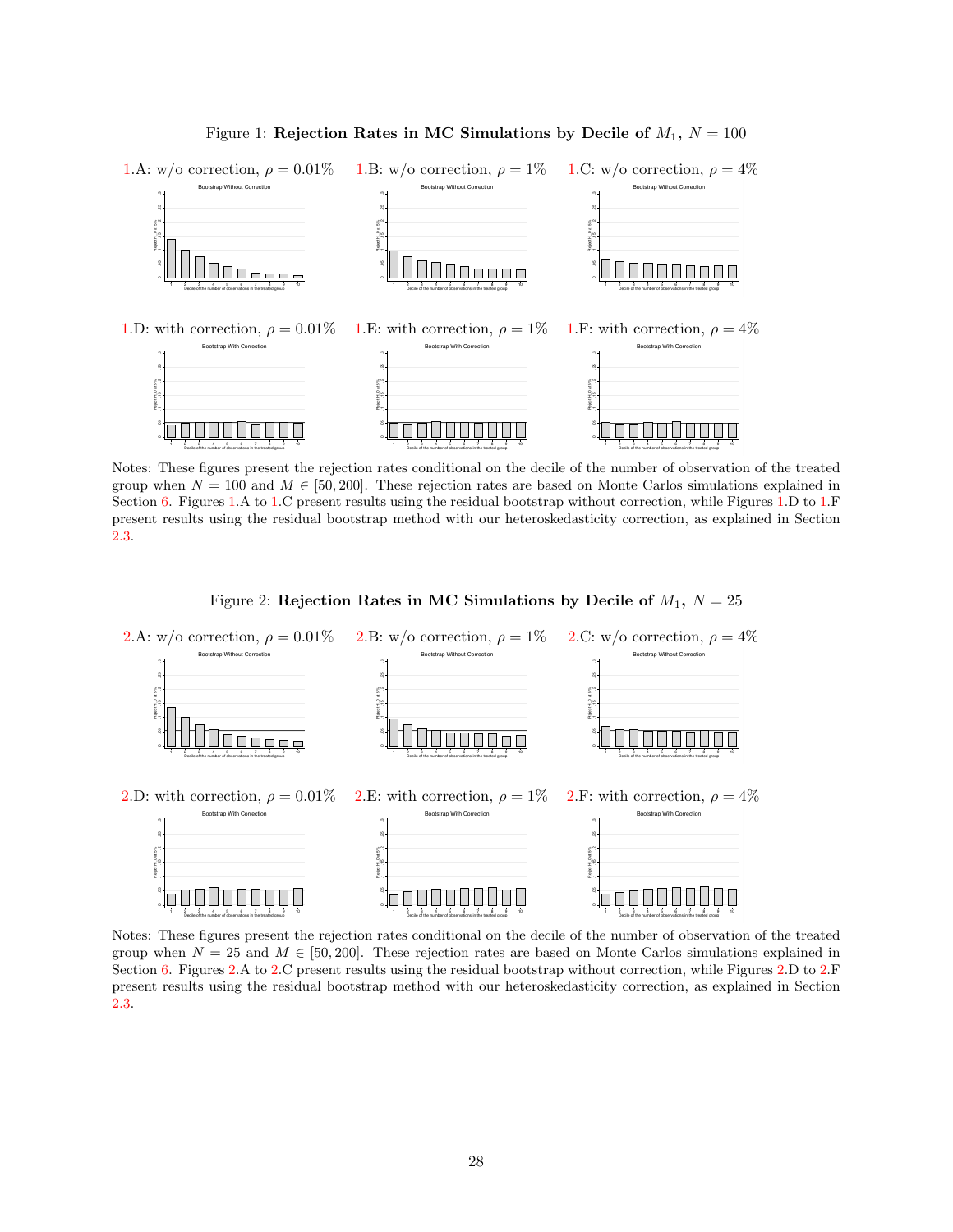Figure 1: **Rejection Rates in MC Simulations by Decile of $M_1$, $N = 100$**

1.A: w/o correction, $\rho = 0.01\%$

1.B: w/o correction, $\rho = 1\%$

1.C: w/o correction, $\rho = 4\%$

1.D: with correction, $\rho = 0.01\%$

1.E: with correction, $\rho = 1\%$

1.F: with correction, $\rho = 4\%$

Notes: These figures present the rejection rates conditional on the decile of the number of observation of the treated group when $N = 100$ and $M \in [50, 200]$. These rejection rates are based on Monte Carlos simulations explained in Section 6. Figures 1.A to 1.C present results using the residual bootstrap without correction, while Figures 1.D to 1.F present results using the residual bootstrap method with our heteroskedasticity correction, as explained in Section 2.3.

Figure 2: **Rejection Rates in MC Simulations by Decile of $M_1$, $N = 25$**

2.A: w/o correction, $\rho = 0.01\%$

2.B: w/o correction, $\rho = 1\%$

2.C: w/o correction, $\rho = 4\%$

2.D: with correction, $\rho = 0.01\%$

2.E: with correction, $\rho = 1\%$

2.F: with correction, $\rho = 4\%$

Notes: These figures present the rejection rates conditional on the decile of the number of observation of the treated group when $N = 25$ and $M \in [50, 200]$. These rejection rates are based on Monte Carlos simulations explained in Section 6. Figures 2.A to 2.C present results using the residual bootstrap without correction, while Figures 2.D to 2.F present results using the residual bootstrap method with our heteroskedasticity correction, as explained in Section 2.3.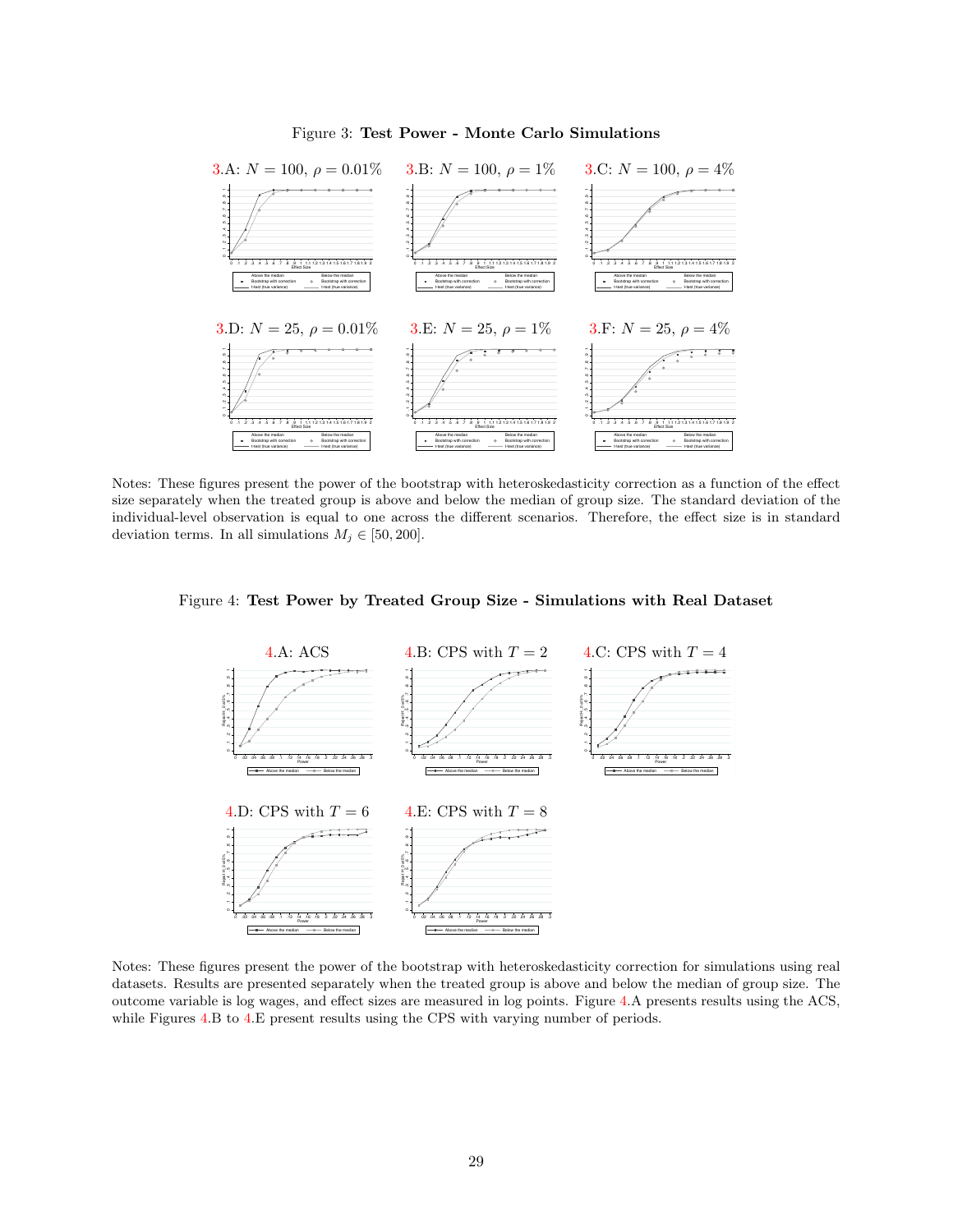Figure 3: **Test Power - Monte Carlo Simulations**

3.A: $N = 100$, $\rho = 0.01\%$

3.B: $N = 100$, $\rho = 1\%$

3.C: $N = 100$, $\rho = 4\%$

3.D: $N = 25$, $\rho = 0.01\%$

3.E: $N = 25$, $\rho = 1\%$

3.F: $N = 25$, $\rho = 4\%$

Notes: These figures present the power of the bootstrap with heteroskedasticity correction as a function of the effect size separately when the treated group is above and below the median of group size. The standard deviation of the individual-level observation is equal to one across the different scenarios. Therefore, the effect size is in standard deviation terms. In all simulations $M_j \in [50, 200]$.

Figure 4: **Test Power by Treated Group Size - Simulations with Real Dataset**

4.A: ACS

4.B: CPS with $T = 2$

4.C: CPS with $T = 4$

4.D: CPS with $T = 6$

4.E: CPS with $T = 8$

Notes: These figures present the power of the bootstrap with heteroskedasticity correction for simulations using real datasets. Results are presented separately when the treated group is above and below the median of group size. The outcome variable is log wages, and effect sizes are measured in log points. Figure 4.A presents results using the ACS, while Figures 4.B to 4.E present results using the CPS with varying number of periods.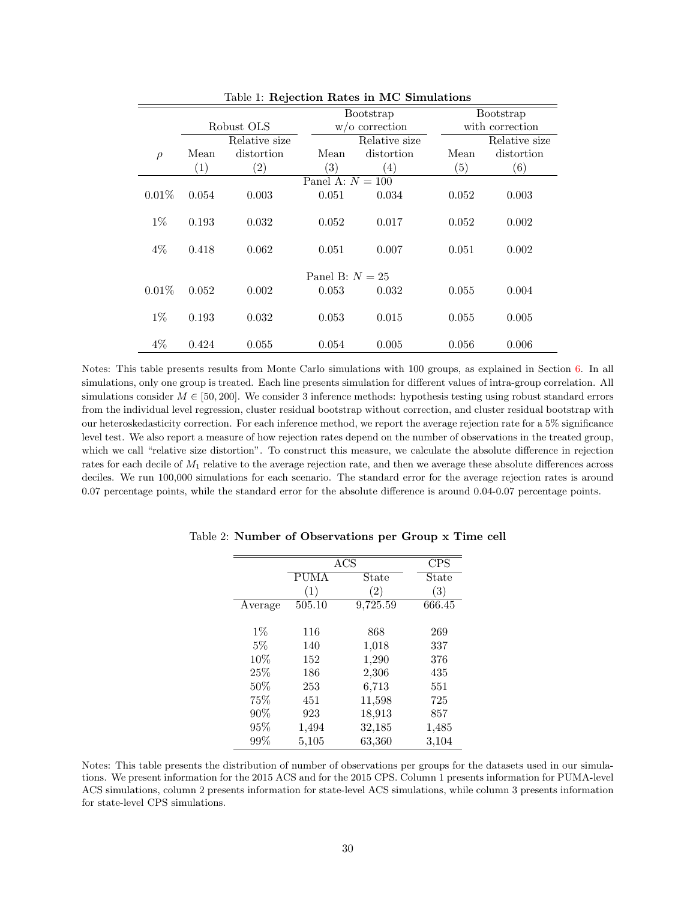Table 1: **Rejection Rates in MC Simulations**

| | Robust OLS | | Bootstrap w/o correction | | Bootstrap with correction | |
|---|---|---|---|---|---|---|
| $\rho$ | Mean | Relative size distortion | Mean | Relative size distortion | Mean | Relative size distortion |
| | (1) | (2) | (3) | (4) | (5) | (6) |
| | | | Panel A: $N = 100$ | | | |
| 0.01% | 0.054 | 0.003 | 0.051 | 0.034 | 0.052 | 0.003 |
| 1% | 0.193 | 0.032 | 0.052 | 0.017 | 0.052 | 0.002 |
| 4% | 0.418 | 0.062 | 0.051 | 0.007 | 0.051 | 0.002 |
| | | | Panel B: $N = 25$ | | | |
| 0.01% | 0.052 | 0.002 | 0.053 | 0.032 | 0.055 | 0.004 |
| 1% | 0.193 | 0.032 | 0.053 | 0.015 | 0.055 | 0.005 |
| 4% | 0.424 | 0.055 | 0.054 | 0.005 | 0.056 | 0.006 |

Notes: This table presents results from Monte Carlo simulations with 100 groups, as explained in Section 6. In all simulations, only one group is treated. Each line presents simulation for different values of intra-group correlation. All simulations consider $M \in [50, 200]$. We consider 3 inference methods: hypothesis testing using robust standard errors from the individual level regression, cluster residual bootstrap without correction, and cluster residual bootstrap with our heteroskedasticity correction. For each inference method, we report the average rejection rate for a 5% significance level test. We also report a measure of how rejection rates depend on the number of observations in the treated group, which we call "relative size distortion". To construct this measure, we calculate the absolute difference in rejection rates for each decile of $M_1$ relative to the average rejection rate, and then we average these absolute differences across deciles. We run 100,000 simulations for each scenario. The standard error for the average rejection rates is around 0.07 percentage points, while the standard error for the absolute difference is around 0.04-0.07 percentage points.

Table 2: **Number of Observations per Group x Time cell**

| | ACS | | CPS |
|---|---|---|---|
| | PUMA | State | State |
| | (1) | (2) | (3) |
| Average | 505.10 | 9,725.59 | 666.45 |
| 1% | 116 | 868 | 269 |
| 5% | 140 | 1,018 | 337 |
| 10% | 152 | 1,290 | 376 |
| 25% | 186 | 2,306 | 435 |
| 50% | 253 | 6,713 | 551 |
| 75% | 451 | 11,598 | 725 |
| 90% | 923 | 18,913 | 857 |
| 95% | 1,494 | 32,185 | 1,485 |
| 99% | 5,105 | 63,360 | 3,104 |

Notes: This table presents the distribution of number of observations per groups for the datasets used in our simulations. We present information for the 2015 ACS and for the 2015 CPS. Column 1 presents information for PUMA-level ACS simulations, column 2 presents information for state-level ACS simulations, while column 3 presents information for state-level CPS simulations.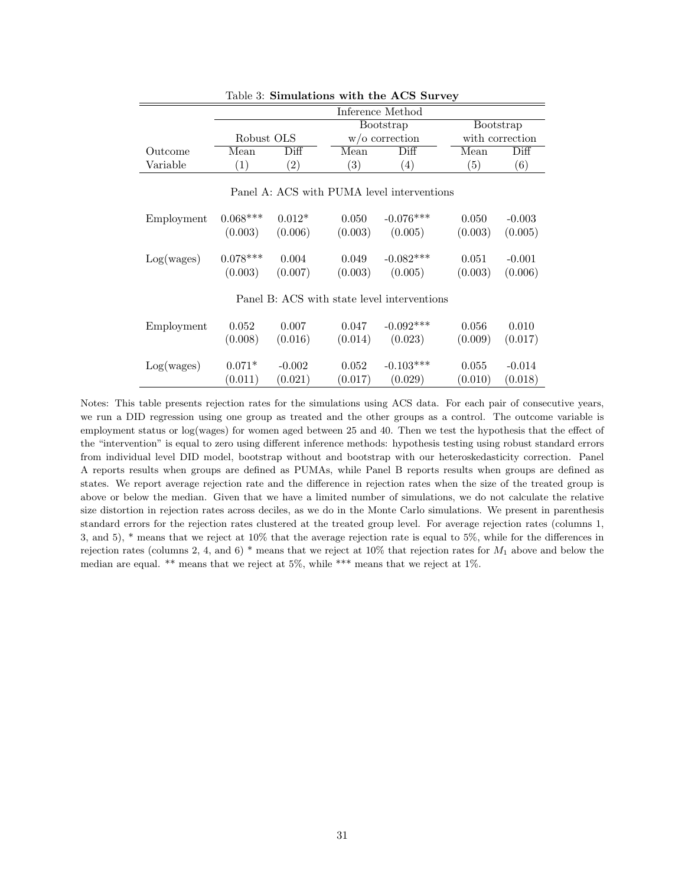Table 3: **Simulations with the ACS Survey**

| | Inference Method | | | | | |
|---|---|---|---|---|---|---|
| | Robust OLS | | Bootstrap w/o correction | | Bootstrap with correction | |
| Outcome Variable | Mean (1) | Diff (2) | Mean (3) | Diff (4) | Mean (5) | Diff (6) |
| **Panel A: ACS with PUMA level interventions** | | | | | | |
| Employment | 0.068*** | 0.012* | 0.050 | -0.076*** | 0.050 | -0.003 |
| | (0.003) | (0.006) | (0.003) | (0.005) | (0.003) | (0.005) |
| Log(wages) | 0.078*** | 0.004 | 0.049 | -0.082*** | 0.051 | -0.001 |
| | (0.003) | (0.007) | (0.003) | (0.005) | (0.003) | (0.006) |
| **Panel B: ACS with state level interventions** | | | | | | |
| Employment | 0.052 | 0.007 | 0.047 | -0.092*** | 0.056 | 0.010 |
| | (0.008) | (0.016) | (0.014) | (0.023) | (0.009) | (0.017) |
| Log(wages) | 0.071* | -0.002 | 0.052 | -0.103*** | 0.055 | -0.014 |
| | (0.011) | (0.021) | (0.017) | (0.029) | (0.010) | (0.018) |

Notes: This table presents rejection rates for the simulations using ACS data. For each pair of consecutive years, we run a DID regression using one group as treated and the other groups as a control. The outcome variable is employment status or log(wages) for women aged between 25 and 40. Then we test the hypothesis that the effect of the "intervention" is equal to zero using different inference methods: hypothesis testing using robust standard errors from individual level DID model, bootstrap without and bootstrap with our heteroskedasticity correction. Panel A reports results when groups are defined as PUMAs, while Panel B reports results when groups are defined as states. We report average rejection rate and the difference in rejection rates when the size of the treated group is above or below the median. Given that we have a limited number of simulations, we do not calculate the relative size distortion in rejection rates across deciles, as we do in the Monte Carlo simulations. We present in parenthesis standard errors for the rejection rates clustered at the treated group level. For average rejection rates (columns 1, 3, and 5), * means that we reject at 10% that the average rejection rate is equal to 5%, while for the differences in rejection rates (columns 2, 4, and 6) * means that we reject at 10% that rejection rates for $M_1$ above and below the median are equal. ** means that we reject at 5%, while *** means that we reject at 1%.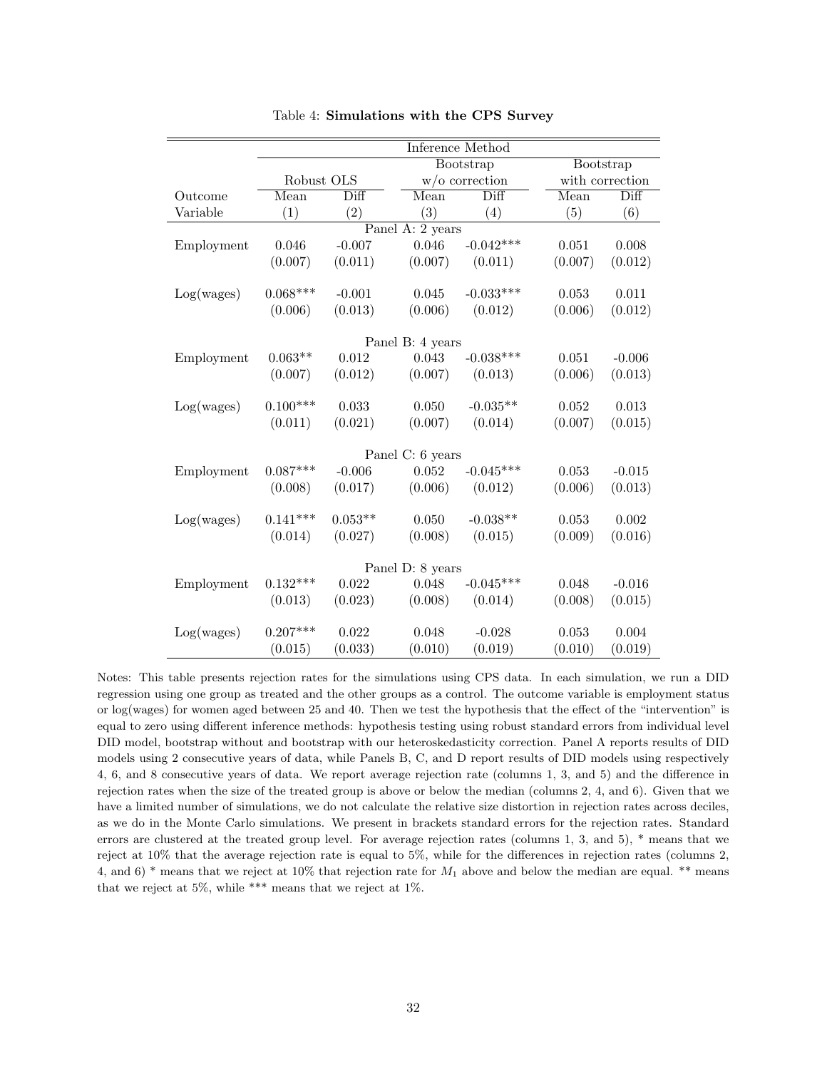Table 4: **Simulations with the CPS Survey**

| | Inference Method | | | | | |
|---|---|---|---|---|---|---|
| | Robust OLS | | Bootstrap w/o correction | | Bootstrap with correction | |
| Outcome Variable | Mean (1) | Diff (2) | Mean (3) | Diff (4) | Mean (5) | Diff (6) |
| **Panel A: 2 years** | | | | | | |
| Employment | 0.046 | -0.007 | 0.046 | -0.042*** | 0.051 | 0.008 |
| | (0.007) | (0.011) | (0.007) | (0.011) | (0.007) | (0.012) |
| Log(wages) | 0.068*** | -0.001 | 0.045 | -0.033*** | 0.053 | 0.011 |
| | (0.006) | (0.013) | (0.006) | (0.012) | (0.006) | (0.012) |
| **Panel B: 4 years** | | | | | | |
| Employment | 0.063** | 0.012 | 0.043 | -0.038*** | 0.051 | -0.006 |
| | (0.007) | (0.012) | (0.007) | (0.013) | (0.006) | (0.013) |
| Log(wages) | 0.100*** | 0.033 | 0.050 | -0.035** | 0.052 | 0.013 |
| | (0.011) | (0.021) | (0.007) | (0.014) | (0.007) | (0.015) |
| **Panel C: 6 years** | | | | | | |
| Employment | 0.087*** | -0.006 | 0.052 | -0.045*** | 0.053 | -0.015 |
| | (0.008) | (0.017) | (0.006) | (0.012) | (0.006) | (0.013) |
| Log(wages) | 0.141*** | 0.053** | 0.050 | -0.038** | 0.053 | 0.002 |
| | (0.014) | (0.027) | (0.008) | (0.015) | (0.009) | (0.016) |
| **Panel D: 8 years** | | | | | | |
| Employment | 0.132*** | 0.022 | 0.048 | -0.045*** | 0.048 | -0.016 |
| | (0.013) | (0.023) | (0.008) | (0.014) | (0.008) | (0.015) |
| Log(wages) | 0.207*** | 0.022 | 0.048 | -0.028 | 0.053 | 0.004 |
| | (0.015) | (0.033) | (0.010) | (0.019) | (0.010) | (0.019) |

Notes: This table presents rejection rates for the simulations using CPS data. In each simulation, we run a DID regression using one group as treated and the other groups as a control. The outcome variable is employment status or log(wages) for women aged between 25 and 40. Then we test the hypothesis that the effect of the "intervention" is equal to zero using different inference methods: hypothesis testing using robust standard errors from individual level DID model, bootstrap without and bootstrap with our heteroskedasticity correction. Panel A reports results of DID models using 2 consecutive years of data, while Panels B, C, and D report results of DID models using respectively 4, 6, and 8 consecutive years of data. We report average rejection rate (columns 1, 3, and 5) and the difference in rejection rates when the size of the treated group is above or below the median (columns 2, 4, and 6). Given that we have a limited number of simulations, we do not calculate the relative size distortion in rejection rates across deciles, as we do in the Monte Carlo simulations. We present in brackets standard errors for the rejection rates. Standard errors are clustered at the treated group level. For average rejection rates (columns 1, 3, and 5), * means that we reject at 10% that the average rejection rate is equal to 5%, while for the differences in rejection rates (columns 2, 4, and 6) * means that we reject at 10% that rejection rate for $M_1$ above and below the median are equal. ** means that we reject at 5%, while *** means that we reject at 1%.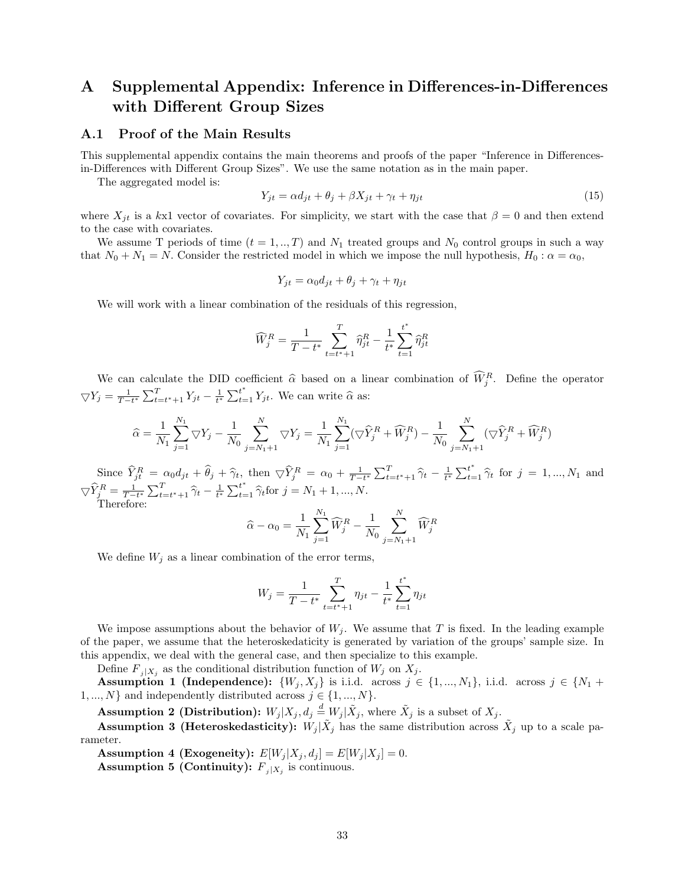# A Supplemental Appendix: Inference in Differences-in-Differences with Different Group Sizes

## A.1 Proof of the Main Results

This supplemental appendix contains the main theorems and proofs of the paper "Inference in Differences-in-Differences with Different Group Sizes". We use the same notation as in the main paper.

The aggregated model is:

$$Y_{jt} = \alpha d_{jt} + \theta_j + \beta X_{jt} + \gamma_t + \eta_{jt} \tag{15}$$

where $X_{jt}$ is a $k$x1 vector of covariates. For simplicity, we start with the case that $\beta = 0$ and then extend to the case with covariates.

We assume T periods of time ($t = 1, .., T$) and $N_1$ treated groups and $N_0$ control groups in such a way that $N_0 + N_1 = N$. Consider the restricted model in which we impose the null hypothesis, $H_0 : \alpha = \alpha_0$,

$$Y_{jt} = \alpha_0 d_{jt} + \theta_j + \gamma_t + \eta_{jt}$$

We will work with a linear combination of the residuals of this regression,

$$\widehat{W}_j^R = \frac{1}{T - t^*} \sum_{t=t^*+1}^{T} \widehat{\eta}_{jt}^R - \frac{1}{t^*} \sum_{t=1}^{t^*} \widehat{\eta}_{jt}^R$$

We can calculate the DID coefficient $\widehat{\alpha}$ based on a linear combination of $\widehat{W}_j^R$. Define the operator $\triangledown Y_j = \frac{1}{T-t^*} \sum_{t=t^*+1}^{T} Y_{jt} - \frac{1}{t^*} \sum_{t=1}^{t^*} Y_{jt}$. We can write $\widehat{\alpha}$ as:

$$\widehat{\alpha} = \frac{1}{N_1} \sum_{j=1}^{N_1} \triangledown Y_j - \frac{1}{N_0} \sum_{j=N_1+1}^{N} \triangledown Y_j = \frac{1}{N_1} \sum_{j=1}^{N_1} (\triangledown \widehat{Y}_j^R + \widehat{W}_j^R) - \frac{1}{N_0} \sum_{j=N_1+1}^{N} (\triangledown \widehat{Y}_j^R + \widehat{W}_j^R)$$

Since $\widehat{Y}_{jt}^R = \alpha_0 d_{jt} + \widehat{\theta}_j + \widehat{\gamma}_t$, then $\triangledown \widehat{Y}_j^R = \alpha_0 + \frac{1}{T-t^*} \sum_{t=t^*+1}^{T} \widehat{\gamma}_t - \frac{1}{t^*} \sum_{t=1}^{t^*} \widehat{\gamma}_t$ for $j = 1, ..., N_1$ and $\triangledown \widehat{Y}_j^R = \frac{1}{T-t^*} \sum_{t=t^*+1}^{T} \widehat{\gamma}_t - \frac{1}{t^*} \sum_{t=1}^{t^*} \widehat{\gamma}_t$ for $j = N_1 + 1, ..., N$.

Therefore:

$$\widehat{\alpha} - \alpha_0 = \frac{1}{N_1} \sum_{j=1}^{N_1} \widehat{W}_j^R - \frac{1}{N_0} \sum_{j=N_1+1}^{N} \widehat{W}_j^R$$

We define $W_j$ as a linear combination of the error terms,

$$W_j = \frac{1}{T - t^*} \sum_{t=t^*+1}^{T} \eta_{jt} - \frac{1}{t^*} \sum_{t=1}^{t^*} \eta_{jt}$$

We impose assumptions about the behavior of $W_j$. We assume that $T$ is fixed. In the leading example of the paper, we assume that the heteroskedaticity is generated by variation of the groups' sample size. In this appendix, we deal with the general case, and then specialize to this example.

Define $F_{j|X_j}$ as the conditional distribution function of $W_j$ on $X_j$.

**Assumption 1 (Independence):** $\{W_j, X_j\}$ is i.i.d. across $j \in \{1, ..., N_1\}$, i.i.d. across $j \in \{N_1 + 1, ..., N\}$ and independently distributed across $j \in \{1, ..., N\}$.

**Assumption 2 (Distribution):** $W_j|X_j, d_j \overset{d}{=} W_j|\tilde{X}_j$, where $\tilde{X}_j$ is a subset of $X_j$.

**Assumption 3 (Heteroskedasticity):** $W_j|\tilde{X}_j$ has the same distribution across $\tilde{X}_j$ up to a scale parameter.

**Assumption 4 (Exogeneity):** $E[W_j|X_j, d_j] = E[W_j|X_j] = 0$.

**Assumption 5 (Continuity):** $F_{j|X_j}$ is continuous.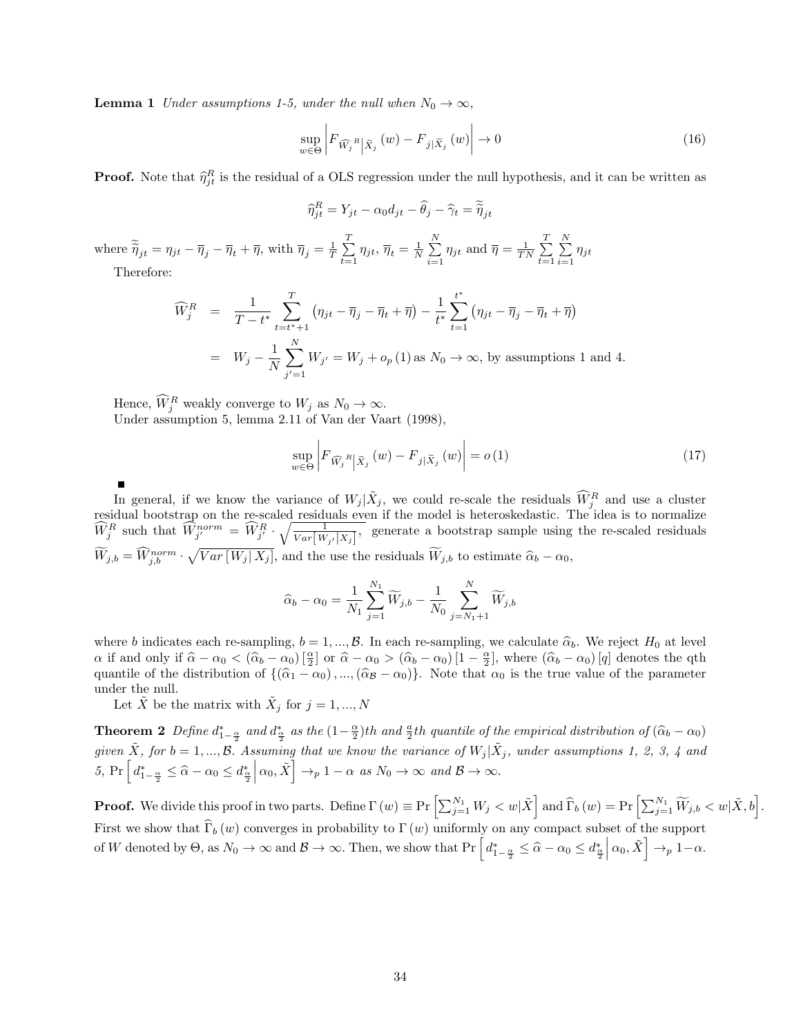**Lemma 1** *Under assumptions 1-5, under the null when $N_0 \to \infty$,*

$$\sup_{w \in \Theta} \left| F_{\widehat{W}_j^R \left| \tilde{X}_j \right.} (w) - F_{j|\tilde{X}_j} (w) \right| \to 0 \tag{16}$$

**Proof.** Note that $\widehat{\eta}_{jt}^R$ is the residual of a OLS regression under the null hypothesis, and it can be written as

$$\widehat{\eta}_{jt}^R = Y_{jt} - \alpha_0 d_{jt} - \widehat{\theta}_j - \widehat{\gamma}_t = \widetilde{\widetilde{\eta}}_{jt}$$

where $\widetilde{\widetilde{\eta}}_{jt} = \eta_{jt} - \overline{\eta}_j - \overline{\eta}_t + \overline{\eta}$, with $\overline{\eta}_j = \frac{1}{T} \sum_{t=1}^{T} \eta_{jt}$, $\overline{\eta}_t = \frac{1}{N} \sum_{i=1}^{N} \eta_{jt}$ and $\overline{\eta} = \frac{1}{TN} \sum_{t=1}^{T} \sum_{i=1}^{N} \eta_{jt}$

Therefore:

$$\begin{aligned}
\widehat{W}_j^R &= \frac{1}{T - t^*} \sum_{t=t^*+1}^{T} \left( \eta_{jt} - \overline{\eta}_j - \overline{\eta}_t + \overline{\eta} \right) - \frac{1}{t^*} \sum_{t=1}^{t^*} \left( \eta_{jt} - \overline{\eta}_j - \overline{\eta}_t + \overline{\eta} \right) \\
&= W_j - \frac{1}{N} \sum_{j'=1}^{N} W_{j'} = W_j + o_p(1) \text{ as } N_0 \to \infty \text{, by assumptions 1 and 4.}
\end{aligned}$$

Hence, $\widehat{W}_j^R$ weakly converge to $W_j$ as $N_0 \to \infty$.

Under assumption 5, lemma 2.11 of Van der Vaart (1998),

$$\sup_{w \in \Theta} \left| F_{\widehat{W}_j^R \left| \tilde{X}_j \right.} (w) - F_{j|\tilde{X}_j} (w) \right| = o(1) \tag{17}$$

■

In general, if we know the variance of $W_j|\tilde{X}_j$, we could re-scale the residuals $\widehat{W}_j^R$ and use a cluster residual bootstrap on the re-scaled residuals even if the model is heteroskedastic. The idea is to normalize $\widehat{W}_j^R$ such that $\widehat{W}_{j'}^{norm} = \widehat{W}_{j'}^R \cdot \sqrt{\frac{1}{Var[W_{j'}|X_j]}}$, generate a bootstrap sample using the re-scaled residuals $\widetilde{W}_{j,b} = \widehat{W}_{j,b}^{norm} \cdot \sqrt{Var[W_j|X_j]}$, and the use the residuals $\widetilde{W}_{j,b}$ to estimate $\widehat{\alpha}_b - \alpha_0$,

$$\widehat{\alpha}_b - \alpha_0 = \frac{1}{N_1} \sum_{j=1}^{N_1} \widetilde{W}_{j,b} - \frac{1}{N_0} \sum_{j=N_1+1}^{N} \widetilde{W}_{j,b}$$

where $b$ indicates each re-sampling, $b = 1, ..., \mathcal{B}$. In each re-sampling, we calculate $\widehat{\alpha}_b$. We reject $H_0$ at level $\alpha$ if and only if $\widehat{\alpha} - \alpha_0 < (\widehat{\alpha}_b - \alpha_0)[\frac{\alpha}{2}]$ or $\widehat{\alpha} - \alpha_0 > (\widehat{\alpha}_b - \alpha_0)[1 - \frac{\alpha}{2}]$, where $(\widehat{\alpha}_b - \alpha_0)[q]$ denotes the qth quantile of the distribution of $\{(\widehat{\alpha}_1 - \alpha_0), ..., (\widehat{\alpha}_{\mathcal{B}} - \alpha_0)\}$. Note that $\alpha_0$ is the true value of the parameter under the null.

Let $\tilde{X}$ be the matrix with $\tilde{X}_j$ for $j = 1, ..., N$

**Theorem 2** *Define $d^*_{1-\frac{\alpha}{2}}$ and $d^*_{\frac{\alpha}{2}}$ as the $(1-\frac{\alpha}{2})$th and $\frac{a}{2}$th quantile of the empirical distribution of $(\widehat{\alpha}_b - \alpha_0)$ given $\tilde{X}$, for $b = 1, ..., \mathcal{B}$. Assuming that we know the variance of $W_j|\tilde{X}_j$, under assumptions 1, 2, 3, 4 and 5, $\Pr\left[ d^*_{1-\frac{\alpha}{2}} \leq \widehat{\alpha} - \alpha_0 \leq d^*_{\frac{\alpha}{2}} \middle| \alpha_0, \tilde{X} \right] \to_p 1 - \alpha$ as $N_0 \to \infty$ and $\mathcal{B} \to \infty$.*

**Proof.** We divide this proof in two parts. Define $\Gamma(w) \equiv \Pr\left[ \sum_{j=1}^{N_1} W_j < w | \tilde{X} \right]$ and $\widehat{\Gamma}_b(w) = \Pr\left[ \sum_{j=1}^{N_1} \widetilde{W}_{j,b} < w | \tilde{X}, b \right]$. First we show that $\widehat{\Gamma}_b(w)$ converges in probability to $\Gamma(w)$ uniformly on any compact subset of the support of $W$ denoted by $\Theta$, as $N_0 \to \infty$ and $\mathcal{B} \to \infty$. Then, we show that $\Pr\left[ d^*_{1-\frac{\alpha}{2}} \leq \widehat{\alpha} - \alpha_0 \leq d^*_{\frac{\alpha}{2}} \middle| \alpha_0, \tilde{X} \right] \to_p 1 - \alpha$.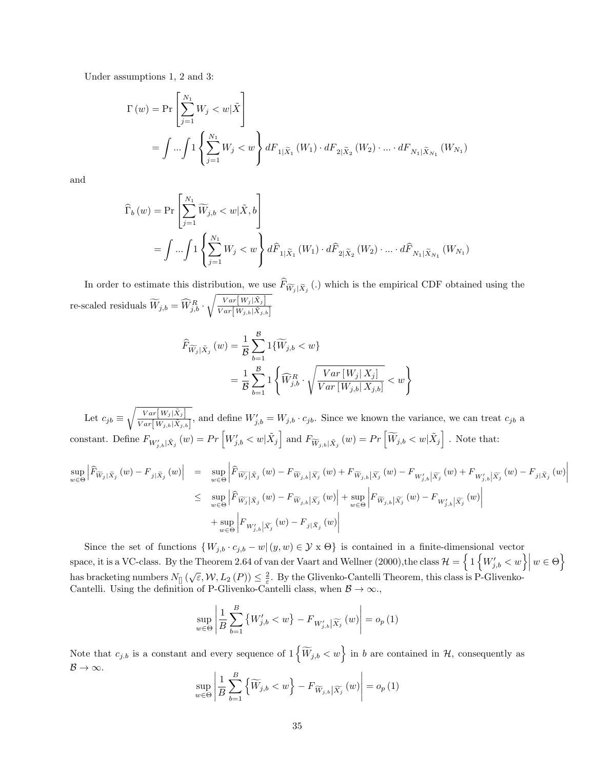Under assumptions 1, 2 and 3:

$$\Gamma(w) = \Pr\left[\sum_{j=1}^{N_1} W_j < w|\tilde{X}\right]$$
$$= \int ... \int 1\left\{\sum_{j=1}^{N_1} W_j < w\right\} dF_{1|\tilde{X}_1}(W_1) \cdot dF_{2|\tilde{X}_2}(W_2) \cdot ... \cdot dF_{N_1|\tilde{X}_{N_1}}(W_{N_1})$$

and

$$\widehat{\Gamma}_b(w) = \Pr\left[\sum_{j=1}^{N_1} \widetilde{W}_{j,b} < w|\tilde{X}, b\right]$$
$$= \int ... \int 1\left\{\sum_{j=1}^{N_1} W_j < w\right\} d\widehat{F}_{1|\tilde{X}_1}(W_1) \cdot d\widehat{F}_{2|\tilde{X}_2}(W_2) \cdot ... \cdot d\widehat{F}_{N_1|\tilde{X}_{N_1}}(W_{N_1})$$

In order to estimate this distribution, we use $\widehat{F}_{\widetilde{W}_j|\tilde{X}_j}(.)$ which is the empirical CDF obtained using the re-scaled residuals $\widetilde{W}_{j,b} = \widehat{W}^R_{j,b} \cdot \sqrt{\frac{Var\left[W_j|\tilde{X}_j\right]}{Var\left[W_{j,b}|\tilde{X}_{j,b}\right]}}$

$$\widehat{F}_{\widetilde{W}_j|\tilde{X}_j}(w) = \frac{1}{\mathcal{B}}\sum_{b=1}^{\mathcal{B}} 1\{\widetilde{W}_{j,b} < w\}$$
$$= \frac{1}{\mathcal{B}}\sum_{b=1}^{\mathcal{B}} 1\left\{\widehat{W}^R_{j,b} \cdot \sqrt{\frac{Var\left[W_j|X_j\right]}{Var\left[W_{j,b}|X_{j,b}\right]}} < w\right\}$$

Let $c_{jb} \equiv \sqrt{\frac{Var\left[W_j|\tilde{X}_j\right]}{Var\left[W_{j,b}|\tilde{X}_{j,b}\right]}}$, and define $W'_{j,b} = W_{j,b} \cdot c_{jb}$. Since we known the variance, we can treat $c_{jb}$ a constant. Define $F_{W'_{j,b}|\tilde{X}_j}(w) = Pr\left[W'_{j,b} < w|\tilde{X}_j\right]$ and $F_{\widetilde{W}_{j,b}|\tilde{X}_j}(w) = Pr\left[\widetilde{W}_{j,b} < w|\tilde{X}_j\right]$. Note that:

$$\begin{aligned}
\sup_{w\in\Theta}\left|\widehat{F}_{\widetilde{W}_j|\tilde{X}_j}(w) - F_{j|\tilde{X}_j}(w)\right| &= \sup_{w\in\Theta}\left|\widehat{F}_{\widetilde{W}_j|\tilde{X}_j}(w) - F_{\widetilde{W}_{j,b}|\widetilde{X}_j}(w) + F_{\widetilde{W}_{j,b}|\widetilde{X}_j}(w) - F_{W'_{j,b}|\widetilde{X}_j}(w) + F_{W'_{j,b}|\widetilde{X}_j}(w) - F_{j|\tilde{X}_j}(w)\right| \\
&\leq \sup_{w\in\Theta}\left|\widehat{F}_{\widetilde{W}_j|\tilde{X}_j}(w) - F_{\widetilde{W}_{j,b}|\widetilde{X}_j}(w)\right| + \sup_{w\in\Theta}\left|F_{\widetilde{W}_{j,b}|\widetilde{X}_j}(w) - F_{W'_{j,b}|\widetilde{X}_j}(w)\right| \\
&\quad + \sup_{w\in\Theta}\left|F_{W'_{j,b}|\widetilde{X}_j}(w) - F_{j|\tilde{X}_j}(w)\right|
\end{aligned}$$

Since the set of functions $\{W_{j,b} \cdot c_{j,b} - w|\,(y,w) \in \mathcal{Y} \text{ x } \Theta\}$ is contained in a finite-dimensional vector space, it is a VC-class. By the Theorem 2.64 of van der Vaart and Wellner (2000),the class $\mathcal{H} = \left\{1\left\{W'_{j,b} < w\right\}\Big|\, w \in \Theta\right\}$ has bracketing numbers $N_{[]}(\sqrt{\varepsilon}, \mathcal{W}, L_2(P)) \leq \frac{2}{\varepsilon}$. By the Glivenko-Cantelli Theorem, this class is P-Glivenko-Cantelli. Using the definition of P-Glivenko-Cantelli class, when $\mathcal{B} \to \infty$.,

$$\sup_{w\in\Theta}\left|\frac{1}{B}\sum_{b=1}^{B}\left\{W'_{j,b} < w\right\} - F_{W'_{j,b}|\widetilde{X}_j}(w)\right| = o_p(1)$$

Note that $c_{j,b}$ is a constant and every sequence of $1\left\{\widetilde{W}_{j,b} < w\right\}$ in $b$ are contained in $\mathcal{H}$, consequently as $\mathcal{B} \to \infty$.

$$\sup_{w\in\Theta}\left|\frac{1}{B}\sum_{b=1}^{B}\left\{\widetilde{W}_{j,b} < w\right\} - F_{\widetilde{W}_{j,b}|\widetilde{X}_j}(w)\right| = o_p(1)$$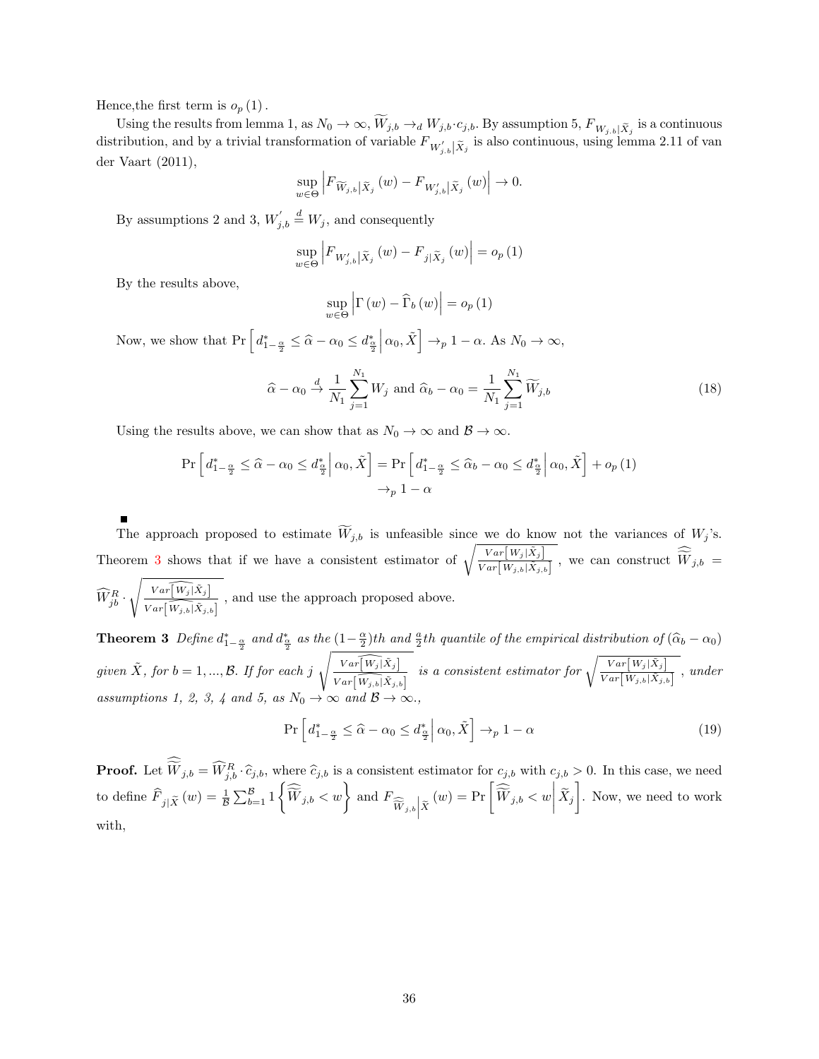Hence,the first term is $o_p(1)$.

Using the results from lemma 1, as $N_0 \to \infty$, $\widetilde{W}_{j,b} \to_d W_{j,b} \cdot c_{j,b}$. By assumption 5, $F_{W_{j.b}|\tilde{X}_j}$ is a continuous distribution, and by a trivial transformation of variable $F_{W'_{j,b}|\tilde{X}_j}$ is also continuous, using lemma 2.11 of van der Vaart (2011),

$$\sup_{w\in\Theta}\left|F_{\widetilde{W}_{j,b}|\tilde{X}_j}(w) - F_{W'_{j,b}|\tilde{X}_j}(w)\right| \to 0.$$

By assumptions 2 and 3, $W'_{j,b} \overset{d}{=} W_j$, and consequently

$$\sup_{w\in\Theta}\left|F_{W'_{j,b}|\tilde{X}_j}(w) - F_{j|\tilde{X}_j}(w)\right| = o_p(1)$$

By the results above,

$$\sup_{w\in\Theta}\left|\Gamma(w) - \widehat{\Gamma}_b(w)\right| = o_p(1)$$

Now, we show that $\Pr\left[d^*_{1-\frac{\alpha}{2}} \leq \widehat{\alpha} - \alpha_0 \leq d^*_{\frac{\alpha}{2}}\middle|\alpha_0, \tilde{X}\right] \to_p 1-\alpha$. As $N_0 \to \infty$,

$$\widehat{\alpha} - \alpha_0 \overset{d}{\to} \frac{1}{N_1}\sum_{j=1}^{N_1} W_j \text{ and } \widehat{\alpha}_b - \alpha_0 = \frac{1}{N_1}\sum_{j=1}^{N_1}\widetilde{W}_{j,b} \tag{18}$$

Using the results above, we can show that as $N_0 \to \infty$ and $\mathcal{B} \to \infty$.

$$\begin{aligned}\Pr\left[d^*_{1-\frac{\alpha}{2}} \leq \widehat{\alpha} - \alpha_0 \leq d^*_{\frac{\alpha}{2}}\middle|\alpha_0, \tilde{X}\right] &= \Pr\left[d^*_{1-\frac{\alpha}{2}} \leq \widehat{\alpha}_b - \alpha_0 \leq d^*_{\frac{\alpha}{2}}\middle|\alpha_0, \tilde{X}\right] + o_p(1)\\ &\to_p 1-\alpha\end{aligned}$$

■

The approach proposed to estimate $\widetilde{W}_{j,b}$ is unfeasible since we do know not the variances of $W_j$'s. Theorem 3 shows that if we have a consistent estimator of $\sqrt{\frac{Var\left[W_j|\tilde{X}_j\right]}{Var\left[W_{j,b}|\tilde{X}_{j,b}\right]}}$, we can construct $\widehat{\widetilde{W}}_{j,b} = \widehat{W}^R_{jb} \cdot \sqrt{\frac{\widehat{Var\left[W_j|\tilde{X}_j\right]}}{\widehat{Var\left[W_{j,b}|\tilde{X}_{j,b}\right]}}}$, and use the approach proposed above.

**Theorem 3** *Define $d^*_{1-\frac{\alpha}{2}}$ and $d^*_{\frac{\alpha}{2}}$ as the $(1-\frac{\alpha}{2})$th and $\frac{\alpha}{2}$th quantile of the empirical distribution of $(\widehat{\alpha}_b - \alpha_0)$ given $\tilde{X}$, for $b = 1, ..., \mathcal{B}$. If for each $j$ $\sqrt{\frac{\widehat{Var\left[W_j|\tilde{X}_j\right]}}{\widehat{Var\left[W_{j,b}|\tilde{X}_{j,b}\right]}}}$ is a consistent estimator for $\sqrt{\frac{Var\left[W_j|\tilde{X}_j\right]}{Var\left[W_{j,b}|\tilde{X}_{j,b}\right]}}$, under assumptions 1, 2, 3, 4 and 5, as $N_0 \to \infty$ and $\mathcal{B} \to \infty$.,*

$$\Pr\left[d^*_{1-\frac{\alpha}{2}} \leq \widehat{\alpha} - \alpha_0 \leq d^*_{\frac{\alpha}{2}}\middle|\alpha_0, \tilde{X}\right] \to_p 1-\alpha \tag{19}$$

**Proof.** Let $\widehat{\widetilde{W}}_{j,b} = \widehat{W}^R_{j,b} \cdot \widehat{c}_{j,b}$, where $\widehat{c}_{j,b}$ is a consistent estimator for $c_{j,b}$ with $c_{j,b} > 0$. In this case, we need to define $\widehat{F}_{j|\tilde{X}}(w) = \frac{1}{\mathcal{B}}\sum_{b=1}^{\mathcal{B}} 1\left\{\widehat{\widetilde{W}}_{j,b} < w\right\}$ and $F_{\widehat{\widetilde{W}}_{j,b}\middle|\tilde{X}}(w) = \Pr\left[\widehat{\widetilde{W}}_{j,b} < w\middle|\tilde{X}_j\right]$. Now, we need to work with,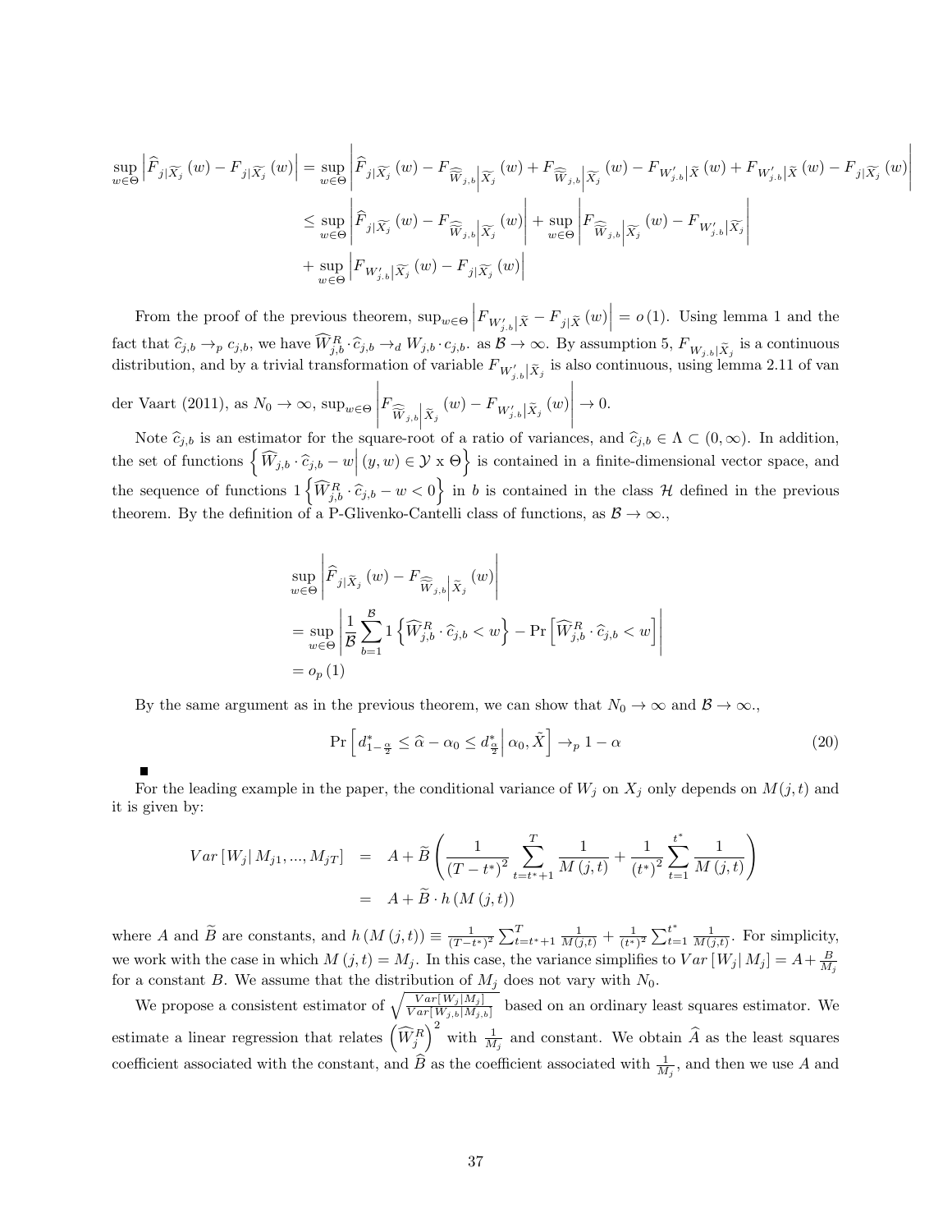$$
\begin{aligned}
\sup_{w\in\Theta}\left|\widehat{F}_{j|\widetilde{X}_j}(w)-F_{j|\widetilde{X}_j}(w)\right| &= \sup_{w\in\Theta}\left|\widehat{F}_{j|\widetilde{X}_j}(w)-F_{\widehat{\widetilde{W}}_{j,b}\left|\widetilde{X}_j\right.}(w)+F_{\widehat{\widetilde{W}}_{j,b}\left|\widetilde{X}_j\right.}(w)-F_{W'_{j.b}|\widetilde{X}}(w)+F_{W'_{j.b}|\widetilde{X}}(w)-F_{j|\widetilde{X}_j}(w)\right| \\
&\leq \sup_{w\in\Theta}\left|\widehat{F}_{j|\widetilde{X}_j}(w)-F_{\widehat{\widetilde{W}}_{j,b}\left|\widetilde{X}_j\right.}(w)\right| + \sup_{w\in\Theta}\left|F_{\widehat{\widetilde{W}}_{j,b}\left|\widetilde{X}_j\right.}(w)-F_{W'_{j.b}|\widetilde{X}_j}\right| \\
&\quad + \sup_{w\in\Theta}\left|F_{W'_{j.b}|\widetilde{X}_j}(w)-F_{j|\widetilde{X}_j}(w)\right|
\end{aligned}
$$

From the proof of the previous theorem, $\sup_{w\in\Theta}\left|F_{W'_{j.b}|\widetilde{X}}-F_{j|\widetilde{X}}(w)\right|=o(1)$. Using lemma 1 and the fact that $\widehat{c}_{j,b}\to_p c_{j,b}$, we have $\widehat{W}^R_{j,b}\cdot\widehat{c}_{j,b}\to_d W_{j,b}\cdot c_{j,b}$. as $\mathcal{B}\to\infty$. By assumption 5, $F_{W_{j.b}|\widetilde{X}_j}$ is a continuous distribution, and by a trivial transformation of variable $F_{W'_{j.b}|\widetilde{X}_j}$ is also continuous, using lemma 2.11 of van der Vaart (2011), as $N_0\to\infty$, $\sup_{w\in\Theta}\left|F_{\widehat{\widetilde{W}}_{j,b}\left|\widetilde{X}_j\right.}(w)-F_{W'_{j.b}|\widetilde{X}_j}(w)\right|\to 0$.

Note $\widehat{c}_{j,b}$ is an estimator for the square-root of a ratio of variances, and $\widehat{c}_{j,b}\in\Lambda\subset(0,\infty)$. In addition, the set of functions $\left\{\widehat{W}_{j,b}\cdot\widehat{c}_{j,b}-w\middle|(y,w)\in\mathcal{Y}\text{ x }\Theta\right\}$ is contained in a finite-dimensional vector space, and the sequence of functions $1\left\{\widehat{W}^R_{j,b}\cdot\widehat{c}_{j,b}-w<0\right\}$ in $b$ is contained in the class $\mathcal{H}$ defined in the previous theorem. By the definition of a P-Glivenko-Cantelli class of functions, as $\mathcal{B}\to\infty$.,

$$
\begin{aligned}
&\sup_{w\in\Theta}\left|\widehat{F}_{j|\widetilde{X}_j}(w)-F_{\widehat{\widetilde{W}}_{j,b}\left|\widetilde{X}_j\right.}(w)\right| \\
&= \sup_{w\in\Theta}\left|\frac{1}{\mathcal{B}}\sum_{b=1}^{\mathcal{B}}1\left\{\widehat{W}^R_{j,b}\cdot\widehat{c}_{j,b}<w\right\}-\Pr\left[\widehat{W}^R_{j,b}\cdot\widehat{c}_{j,b}<w\right]\right| \\
&= o_p(1)
\end{aligned}
$$

By the same argument as in the previous theorem, we can show that $N_0\to\infty$ and $\mathcal{B}\to\infty$.,

$$
\Pr\left[d^*_{1-\frac{\alpha}{2}}\leq\widehat{\alpha}-\alpha_0\leq d^*_{\frac{\alpha}{2}}\middle|\alpha_0,\tilde{X}\right]\to_p 1-\alpha \tag{20}
$$

■

For the leading example in the paper, the conditional variance of $W_j$ on $X_j$ only depends on $M(j,t)$ and it is given by:

$$
\begin{aligned}
Var\left[W_j|\,M_{j1},...,M_{jT}\right] &= A+\widetilde{B}\left(\frac{1}{(T-t^*)^2}\sum_{t=t^*+1}^{T}\frac{1}{M(j,t)}+\frac{1}{(t^*)^2}\sum_{t=1}^{t^*}\frac{1}{M(j,t)}\right) \\
&= A+\widetilde{B}\cdot h(M(j,t))
\end{aligned}
$$

where $A$ and $\widetilde{B}$ are constants, and $h(M(j,t))\equiv\frac{1}{(T-t^*)^2}\sum_{t=t^*+1}^{T}\frac{1}{M(j,t)}+\frac{1}{(t^*)^2}\sum_{t=1}^{t^*}\frac{1}{M(j,t)}$. For simplicity, we work with the case in which $M(j,t)=M_j$. In this case, the variance simplifies to $Var\left[W_j|\,M_j\right]=A+\frac{B}{M_j}$ for a constant $B$. We assume that the distribution of $M_j$ does not vary with $N_0$.

We propose a consistent estimator of $\sqrt{\frac{Var[W_j|M_j]}{Var[W_{j,b}|M_{j,b}]}}$ based on an ordinary least squares estimator. We estimate a linear regression that relates $\left(\widehat{W}^R_j\right)^2$ with $\frac{1}{M_j}$ and constant. We obtain $\widehat{A}$ as the least squares coefficient associated with the constant, and $\widehat{B}$ as the coefficient associated with $\frac{1}{M_j}$, and then we use $A$ and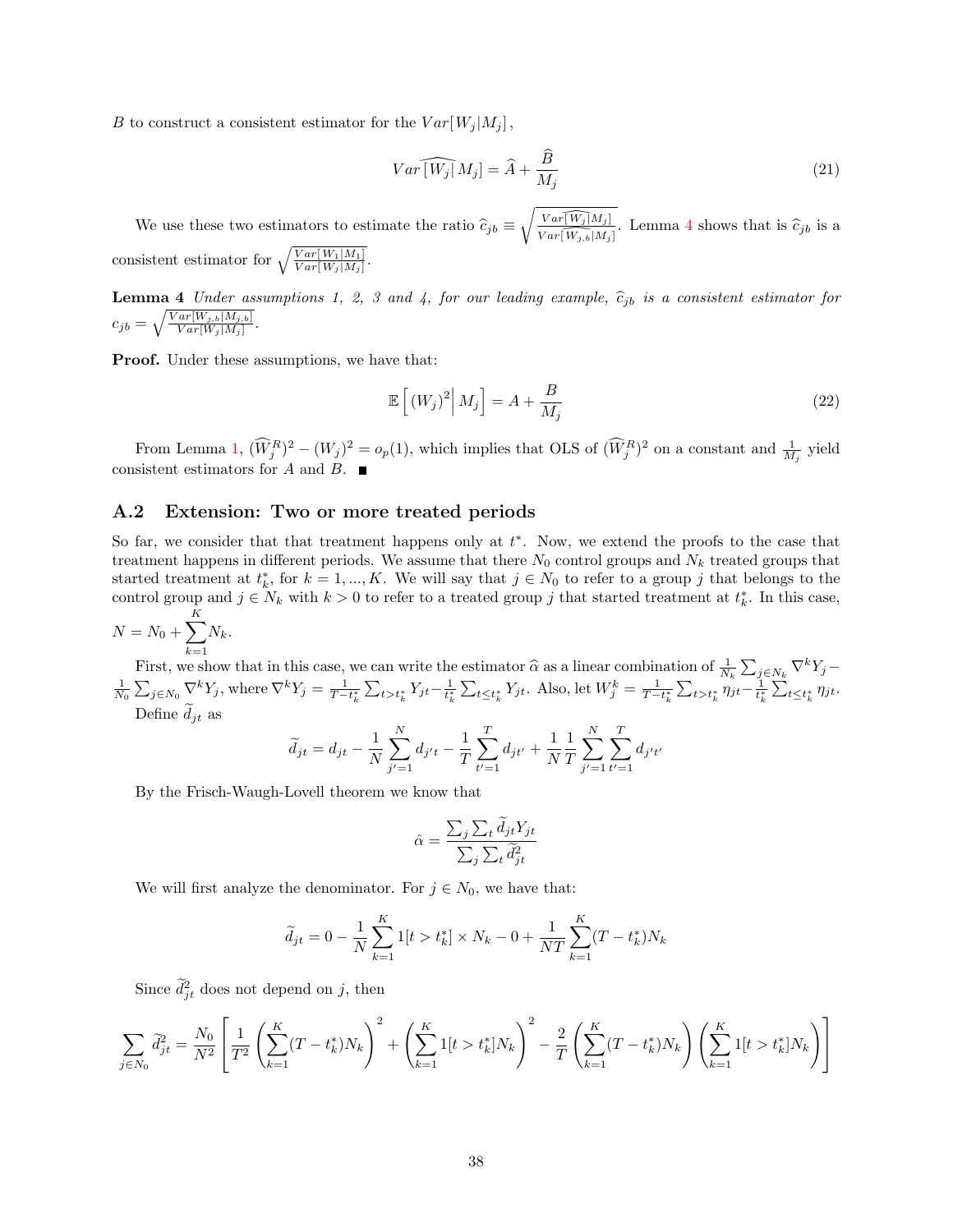$B$ to construct a consistent estimator for the $Var[W_j|M_j]$,

$$Var\widehat{[W_j|}M_j] = \widehat{A} + \frac{\widehat{B}}{M_j} \tag{21}$$

We use these two estimators to estimate the ratio $\widehat{c}_{jb} \equiv \sqrt{\frac{Var\widehat{[W_j]}M_j]}{Var\widehat{[W_{j,b}|}M_j]}}$. Lemma 4 shows that is $\widehat{c}_{jb}$ is a consistent estimator for $\sqrt{\frac{Var[W_1|M_1]}{Var[W_j|M_j]}}$.

**Lemma 4** *Under assumptions 1, 2, 3 and 4, for our leading example, $\widehat{c}_{jb}$ is a consistent estimator for $c_{jb} = \sqrt{\frac{Var[W_{j,b}|M_{j,b}]}{Var[W_j|M_j]}}$.*

**Proof.** Under these assumptions, we have that:

$$\mathbb{E}\left[(W_j)^2\middle| M_j\right] = A + \frac{B}{M_j} \tag{22}$$

From Lemma 1, $(\widehat{W}_j^R)^2 - (W_j)^2 = o_p(1)$, which implies that OLS of $(\widehat{W}_j^R)^2$ on a constant and $\frac{1}{M_j}$ yield consistent estimators for $A$ and $B$. ■

## A.2 Extension: Two or more treated periods

So far, we consider that that treatment happens only at $t^*$. Now, we extend the proofs to the case that treatment happens in different periods. We assume that there $N_0$ control groups and $N_k$ treated groups that started treatment at $t_k^*$, for $k = 1, ..., K$. We will say that $j \in N_0$ to refer to a group $j$ that belongs to the control group and $j \in N_k$ with $k > 0$ to refer to a treated group $j$ that started treatment at $t_k^*$. In this case, $N = N_0 + \sum_{k=1}^{K} N_k$.

First, we show that in this case, we can write the estimator $\widehat{\alpha}$ as a linear combination of $\frac{1}{N_k}\sum_{j\in N_k} \nabla^k Y_j - \frac{1}{N_0}\sum_{j\in N_0} \nabla^k Y_j$, where $\nabla^k Y_j = \frac{1}{T-t_k^*}\sum_{t>t_k^*} Y_{jt} - \frac{1}{t_k^*}\sum_{t\le t_k^*} Y_{jt}$. Also, let $W_j^k = \frac{1}{T-t_k^*}\sum_{t>t_k^*} \eta_{jt} - \frac{1}{t_k^*}\sum_{t\le t_k^*} \eta_{jt}$.

Define $\widetilde{d}_{jt}$ as

$$\widetilde{d}_{jt} = d_{jt} - \frac{1}{N}\sum_{j'=1}^{N} d_{j't} - \frac{1}{T}\sum_{t'=1}^{T} d_{jt'} + \frac{1}{N}\frac{1}{T}\sum_{j'=1}^{N}\sum_{t'=1}^{T} d_{j't'}$$

By the Frisch-Waugh-Lovell theorem we know that

$$\hat{\alpha} = \frac{\sum_j \sum_t \widetilde{d}_{jt} Y_{jt}}{\sum_j \sum_t \widetilde{d}_{jt}^2}$$

We will first analyze the denominator. For $j \in N_0$, we have that:

$$\widetilde{d}_{jt} = 0 - \frac{1}{N}\sum_{k=1}^{K} 1[t > t_k^*] \times N_k - 0 + \frac{1}{NT}\sum_{k=1}^{K}(T - t_k^*)N_k$$

Since $\widetilde{d}_{jt}^2$ does not depend on $j$, then

$$\sum_{j\in N_0} \widetilde{d}_{jt}^2 = \frac{N_0}{N^2}\left[\frac{1}{T^2}\left(\sum_{k=1}^{K}(T - t_k^*)N_k\right)^2 + \left(\sum_{k=1}^{K} 1[t > t_k^*]N_k\right)^2 - \frac{2}{T}\left(\sum_{k=1}^{K}(T - t_k^*)N_k\right)\left(\sum_{k=1}^{K} 1[t > t_k^*]N_k\right)\right]$$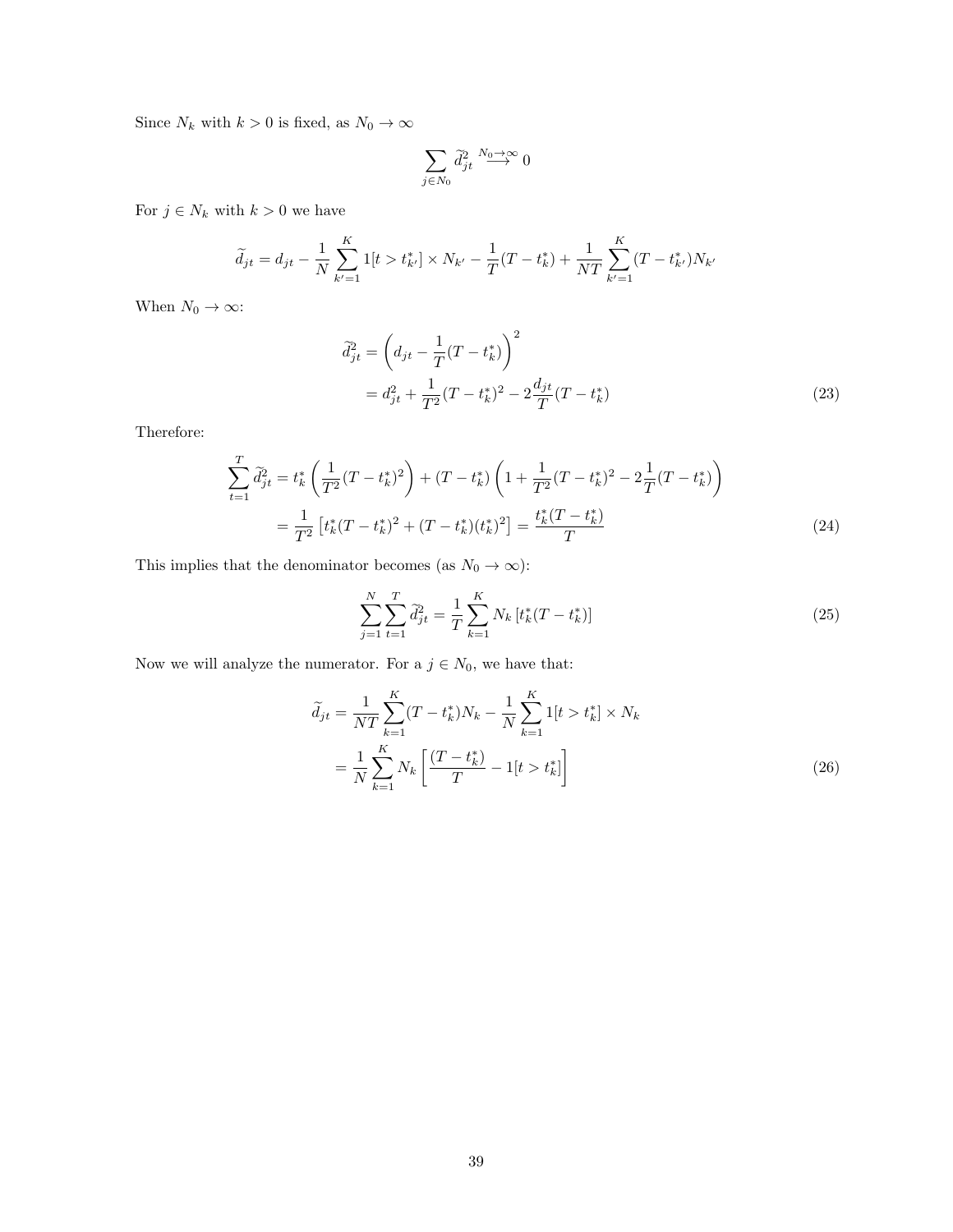Since $N_k$ with $k > 0$ is fixed, as $N_0 \to \infty$

$$\sum_{j \in N_0} \widetilde{d}_{jt}^2 \overset{N_0 \to \infty}{\longrightarrow} 0$$

For $j \in N_k$ with $k > 0$ we have

$$\widetilde{d}_{jt} = d_{jt} - \frac{1}{N} \sum_{k'=1}^{K} 1[t > t_{k'}^*] \times N_{k'} - \frac{1}{T}(T - t_k^*) + \frac{1}{NT} \sum_{k'=1}^{K} (T - t_{k'}^*) N_{k'}$$

When $N_0 \to \infty$:

$$\begin{aligned}
\widetilde{d}_{jt}^2 &= \left( d_{jt} - \frac{1}{T}(T - t_k^*) \right)^2 \\
&= d_{jt}^2 + \frac{1}{T^2}(T - t_k^*)^2 - 2\frac{d_{jt}}{T}(T - t_k^*)
\end{aligned} \tag{23}$$

Therefore:

$$\begin{aligned}
\sum_{t=1}^{T} \widetilde{d}_{jt}^2 &= t_k^* \left( \frac{1}{T^2}(T - t_k^*)^2 \right) + (T - t_k^*) \left( 1 + \frac{1}{T^2}(T - t_k^*)^2 - 2\frac{1}{T}(T - t_k^*) \right) \\
&= \frac{1}{T^2} \left[ t_k^*(T - t_k^*)^2 + (T - t_k^*)(t_k^*)^2 \right] = \frac{t_k^*(T - t_k^*)}{T}
\end{aligned} \tag{24}$$

This implies that the denominator becomes (as $N_0 \to \infty$):

$$\sum_{j=1}^{N} \sum_{t=1}^{T} \widetilde{d}_{jt}^2 = \frac{1}{T} \sum_{k=1}^{K} N_k \left[ t_k^*(T - t_k^*) \right] \tag{25}$$

Now we will analyze the numerator. For a $j \in N_0$, we have that:

$$\begin{aligned}
\widetilde{d}_{jt} &= \frac{1}{NT} \sum_{k=1}^{K} (T - t_k^*) N_k - \frac{1}{N} \sum_{k=1}^{K} 1[t > t_k^*] \times N_k \\
&= \frac{1}{N} \sum_{k=1}^{K} N_k \left[ \frac{(T - t_k^*)}{T} - 1[t > t_k^*] \right]
\end{aligned} \tag{26}$$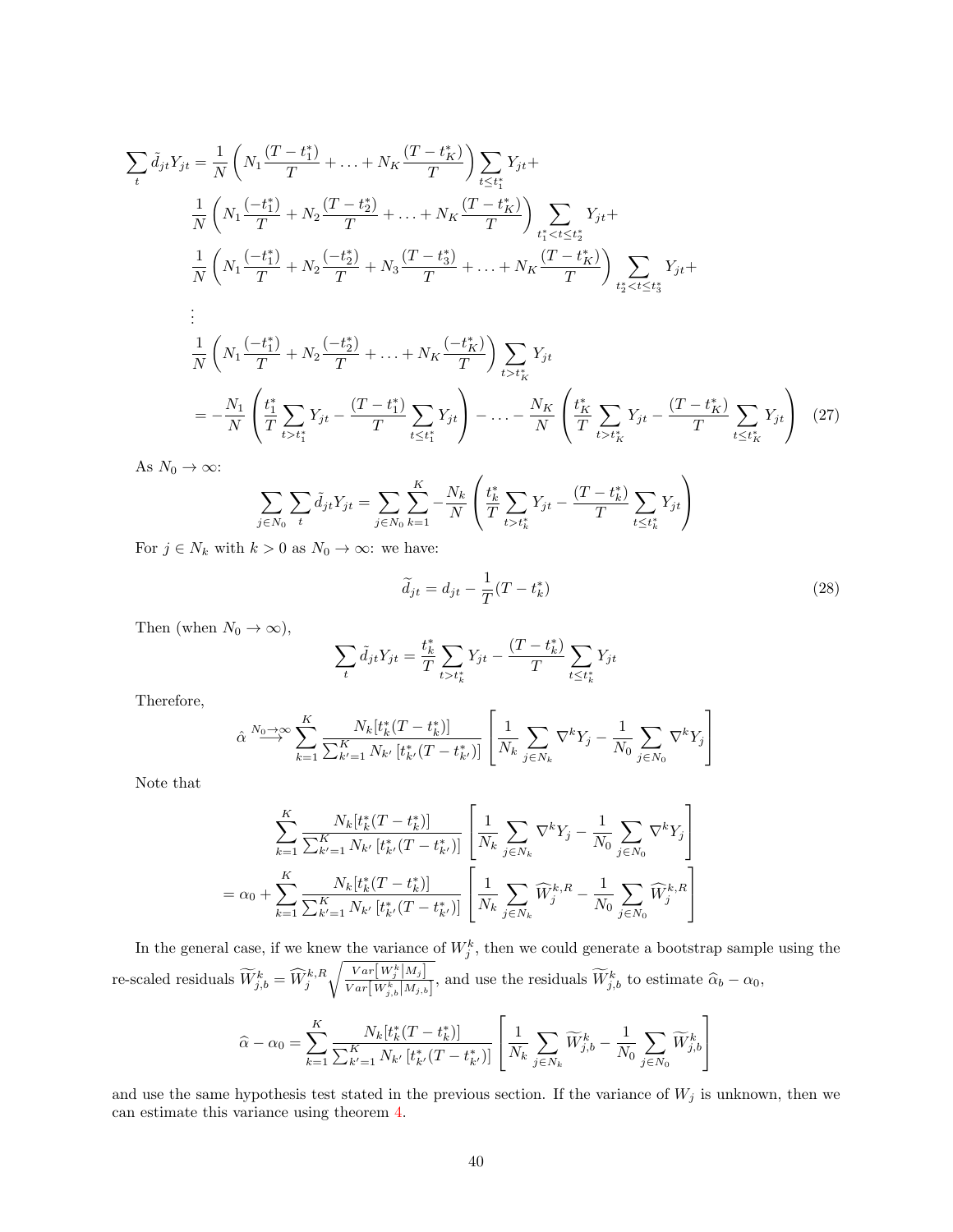$$
\begin{aligned}
\sum_t \tilde{d}_{jt} Y_{jt} = \frac{1}{N}&\left(N_1 \frac{(T-t_1^*)}{T} + \ldots + N_K \frac{(T-t_K^*)}{T}\right) \sum_{t \le t_1^*} Y_{jt} + \\
&\frac{1}{N}\left(N_1 \frac{(-t_1^*)}{T} + N_2 \frac{(T-t_2^*)}{T} + \ldots + N_K \frac{(T-t_K^*)}{T}\right) \sum_{t_1^* < t \le t_2^*} Y_{jt} + \\
&\frac{1}{N}\left(N_1 \frac{(-t_1^*)}{T} + N_2 \frac{(-t_2^*)}{T} + N_3 \frac{(T-t_3^*)}{T} + \ldots + N_K \frac{(T-t_K^*)}{T}\right) \sum_{t_2^* < t \le t_3^*} Y_{jt} + \\
&\vdots \\
&\frac{1}{N}\left(N_1 \frac{(-t_1^*)}{T} + N_2 \frac{(-t_2^*)}{T} + \ldots + N_K \frac{(-t_K^*)}{T}\right) \sum_{t > t_K^*} Y_{jt} \\
&= -\frac{N_1}{N}\left(\frac{t_1^*}{T} \sum_{t > t_1^*} Y_{jt} - \frac{(T-t_1^*)}{T} \sum_{t \le t_1^*} Y_{jt}\right) - \ldots - \frac{N_K}{N}\left(\frac{t_K^*}{T} \sum_{t > t_K^*} Y_{jt} - \frac{(T-t_K^*)}{T} \sum_{t \le t_K^*} Y_{jt}\right) \quad (27)
\end{aligned}
$$

As $N_0 \to \infty$:

$$
\sum_{j \in N_0} \sum_t \tilde{d}_{jt} Y_{jt} = \sum_{j \in N_0} \sum_{k=1}^{K} -\frac{N_k}{N}\left(\frac{t_k^*}{T} \sum_{t > t_k^*} Y_{jt} - \frac{(T-t_k^*)}{T} \sum_{t \le t_k^*} Y_{jt}\right)
$$

For $j \in N_k$ with $k > 0$ as $N_0 \to \infty$: we have:

$$
\widetilde{d}_{jt} = d_{jt} - \frac{1}{T}(T - t_k^*) \tag{28}
$$

Then (when $N_0 \to \infty$),

$$
\sum_t \tilde{d}_{jt} Y_{jt} = \frac{t_k^*}{T} \sum_{t > t_k^*} Y_{jt} - \frac{(T-t_k^*)}{T} \sum_{t \le t_k^*} Y_{jt}
$$

Therefore,

$$
\hat{\alpha} \overset{N_0 \to \infty}{\longrightarrow} \sum_{k=1}^{K} \frac{N_k [t_k^*(T-t_k^*)]}{\sum_{k'=1}^{K} N_{k'} \left[t_{k'}^*(T-t_{k'}^*)\right]} \left[\frac{1}{N_k} \sum_{j \in N_k} \nabla^k Y_j - \frac{1}{N_0} \sum_{j \in N_0} \nabla^k Y_j\right]
$$

Note that

$$
\begin{aligned}
&\sum_{k=1}^{K} \frac{N_k [t_k^*(T-t_k^*)]}{\sum_{k'=1}^{K} N_{k'} \left[t_{k'}^*(T-t_{k'}^*)\right]} \left[\frac{1}{N_k} \sum_{j \in N_k} \nabla^k Y_j - \frac{1}{N_0} \sum_{j \in N_0} \nabla^k Y_j\right] \\
= \alpha_0 + &\sum_{k=1}^{K} \frac{N_k [t_k^*(T-t_k^*)]}{\sum_{k'=1}^{K} N_{k'} \left[t_{k'}^*(T-t_{k'}^*)\right]} \left[\frac{1}{N_k} \sum_{j \in N_k} \widehat{W}_j^{k,R} - \frac{1}{N_0} \sum_{j \in N_0} \widehat{W}_j^{k,R}\right]
\end{aligned}
$$

In the general case, if we knew the variance of $W_j^k$, then we could generate a bootstrap sample using the re-scaled residuals $\widetilde{W}_{j,b}^k = \widehat{W}_j^{k,R} \sqrt{\frac{Var\left[W_j^k \middle| M_j\right]}{Var\left[W_{j,b}^k \middle| M_{j,b}\right]}}$, and use the residuals $\widetilde{W}_{j,b}^k$ to estimate $\widehat{\alpha}_b - \alpha_0$,

$$
\widehat{\alpha} - \alpha_0 = \sum_{k=1}^{K} \frac{N_k [t_k^*(T-t_k^*)]}{\sum_{k'=1}^{K} N_{k'} \left[t_{k'}^*(T-t_{k'}^*)\right]} \left[\frac{1}{N_k} \sum_{j \in N_k} \widetilde{W}_{j,b}^k - \frac{1}{N_0} \sum_{j \in N_0} \widetilde{W}_{j,b}^k\right]
$$

and use the same hypothesis test stated in the previous section. If the variance of $W_j$ is unknown, then we can estimate this variance using theorem 4.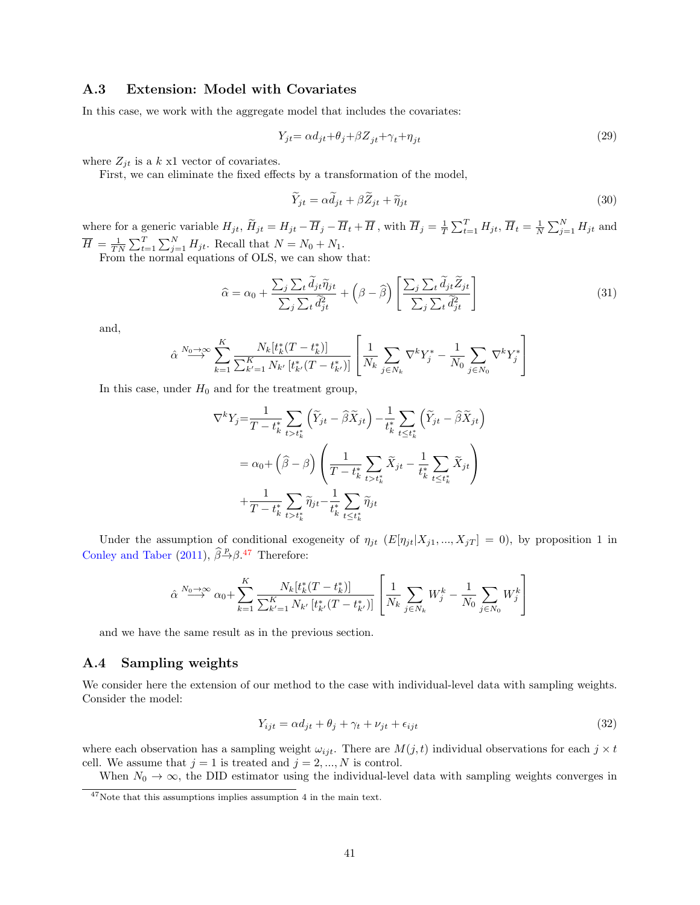### A.3 Extension: Model with Covariates

In this case, we work with the aggregate model that includes the covariates:

$$Y_{jt}= \alpha d_{jt}+\theta_j+\beta Z_{jt}+\gamma_t+\eta_{jt} \tag{29}$$

where $Z_{jt}$ is a $k$ x1 vector of covariates.

First, we can eliminate the fixed effects by a transformation of the model,

$$\widetilde{Y}_{jt} = \alpha\widetilde{d}_{jt} + \beta\widetilde{Z}_{jt} + \widetilde{\eta}_{jt} \tag{30}$$

where for a generic variable $H_{jt}$, $\widetilde{H}_{jt} = H_{jt} - \overline{H}_j - \overline{H}_t + \overline{H}$ , with $\overline{H}_j = \frac{1}{T}\sum_{t=1}^{T} H_{jt}$, $\overline{H}_t = \frac{1}{N}\sum_{j=1}^{N} H_{jt}$ and $\overline{H} = \frac{1}{TN}\sum_{t=1}^{T}\sum_{j=1}^{N} H_{jt}$. Recall that $N = N_0 + N_1$.

From the normal equations of OLS, we can show that:

$$\widehat{\alpha} = \alpha_0 + \frac{\sum_j\sum_t \widetilde{d}_{jt}\widetilde{\eta}_{jt}}{\sum_j\sum_t \widetilde{d}^2_{jt}} + \left(\beta - \widehat{\beta}\right)\left[\frac{\sum_j\sum_t \widetilde{d}_{jt}\widetilde{Z}_{jt}}{\sum_j\sum_t \widetilde{d}^2_{jt}}\right] \tag{31}$$

and,

$$\hat{\alpha} \overset{N_0\to\infty}{\longrightarrow} \sum_{k=1}^{K} \frac{N_k[t^*_k(T-t^*_k)]}{\sum_{k'=1}^{K} N_{k'}\left[t^*_{k'}(T-t^*_{k'})\right]}\left[\frac{1}{N_k}\sum_{j\in N_k} \nabla^k Y^*_j - \frac{1}{N_0}\sum_{j\in N_0} \nabla^k Y^*_j\right]$$

In this case, under $H_0$ and for the treatment group,

$$\begin{aligned}
\nabla^k Y_j =& \frac{1}{T-t^*_k}\sum_{t>t^*_k}\left(\widetilde{Y}_{jt} - \widehat{\beta}\widetilde{X}_{jt}\right) - \frac{1}{t^*_k}\sum_{t\le t^*_k}\left(\widetilde{Y}_{jt} - \widehat{\beta}\widetilde{X}_{jt}\right) \\
=& \alpha_0 + \left(\widehat{\beta} - \beta\right)\left(\frac{1}{T-t^*_k}\sum_{t>t^*_k}\widetilde{X}_{jt} - \frac{1}{t^*_k}\sum_{t\le t^*_k}\widetilde{X}_{jt}\right) \\
&+ \frac{1}{T-t^*_k}\sum_{t>t^*_k}\widetilde{\eta}_{jt} - \frac{1}{t^*_k}\sum_{t\le t^*_k}\widetilde{\eta}_{jt}
\end{aligned}$$

Under the assumption of conditional exogeneity of $\eta_{jt}$ ($E[\eta_{jt}|X_{j1},...,X_{jT}] = 0$), by proposition 1 in Conley and Taber (2011), $\widehat{\beta}\overset{p}{\to}\beta$.[47] Therefore:

$$\hat{\alpha} \overset{N_0\to\infty}{\longrightarrow} \alpha_0 + \sum_{k=1}^{K} \frac{N_k[t^*_k(T-t^*_k)]}{\sum_{k'=1}^{K} N_{k'}\left[t^*_{k'}(T-t^*_{k'})\right]}\left[\frac{1}{N_k}\sum_{j\in N_k} W^k_j - \frac{1}{N_0}\sum_{j\in N_0} W^k_j\right]$$

and we have the same result as in the previous section.

### A.4 Sampling weights

We consider here the extension of our method to the case with individual-level data with sampling weights. Consider the model:

$$Y_{ijt} = \alpha d_{jt} + \theta_j + \gamma_t + \nu_{jt} + \epsilon_{ijt} \tag{32}$$

where each observation has a sampling weight $\omega_{ijt}$. There are $M(j,t)$ individual observations for each $j \times t$ cell. We assume that $j = 1$ is treated and $j = 2, ..., N$ is control.

When $N_0 \to \infty$, the DID estimator using the individual-level data with sampling weights converges in

[47] Note that this assumptions implies assumption 4 in the main text.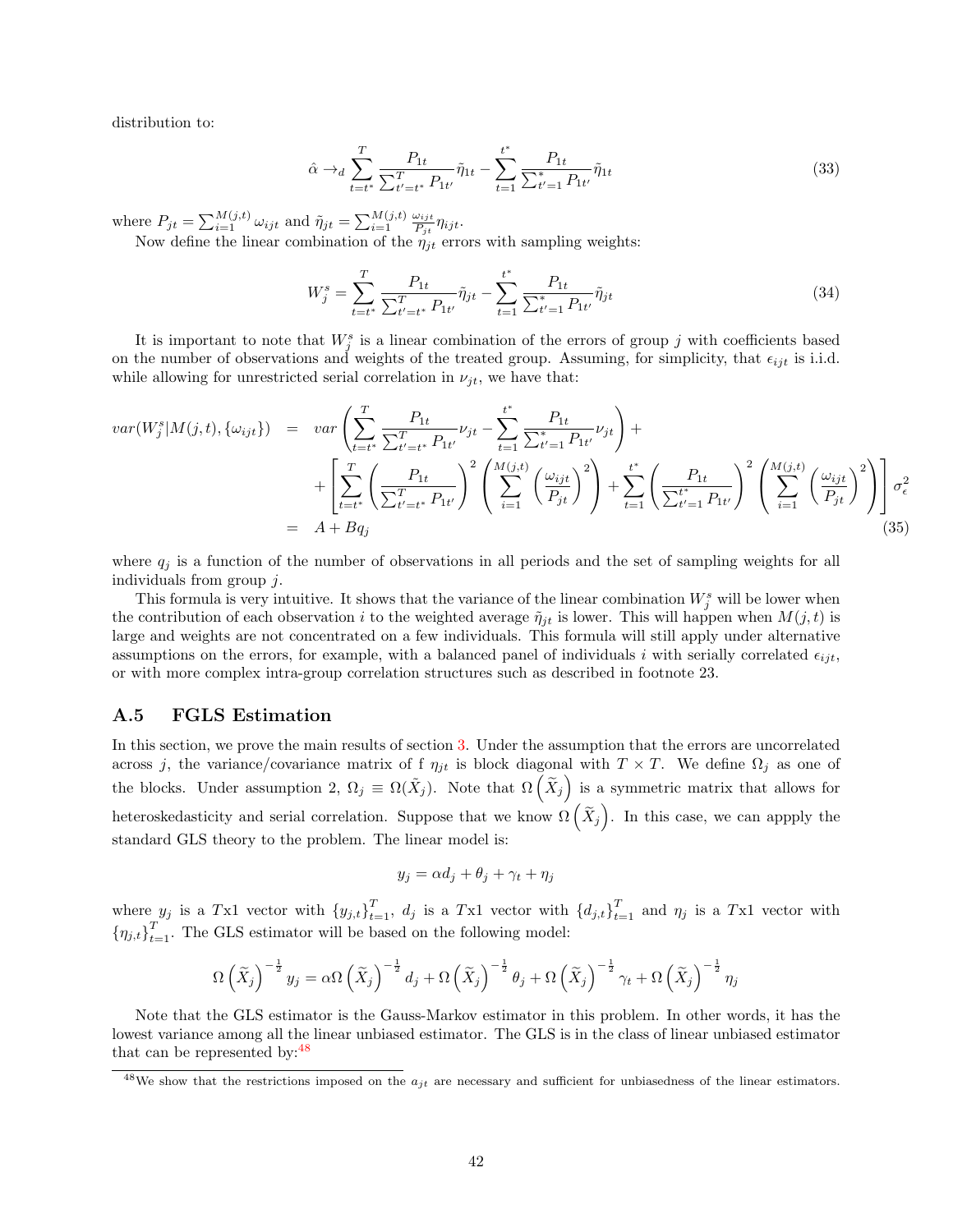distribution to:

$$\hat{\alpha} \to_d \sum_{t=t^*}^{T} \frac{P_{1t}}{\sum_{t'=t^*}^{T} P_{1t'}} \tilde{\eta}_{1t} - \sum_{t=1}^{t^*} \frac{P_{1t}}{\sum_{t'=1}^{*} P_{1t'}} \tilde{\eta}_{1t} \tag{33}$$

where $P_{jt} = \sum_{i=1}^{M(j,t)} \omega_{ijt}$ and $\tilde{\eta}_{jt} = \sum_{i=1}^{M(j,t)} \frac{\omega_{ijt}}{P_{jt}} \eta_{ijt}$.

Now define the linear combination of the $\eta_{jt}$ errors with sampling weights:

$$W_j^s = \sum_{t=t^*}^{T} \frac{P_{1t}}{\sum_{t'=t^*}^{T} P_{1t'}} \tilde{\eta}_{jt} - \sum_{t=1}^{t^*} \frac{P_{1t}}{\sum_{t'=1}^{*} P_{1t'}} \tilde{\eta}_{jt} \tag{34}$$

It is important to note that $W_j^s$ is a linear combination of the errors of group $j$ with coefficients based on the number of observations and weights of the treated group. Assuming, for simplicity, that $\epsilon_{ijt}$ is i.i.d. while allowing for unrestricted serial correlation in $\nu_{jt}$, we have that:

$$\begin{aligned}
var(W_j^s | M(j,t), \{\omega_{ijt}\}) &= var\left( \sum_{t=t^*}^{T} \frac{P_{1t}}{\sum_{t'=t^*}^{T} P_{1t'}} \nu_{jt} - \sum_{t=1}^{t^*} \frac{P_{1t}}{\sum_{t'=1}^{*} P_{1t'}} \nu_{jt} \right) + \\
&+ \left[ \sum_{t=t^*}^{T} \left( \frac{P_{1t}}{\sum_{t'=t^*}^{T} P_{1t'}} \right)^2 \left( \sum_{i=1}^{M(j,t)} \left( \frac{\omega_{ijt}}{P_{jt}} \right)^2 \right) + \sum_{t=1}^{t^*} \left( \frac{P_{1t}}{\sum_{t'=1}^{t^*} P_{1t'}} \right)^2 \left( \sum_{i=1}^{M(j,t)} \left( \frac{\omega_{ijt}}{P_{jt}} \right)^2 \right) \right] \sigma_\epsilon^2 \\
&= A + B q_j
\end{aligned} \tag{35}$$

where $q_j$ is a function of the number of observations in all periods and the set of sampling weights for all individuals from group $j$.

This formula is very intuitive. It shows that the variance of the linear combination $W_j^s$ will be lower when the contribution of each observation $i$ to the weighted average $\tilde{\eta}_{jt}$ is lower. This will happen when $M(j,t)$ is large and weights are not concentrated on a few individuals. This formula will still apply under alternative assumptions on the errors, for example, with a balanced panel of individuals $i$ with serially correlated $\epsilon_{ijt}$, or with more complex intra-group correlation structures such as described in footnote 23.

### A.5 FGLS Estimation

In this section, we prove the main results of section 3. Under the assumption that the errors are uncorrelated across $j$, the variance/covariance matrix of f $\eta_{jt}$ is block diagonal with $T \times T$. We define $\Omega_j$ as one of the blocks. Under assumption 2, $\Omega_j \equiv \Omega(\tilde{X}_j)$. Note that $\Omega\left(\widetilde{X}_j\right)$ is a symmetric matrix that allows for heteroskedasticity and serial correlation. Suppose that we know $\Omega\left(\widetilde{X}_j\right)$. In this case, we can appply the standard GLS theory to the problem. The linear model is:

$$y_j = \alpha d_j + \theta_j + \gamma_t + \eta_j$$

where $y_j$ is a $T$x1 vector with $\{y_{j,t}\}_{t=1}^T$, $d_j$ is a $T$x1 vector with $\{d_{j,t}\}_{t=1}^T$ and $\eta_j$ is a $T$x1 vector with $\{\eta_{j,t}\}_{t=1}^T$. The GLS estimator will be based on the following model:

$$\Omega\left(\widetilde{X}_j\right)^{-\frac{1}{2}} y_j = \alpha \Omega\left(\widetilde{X}_j\right)^{-\frac{1}{2}} d_j + \Omega\left(\widetilde{X}_j\right)^{-\frac{1}{2}} \theta_j + \Omega\left(\widetilde{X}_j\right)^{-\frac{1}{2}} \gamma_t + \Omega\left(\widetilde{X}_j\right)^{-\frac{1}{2}} \eta_j$$

Note that the GLS estimator is the Gauss-Markov estimator in this problem. In other words, it has the lowest variance among all the linear unbiased estimator. The GLS is in the class of linear unbiased estimator that can be represented by:[48]

[48] We show that the restrictions imposed on the $a_{jt}$ are necessary and sufficient for unbiasedness of the linear estimators.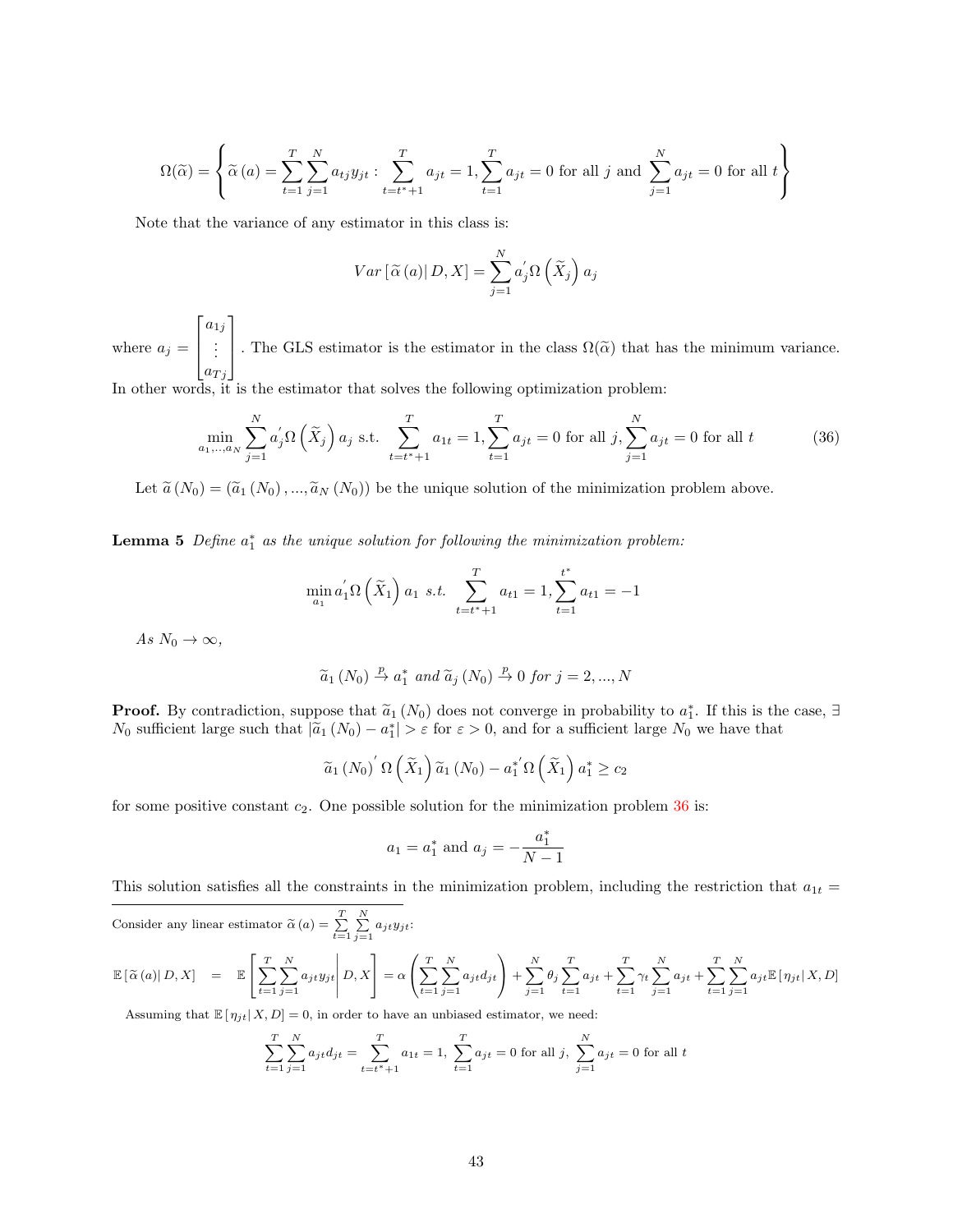$$\Omega(\widetilde{\alpha}) = \left\{ \widetilde{\alpha}\left(a\right) = \sum_{t=1}^{T} \sum_{j=1}^{N} a_{tj} y_{jt} : \sum_{t=t^*+1}^{T} a_{jt} = 1, \sum_{t=1}^{T} a_{jt} = 0 \text{ for all } j \text{ and } \sum_{j=1}^{N} a_{jt} = 0 \text{ for all } t \right\}$$

Note that the variance of any estimator in this class is:

$$Var\left[\widetilde{\alpha}\left(a\right) \middle| D, X\right] = \sum_{j=1}^{N} a_j^{'} \Omega\left(\widetilde{X}_j\right) a_j$$

where $a_j = \begin{bmatrix} a_{1j} \\ \vdots \\ a_{Tj} \end{bmatrix}$. The GLS estimator is the estimator in the class $\Omega(\widetilde{\alpha})$ that has the minimum variance. In other words, it is the estimator that solves the following optimization problem:

$$\min_{a_1,..,a_N} \sum_{j=1}^{N} a_j^{'} \Omega\left(\widetilde{X}_j\right) a_j \text{ s.t. } \sum_{t=t^*+1}^{T} a_{1t} = 1, \sum_{t=1}^{T} a_{jt} = 0 \text{ for all } j, \sum_{j=1}^{N} a_{jt} = 0 \text{ for all } t \tag{36}$$

Let $\widetilde{a}\left(N_0\right) = \left(\widetilde{a}_1\left(N_0\right), ..., \widetilde{a}_N\left(N_0\right)\right)$ be the unique solution of the minimization problem above.

**Lemma 5** *Define $a_1^*$ as the unique solution for following the minimization problem:*

$$\min_{a_1} a_1^{'} \Omega\left(\widetilde{X}_1\right) a_1 \text{ s.t. } \sum_{t=t^*+1}^{T} a_{t1} = 1, \sum_{t=1}^{t^*} a_{t1} = -1$$

*As $N_0 \to \infty$,*

$$\widetilde{a}_1\left(N_0\right) \xrightarrow{p} a_1^* \text{ and } \widetilde{a}_j\left(N_0\right) \xrightarrow{p} 0 \text{ for } j = 2, ..., N$$

**Proof.** By contradiction, suppose that $\widetilde{a}_1\left(N_0\right)$ does not converge in probability to $a_1^*$. If this is the case, $\exists$ $N_0$ sufficient large such that $\left|\widetilde{a}_1\left(N_0\right) - a_1^*\right| > \varepsilon$ for $\varepsilon > 0$, and for a sufficient large $N_0$ we have that

$$\widetilde{a}_1\left(N_0\right)^{'} \Omega\left(\widetilde{X}_1\right) \widetilde{a}_1\left(N_0\right) - a_1^{*'} \Omega\left(\widetilde{X}_1\right) a_1^* \geq c_2$$

for some positive constant $c_2$. One possible solution for the minimization problem 36 is:

$$a_1 = a_1^* \text{ and } a_j = -\frac{a_1^*}{N-1}$$

This solution satisfies all the constraints in the minimization problem, including the restriction that $a_{1t} =$

---

Consider any linear estimator $\widetilde{\alpha}\left(a\right) = \sum_{t=1}^{T} \sum_{j=1}^{N} a_{jt} y_{jt}$:

$$\mathbb{E}\left[\widetilde{\alpha}\left(a\right) \middle| D, X\right] = \mathbb{E}\left[\sum_{t=1}^{T} \sum_{j=1}^{N} a_{jt} y_{jt} \middle| D, X\right] = \alpha\left(\sum_{t=1}^{T} \sum_{j=1}^{N} a_{jt} d_{jt}\right) + \sum_{j=1}^{N} \theta_j \sum_{t=1}^{T} a_{jt} + \sum_{t=1}^{T} \gamma_t \sum_{j=1}^{N} a_{jt} + \sum_{t=1}^{T} \sum_{j=1}^{N} a_{jt} \mathbb{E}\left[\eta_{jt} \middle| X, D\right]$$

Assuming that $\mathbb{E}\left[\eta_{jt} \middle| X, D\right] = 0$, in order to have an unbiased estimator, we need:

$$\sum_{t=1}^{T} \sum_{j=1}^{N} a_{jt} d_{jt} = \sum_{t=t^*+1}^{T} a_{1t} = 1, \ \sum_{t=1}^{T} a_{jt} = 0 \text{ for all } j, \ \sum_{j=1}^{N} a_{jt} = 0 \text{ for all } t$$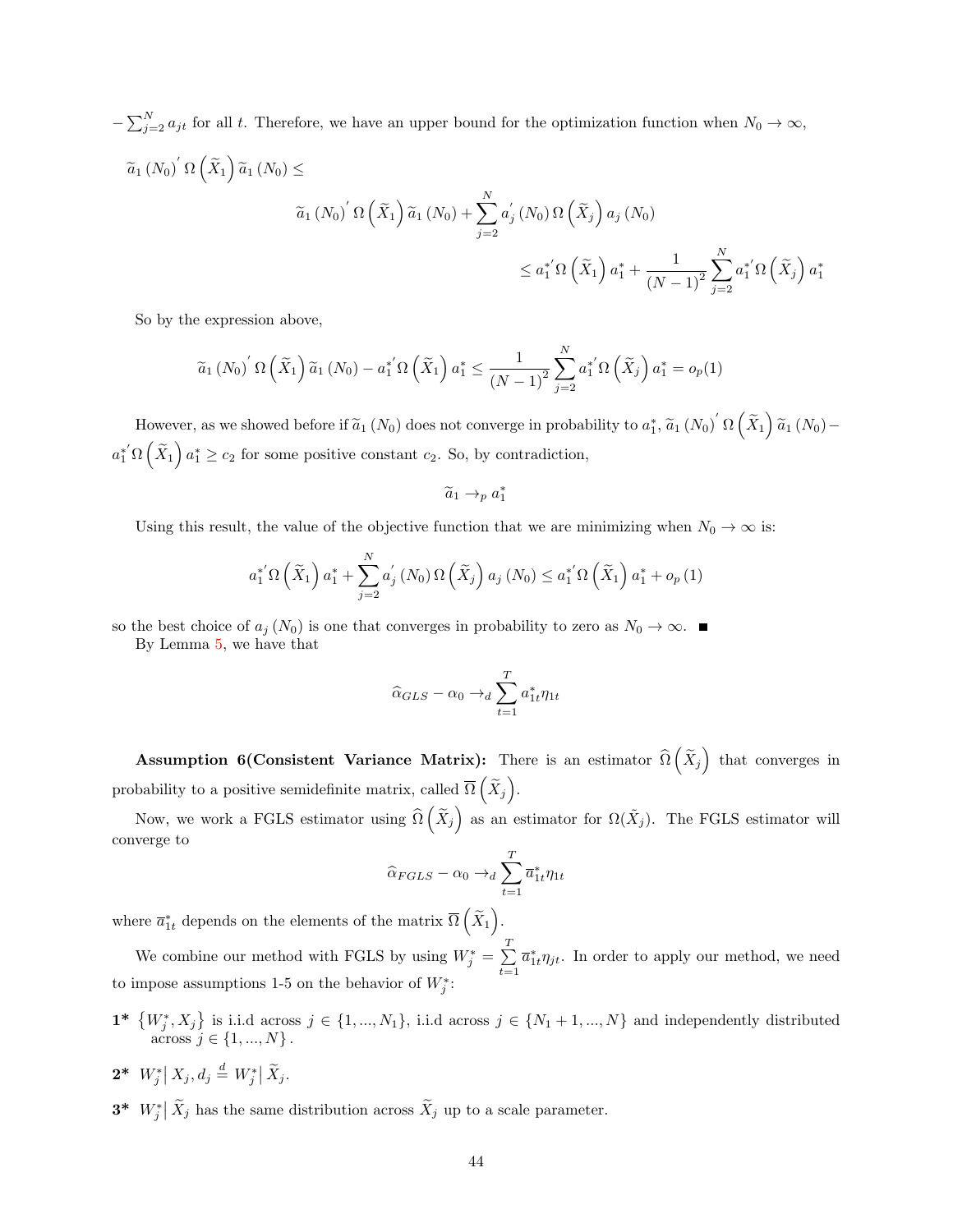$-\sum_{j=2}^{N} a_{jt}$ for all $t$. Therefore, we have an upper bound for the optimization function when $N_0 \to \infty$,

$$
\begin{aligned}
\widetilde{a}_1(N_0)^{'}\,\Omega\left(\widetilde{X}_1\right)\widetilde{a}_1(N_0) \leq \\
\widetilde{a}_1(N_0)^{'}\,\Omega\left(\widetilde{X}_1\right)\widetilde{a}_1(N_0) + \sum_{j=2}^{N} a_j^{'}(N_0)\,\Omega\left(\widetilde{X}_j\right)a_j(N_0) \\
\leq a_1^{*'}\Omega\left(\widetilde{X}_1\right)a_1^{*} + \frac{1}{(N-1)^2}\sum_{j=2}^{N} a_1^{*'}\Omega\left(\widetilde{X}_j\right)a_1^{*}
\end{aligned}
$$

So by the expression above,

$$
\widetilde{a}_1(N_0)^{'}\,\Omega\left(\widetilde{X}_1\right)\widetilde{a}_1(N_0) - a_1^{*'}\Omega\left(\widetilde{X}_1\right)a_1^{*} \leq \frac{1}{(N-1)^2}\sum_{j=2}^{N} a_1^{*'}\Omega\left(\widetilde{X}_j\right)a_1^{*} = o_p(1)
$$

However, as we showed before if $\widetilde{a}_1(N_0)$ does not converge in probability to $a_1^{*}$, $\widetilde{a}_1(N_0)^{'}\,\Omega\left(\widetilde{X}_1\right)\widetilde{a}_1(N_0) - a_1^{*'}\Omega\left(\widetilde{X}_1\right)a_1^{*} \geq c_2$ for some positive constant $c_2$. So, by contradiction,

$$
\widetilde{a}_1 \to_p a_1^{*}
$$

Using this result, the value of the objective function that we are minimizing when $N_0 \to \infty$ is:

$$
a_1^{*'}\Omega\left(\widetilde{X}_1\right)a_1^{*} + \sum_{j=2}^{N} a_j^{'}(N_0)\,\Omega\left(\widetilde{X}_j\right)a_j(N_0) \leq a_1^{*'}\Omega\left(\widetilde{X}_1\right)a_1^{*} + o_p(1)
$$

so the best choice of $a_j(N_0)$ is one that converges in probability to zero as $N_0 \to \infty$. ■

By Lemma 5, we have that

$$
\widehat{\alpha}_{GLS} - \alpha_0 \to_d \sum_{t=1}^{T} a_{1t}^{*}\eta_{1t}
$$

**Assumption 6(Consistent Variance Matrix):** There is an estimator $\widehat{\Omega}\left(\widetilde{X}_j\right)$ that converges in probability to a positive semidefinite matrix, called $\overline{\Omega}\left(\widetilde{X}_j\right)$.

Now, we work a FGLS estimator using $\widehat{\Omega}\left(\widetilde{X}_j\right)$ as an estimator for $\Omega(\tilde{X}_j)$. The FGLS estimator will converge to

$$
\widehat{\alpha}_{FGLS} - \alpha_0 \to_d \sum_{t=1}^{T} \overline{a}_{1t}^{*}\eta_{1t}
$$

where $\overline{a}_{1t}^{*}$ depends on the elements of the matrix $\overline{\Omega}\left(\widetilde{X}_1\right)$.

We combine our method with FGLS by using $W_j^{*} = \sum_{t=1}^{T} \overline{a}_{1t}^{*}\eta_{jt}$. In order to apply our method, we need to impose assumptions 1-5 on the behavior of $W_j^{*}$:

**1\*** $\left\{W_j^{*}, X_j\right\}$ is i.i.d across $j \in \{1,...,N_1\}$, i.i.d across $j \in \{N_1+1,...,N\}$ and independently distributed across $j \in \{1,...,N\}$.

**2\*** $W_j^{*}\big|\, X_j, d_j \overset{d}{=} W_j^{*}\big|\, \widetilde{X}_j$.

**3\*** $W_j^{*}\big|\, \widetilde{X}_j$ has the same distribution across $\widetilde{X}_j$ up to a scale parameter.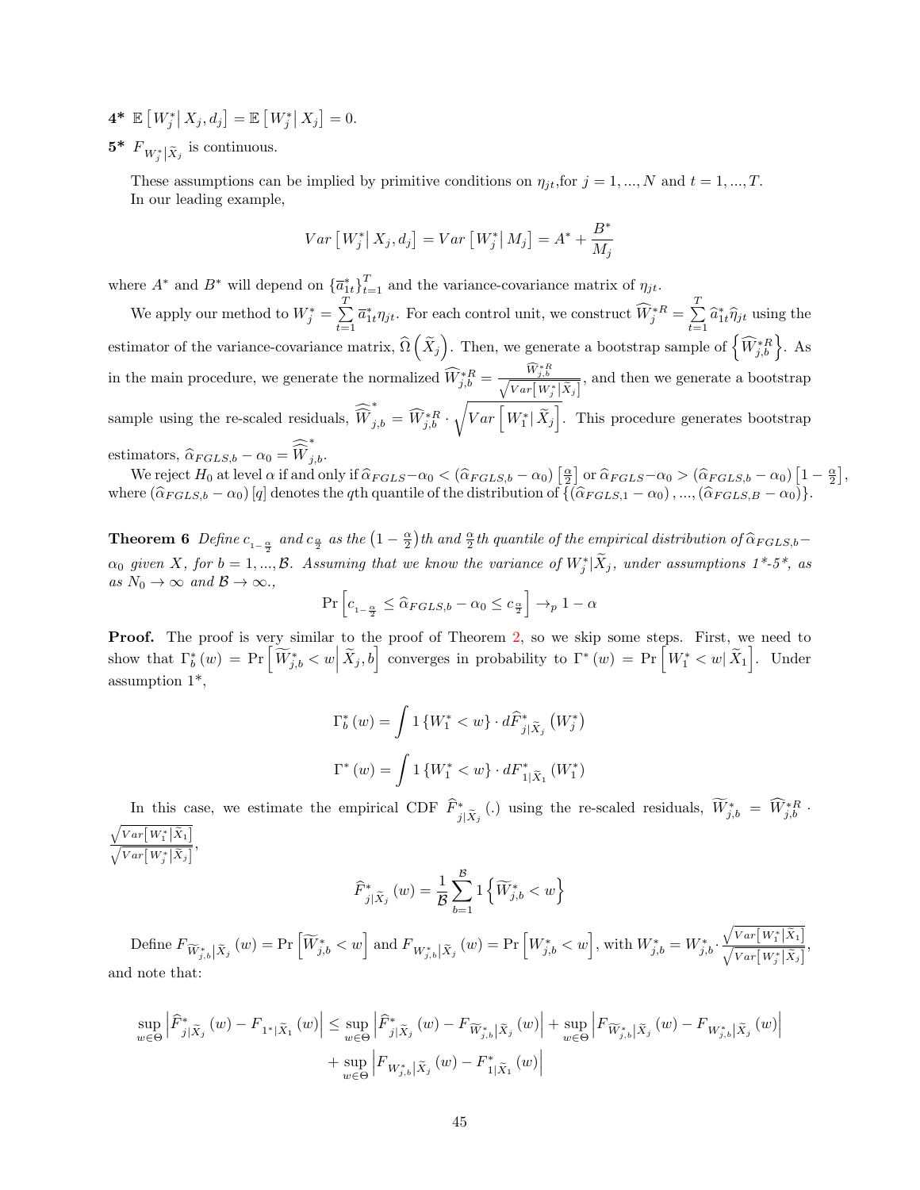**4*** $\mathbb{E}\left[W_j^* \middle| X_j, d_j\right] = \mathbb{E}\left[W_j^* \middle| X_j\right] = 0.$

**5*** $F_{W_j^*|\widetilde{X}_j}$ is continuous.

These assumptions can be implied by primitive conditions on $\eta_{jt}$,for $j = 1, ..., N$ and $t = 1, ..., T$. In our leading example,

$$Var\left[W_j^* \middle| X_j, d_j\right] = Var\left[W_j^* \middle| M_j\right] = A^* + \frac{B^*}{M_j}$$

where $A^*$ and $B^*$ will depend on $\{\overline{a}_{1t}^*\}_{t=1}^T$ and the variance-covariance matrix of $\eta_{jt}$.

We apply our method to $W_j^* = \sum_{t=1}^{T} \overline{a}_{1t}^* \eta_{jt}$. For each control unit, we construct $\widehat{W}_j^{*R} = \sum_{t=1}^{T} \widehat{a}_{1t}^* \widehat{\eta}_{jt}$ using the estimator of the variance-covariance matrix, $\widehat{\Omega}\left(\widetilde{X}_j\right)$. Then, we generate a bootstrap sample of $\left\{\widehat{W}_{j,b}^{*R}\right\}$. As in the main procedure, we generate the normalized $\widehat{W}_{j,b}^{*R} = \frac{\widehat{W}_{j,b}^{*R}}{\sqrt{Var\left[W_j^*|\widetilde{X}_j\right]}}$, and then we generate a bootstrap sample using the re-scaled residuals, $\widehat{\widetilde{W}}_{j,b}^* = \widehat{W}_{j,b}^{*R} \cdot \sqrt{Var\left[W_1^*|\widetilde{X}_j\right]}$. This procedure generates bootstrap estimators, $\widehat{\alpha}_{FGLS,b} - \alpha_0 = \widehat{\widetilde{W}}_{j,b}^*$.

We reject $H_0$ at level $\alpha$ if and only if $\widehat{\alpha}_{FGLS} - \alpha_0 < \left(\widehat{\alpha}_{FGLS,b} - \alpha_0\right)\left[\frac{\alpha}{2}\right]$ or $\widehat{\alpha}_{FGLS} - \alpha_0 > \left(\widehat{\alpha}_{FGLS,b} - \alpha_0\right)\left[1 - \frac{\alpha}{2}\right]$, where $\left(\widehat{\alpha}_{FGLS,b} - \alpha_0\right)[q]$ denotes the $q$th quantile of the distribution of $\{\left(\widehat{\alpha}_{FGLS,1} - \alpha_0\right), ..., \left(\widehat{\alpha}_{FGLS,B} - \alpha_0\right)\}$.

**Theorem 6** *Define $c_{1-\frac{\alpha}{2}}$ and $c_{\frac{\alpha}{2}}$ as the $\left(1 - \frac{\alpha}{2}\right)$th and $\frac{\alpha}{2}$th quantile of the empirical distribution of $\widehat{\alpha}_{FGLS,b} - \alpha_0$ given $X$, for $b = 1, ..., \mathcal{B}$. Assuming that we know the variance of $W_j^*|\widetilde{X}_j$, under assumptions 1*-5*, as as $N_0 \to \infty$ and $\mathcal{B} \to \infty$.,*

$$\Pr\left[c_{1-\frac{\alpha}{2}} \leq \widehat{\alpha}_{FGLS,b} - \alpha_0 \leq c_{\frac{\alpha}{2}}\right] \to_p 1 - \alpha$$

**Proof.** The proof is very similar to the proof of Theorem 2, so we skip some steps. First, we need to show that $\Gamma_b^*(w) = \Pr\left[\widetilde{W}_{j,b}^* < w \middle| \widetilde{X}_j, b\right]$ converges in probability to $\Gamma^*(w) = \Pr\left[W_1^* < w \middle| \widetilde{X}_1\right]$. Under assumption 1*,

$$\Gamma_b^*(w) = \int 1\{W_1^* < w\} \cdot d\widehat{F}_{j|\widetilde{X}_j}^*\left(W_j^*\right)$$

$$\Gamma^*(w) = \int 1\{W_1^* < w\} \cdot dF_{1|\widetilde{X}_1}^*\left(W_1^*\right)$$

In this case, we estimate the empirical CDF $\widehat{F}_{j|\widetilde{X}_j}^*(.)$ using the re-scaled residuals, $\widetilde{W}_{j,b}^* = \widehat{W}_{j,b}^{*R} \cdot \frac{\sqrt{Var\left[W_1^*|\widetilde{X}_1\right]}}{\sqrt{Var\left[W_j^*|\widetilde{X}_j\right]}}$,

$$\widehat{F}_{j|\widetilde{X}_j}^*(w) = \frac{1}{\mathcal{B}} \sum_{b=1}^{\mathcal{B}} 1\left\{\widetilde{W}_{j,b}^* < w\right\}$$

Define $F_{\widetilde{W}_{j,b}^*|\widetilde{X}_j}(w) = \Pr\left[\widetilde{W}_{j,b}^* < w\right]$ and $F_{W_{j,b}^*|\widetilde{X}_j}(w) = \Pr\left[W_{j,b}^* < w\right]$, with $W_{j,b}^* = W_{j,b}^* \cdot \frac{\sqrt{Var\left[W_1^*|\widetilde{X}_1\right]}}{\sqrt{Var\left[W_j^*|\widetilde{X}_j\right]}}$, and note that:

$$\begin{aligned}
\sup_{w \in \Theta}\left|\widehat{F}_{j|\widetilde{X}_j}^*(w) - F_{1^*|\widetilde{X}_1}(w)\right| \leq & \sup_{w \in \Theta}\left|\widehat{F}_{j|\widetilde{X}_j}^*(w) - F_{\widetilde{W}_{j,b}^*|\widetilde{X}_j}(w)\right| + \sup_{w \in \Theta}\left|F_{\widetilde{W}_{j,b}^*|\widetilde{X}_j}(w) - F_{W_{j,b}^*|\widetilde{X}_j}(w)\right| \\
& + \sup_{w \in \Theta}\left|F_{W_{j,b}^*|\widetilde{X}_j}(w) - F_{1|\widetilde{X}_1}^*(w)\right|
\end{aligned}$$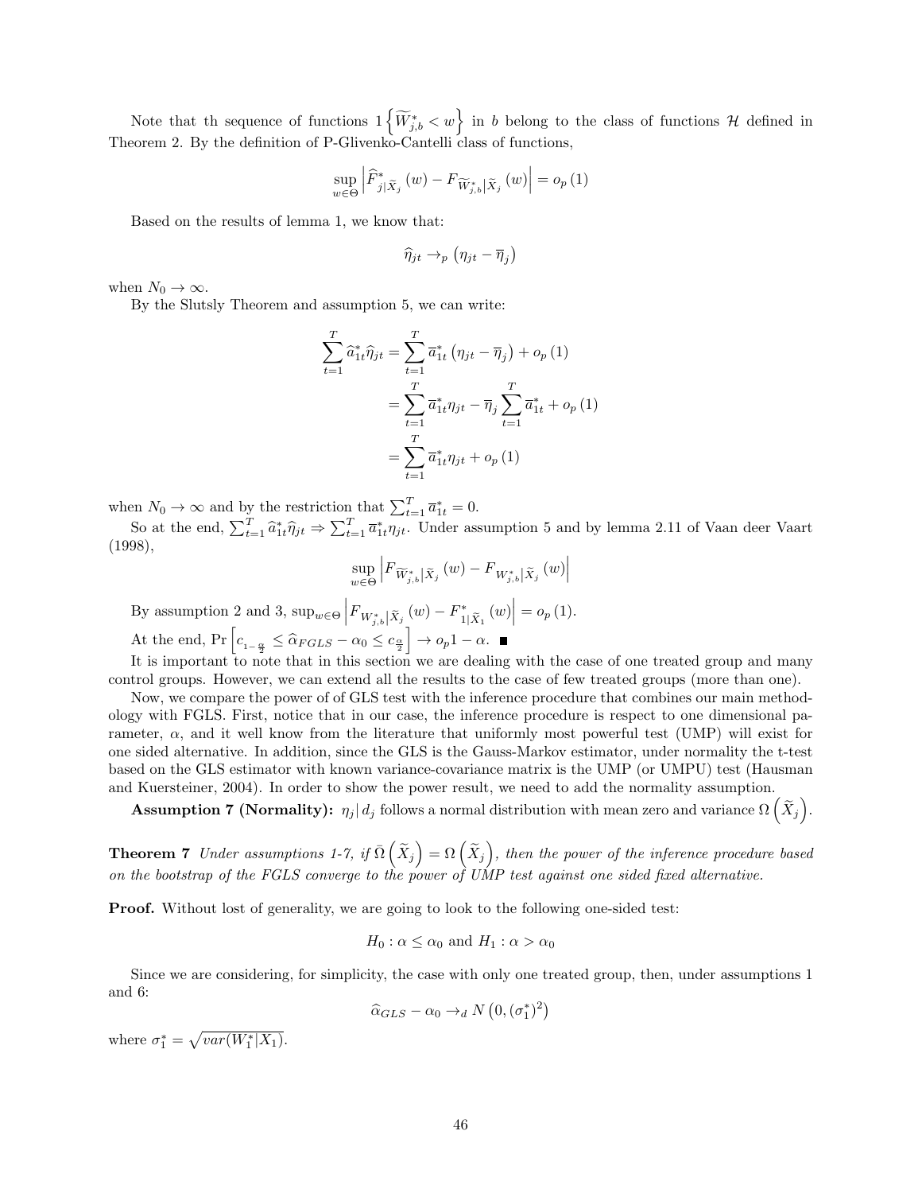Note that th sequence of functions $1\left\{\widetilde{W}_{j,b}^{*}<w\right\}$ in $b$ belong to the class of functions $\mathcal{H}$ defined in Theorem 2. By the definition of P-Glivenko-Cantelli class of functions,

$$\sup_{w\in\Theta}\left|\widehat{F}_{j|\widetilde{X}_j}^{*}(w)-F_{\widetilde{W}_{j,b}^{*}|\widetilde{X}_j}(w)\right|=o_p(1)$$

Based on the results of lemma 1, we know that:

$$\widehat{\eta}_{jt}\rightarrow_p\left(\eta_{jt}-\overline{\eta}_j\right)$$

when $N_0\rightarrow\infty$.

By the Slutsly Theorem and assumption 5, we can write:

$$\begin{aligned}\sum_{t=1}^{T}\widehat{a}_{1t}^{*}\widehat{\eta}_{jt}&=\sum_{t=1}^{T}\overline{a}_{1t}^{*}\left(\eta_{jt}-\overline{\eta}_j\right)+o_p(1)\\&=\sum_{t=1}^{T}\overline{a}_{1t}^{*}\eta_{jt}-\overline{\eta}_j\sum_{t=1}^{T}\overline{a}_{1t}^{*}+o_p(1)\\&=\sum_{t=1}^{T}\overline{a}_{1t}^{*}\eta_{jt}+o_p(1)\end{aligned}$$

when $N_0\rightarrow\infty$ and by the restriction that $\sum_{t=1}^{T}\overline{a}_{1t}^{*}=0$.

So at the end, $\sum_{t=1}^{T}\widehat{a}_{1t}^{*}\widehat{\eta}_{jt}\Rightarrow\sum_{t=1}^{T}\overline{a}_{1t}^{*}\eta_{jt}$. Under assumption 5 and by lemma 2.11 of Vaan deer Vaart (1998),

$$\sup_{w\in\Theta}\left|F_{\widetilde{W}_{j,b}^{*}|\widetilde{X}_j}(w)-F_{W_{j,b}^{*}|\widetilde{X}_j}(w)\right|$$

By assumption 2 and 3, $\sup_{w\in\Theta}\left|F_{W_{j,b}^{*}|\widetilde{X}_j}(w)-F_{1|\widetilde{X}_1}^{*}(w)\right|=o_p(1)$.

At the end, $\Pr\left[c_{1-\frac{\alpha}{2}}\leq\widehat{\alpha}_{FGLS}-\alpha_0\leq c_{\frac{\alpha}{2}}\right]\rightarrow o_p1-\alpha$. ■

It is important to note that in this section we are dealing with the case of one treated group and many control groups. However, we can extend all the results to the case of few treated groups (more than one).

Now, we compare the power of of GLS test with the inference procedure that combines our main methodology with FGLS. First, notice that in our case, the inference procedure is respect to one dimensional parameter, $\alpha$, and it well know from the literature that uniformly most powerful test (UMP) will exist for one sided alternative. In addition, since the GLS is the Gauss-Markov estimator, under normality the t-test based on the GLS estimator with known variance-covariance matrix is the UMP (or UMPU) test (Hausman and Kuersteiner, 2004). In order to show the power result, we need to add the normality assumption.

**Assumption 7 (Normality):** $\eta_j|\,d_j$ follows a normal distribution with mean zero and variance $\Omega\left(\widetilde{X}_j\right)$.

**Theorem 7** *Under assumptions 1-7, if $\bar{\Omega}\left(\widetilde{X}_j\right)=\Omega\left(\widetilde{X}_j\right)$, then the power of the inference procedure based on the bootstrap of the FGLS converge to the power of UMP test against one sided fixed alternative.*

**Proof.** Without lost of generality, we are going to look to the following one-sided test:

$$H_0:\alpha\leq\alpha_0\text{ and }H_1:\alpha>\alpha_0$$

Since we are considering, for simplicity, the case with only one treated group, then, under assumptions 1 and 6:

$$\widehat{\alpha}_{GLS}-\alpha_0\rightarrow_d N\left(0,(\sigma_1^{*})^2\right)$$

where $\sigma_1^{*}=\sqrt{var(W_1^{*}|X_1)}$.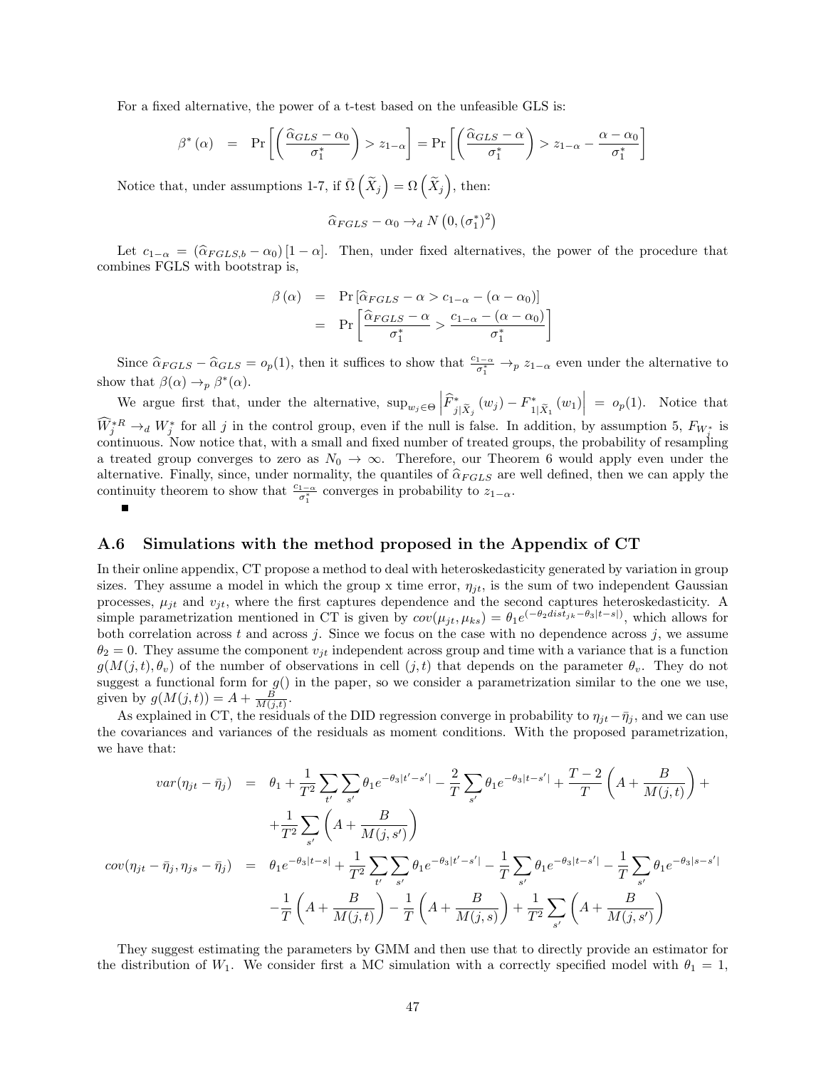For a fixed alternative, the power of a t-test based on the unfeasible GLS is:

$$\beta^*(\alpha) = \Pr\left[\left(\frac{\widehat{\alpha}_{GLS} - \alpha_0}{\sigma_1^*}\right) > z_{1-\alpha}\right] = \Pr\left[\left(\frac{\widehat{\alpha}_{GLS} - \alpha}{\sigma_1^*}\right) > z_{1-\alpha} - \frac{\alpha - \alpha_0}{\sigma_1^*}\right]$$

Notice that, under assumptions 1-7, if $\bar{\Omega}\left(\widetilde{X}_j\right) = \Omega\left(\widetilde{X}_j\right)$, then:

$$\widehat{\alpha}_{FGLS} - \alpha_0 \rightarrow_d N\left(0, (\sigma_1^*)^2\right)$$

Let $c_{1-\alpha} = (\widehat{\alpha}_{FGLS,b} - \alpha_0)[1-\alpha]$. Then, under fixed alternatives, the power of the procedure that combines FGLS with bootstrap is,

$$\begin{aligned}
\beta(\alpha) &= \Pr\left[\widehat{\alpha}_{FGLS} - \alpha > c_{1-\alpha} - (\alpha - \alpha_0)\right] \\
&= \Pr\left[\frac{\widehat{\alpha}_{FGLS} - \alpha}{\sigma_1^*} > \frac{c_{1-\alpha} - (\alpha - \alpha_0)}{\sigma_1^*}\right]
\end{aligned}$$

Since $\widehat{\alpha}_{FGLS} - \widehat{\alpha}_{GLS} = o_p(1)$, then it suffices to show that $\frac{c_{1-\alpha}}{\sigma_1^*} \rightarrow_p z_{1-\alpha}$ even under the alternative to show that $\beta(\alpha) \rightarrow_p \beta^*(\alpha)$.

We argue first that, under the alternative, $\sup_{w_j \in \Theta}\left|\widehat{F}^*_{j|\widetilde{X}_j}(w_j) - F^*_{1|\widetilde{X}_1}(w_1)\right| = o_p(1)$. Notice that $\widehat{W}^{*R}_j \rightarrow_d W^*_j$ for all $j$ in the control group, even if the null is false. In addition, by assumption 5, $F_{W^*_j}$ is continuous. Now notice that, with a small and fixed number of treated groups, the probability of resampling a treated group converges to zero as $N_0 \rightarrow \infty$. Therefore, our Theorem 6 would apply even under the alternative. Finally, since, under normality, the quantiles of $\widehat{\alpha}_{FGLS}$ are well defined, then we can apply the continuity theorem to show that $\frac{c_{1-\alpha}}{\sigma_1^*}$ converges in probability to $z_{1-\alpha}$.

■

### A.6 Simulations with the method proposed in the Appendix of CT

In their online appendix, CT propose a method to deal with heteroskedasticity generated by variation in group sizes. They assume a model in which the group x time error, $\eta_{jt}$, is the sum of two independent Gaussian processes, $\mu_{jt}$ and $v_{jt}$, where the first captures dependence and the second captures heteroskedasticity. A simple parametrization mentioned in CT is given by $cov(\mu_{jt}, \mu_{ks}) = \theta_1 e^{(-\theta_2 dist_{jk} - \theta_3|t-s|)}$, which allows for both correlation across $t$ and across $j$. Since we focus on the case with no dependence across $j$, we assume $\theta_2 = 0$. They assume the component $v_{jt}$ independent across group and time with a variance that is a function $g(M(j,t), \theta_v)$ of the number of observations in cell $(j,t)$ that depends on the parameter $\theta_v$. They do not suggest a functional form for $g()$ in the paper, so we consider a parametrization similar to the one we use, given by $g(M(j,t)) = A + \frac{B}{M(j,t)}$.

As explained in CT, the residuals of the DID regression converge in probability to $\eta_{jt} - \bar{\eta}_j$, and we can use the covariances and variances of the residuals as moment conditions. With the proposed parametrization, we have that:

$$\begin{aligned}
var(\eta_{jt} - \bar{\eta}_j) &= \theta_1 + \frac{1}{T^2}\sum_{t'}\sum_{s'}\theta_1 e^{-\theta_3|t'-s'|} - \frac{2}{T}\sum_{s'}\theta_1 e^{-\theta_3|t-s'|} + \frac{T-2}{T}\left(A + \frac{B}{M(j,t)}\right) + \\
&\quad + \frac{1}{T^2}\sum_{s'}\left(A + \frac{B}{M(j,s')}\right) \\
cov(\eta_{jt} - \bar{\eta}_j, \eta_{js} - \bar{\eta}_j) &= \theta_1 e^{-\theta_3|t-s|} + \frac{1}{T^2}\sum_{t'}\sum_{s'}\theta_1 e^{-\theta_3|t'-s'|} - \frac{1}{T}\sum_{s'}\theta_1 e^{-\theta_3|t-s'|} - \frac{1}{T}\sum_{s'}\theta_1 e^{-\theta_3|s-s'|} \\
&\quad - \frac{1}{T}\left(A + \frac{B}{M(j,t)}\right) - \frac{1}{T}\left(A + \frac{B}{M(j,s)}\right) + \frac{1}{T^2}\sum_{s'}\left(A + \frac{B}{M(j,s')}\right)
\end{aligned}$$

They suggest estimating the parameters by GMM and then use that to directly provide an estimator for the distribution of $W_1$. We consider first a MC simulation with a correctly specified model with $\theta_1 = 1$,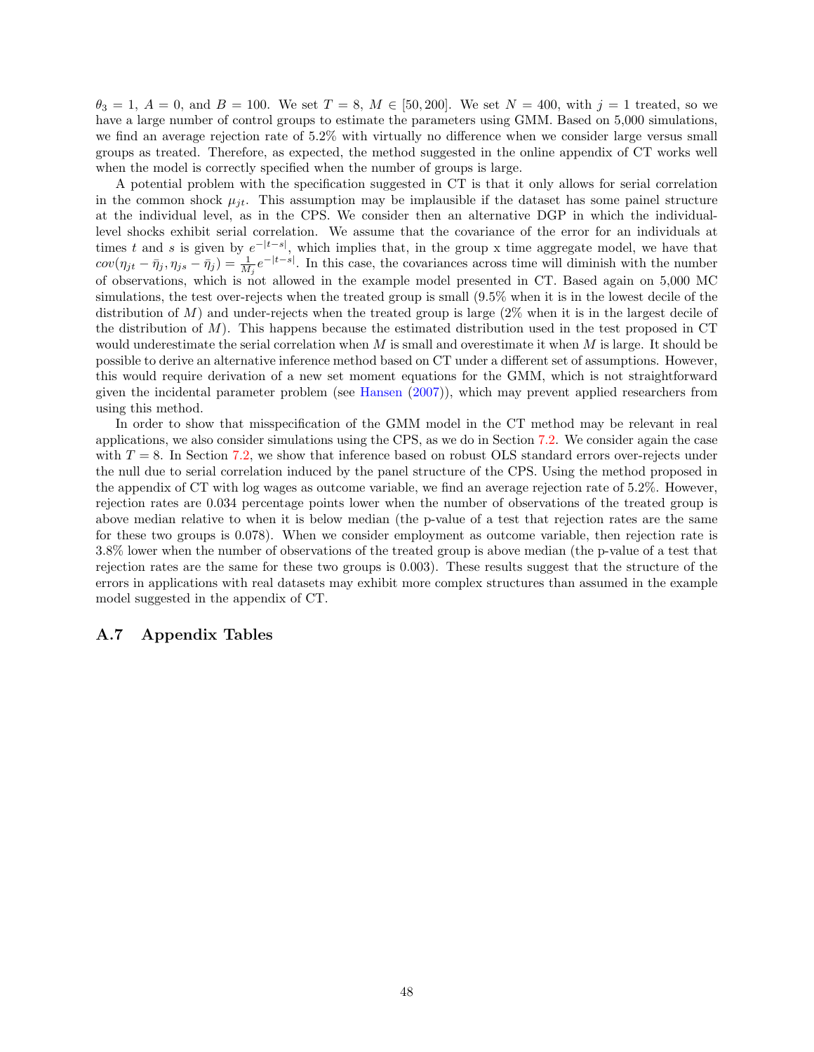$\theta_3 = 1$, $A = 0$, and $B = 100$. We set $T = 8$, $M \in [50, 200]$. We set $N = 400$, with $j = 1$ treated, so we have a large number of control groups to estimate the parameters using GMM. Based on 5,000 simulations, we find an average rejection rate of 5.2% with virtually no difference when we consider large versus small groups as treated. Therefore, as expected, the method suggested in the online appendix of CT works well when the model is correctly specified when the number of groups is large.

A potential problem with the specification suggested in CT is that it only allows for serial correlation in the common shock $\mu_{jt}$. This assumption may be implausible if the dataset has some painel structure at the individual level, as in the CPS. We consider then an alternative DGP in which the individual-level shocks exhibit serial correlation. We assume that the covariance of the error for an individuals at times $t$ and $s$ is given by $e^{-|t-s|}$, which implies that, in the group x time aggregate model, we have that $cov(\eta_{jt} - \bar{\eta}_j, \eta_{js} - \bar{\eta}_j) = \frac{1}{M_j} e^{-|t-s|}$. In this case, the covariances across time will diminish with the number of observations, which is not allowed in the example model presented in CT. Based again on 5,000 MC simulations, the test over-rejects when the treated group is small (9.5% when it is in the lowest decile of the distribution of $M$) and under-rejects when the treated group is large (2% when it is in the largest decile of the distribution of $M$). This happens because the estimated distribution used in the test proposed in CT would underestimate the serial correlation when $M$ is small and overestimate it when $M$ is large. It should be possible to derive an alternative inference method based on CT under a different set of assumptions. However, this would require derivation of a new set moment equations for the GMM, which is not straightforward given the incidental parameter problem (see Hansen (2007)), which may prevent applied researchers from using this method.

In order to show that misspecification of the GMM model in the CT method may be relevant in real applications, we also consider simulations using the CPS, as we do in Section 7.2. We consider again the case with $T = 8$. In Section 7.2, we show that inference based on robust OLS standard errors over-rejects under the null due to serial correlation induced by the panel structure of the CPS. Using the method proposed in the appendix of CT with log wages as outcome variable, we find an average rejection rate of 5.2%. However, rejection rates are 0.034 percentage points lower when the number of observations of the treated group is above median relative to when it is below median (the p-value of a test that rejection rates are the same for these two groups is 0.078). When we consider employment as outcome variable, then rejection rate is 3.8% lower when the number of observations of the treated group is above median (the p-value of a test that rejection rates are the same for these two groups is 0.003). These results suggest that the structure of the errors in applications with real datasets may exhibit more complex structures than assumed in the example model suggested in the appendix of CT.

## A.7 Appendix Tables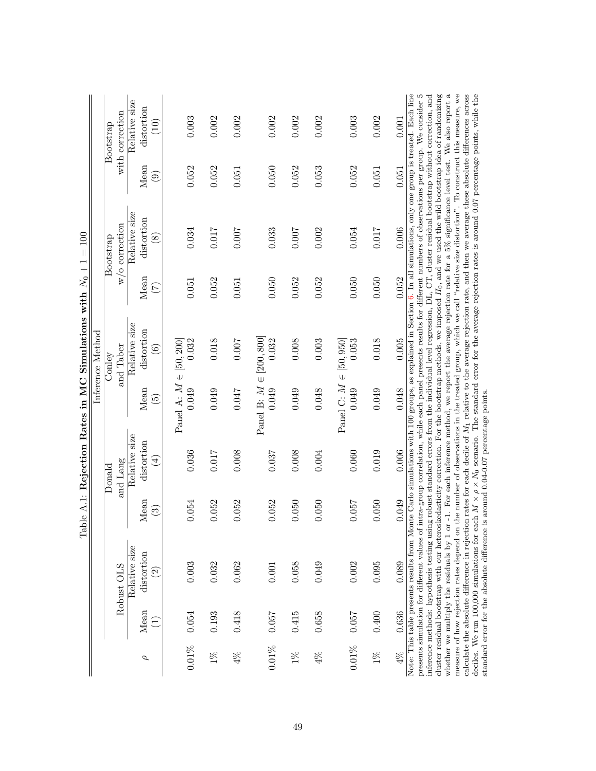Table A.1: **Rejection Rates in MC Simulations with $N_0 + 1 = 100$**

| | Inference Method | | | | | | | | | |
|---|---|---|---|---|---|---|---|---|---|---|
| | Robust OLS | | Donald and Lang | | Conley and Taber | | Bootstrap w/o correction | | Bootstrap with correction | |
| $\rho$ | Mean | Relative size distortion | Mean | Relative size distortion | Mean | Relative size distortion | Mean | Relative size distortion | Mean | Relative size distortion |
| | (1) | (2) | (3) | (4) | (5) | (6) | (7) | (8) | (9) | (10) |
| | Panel A: $M \in [50, 200]$ | | | | | | | | | |
| 0.01% | 0.054 | 0.003 | 0.054 | 0.036 | 0.049 | 0.032 | 0.051 | 0.034 | 0.052 | 0.003 |
| 1% | 0.193 | 0.032 | 0.052 | 0.017 | 0.049 | 0.018 | 0.052 | 0.017 | 0.052 | 0.002 |
| 4% | 0.418 | 0.062 | 0.052 | 0.008 | 0.047 | 0.007 | 0.051 | 0.007 | 0.051 | 0.002 |
| | Panel B: $M \in [200, 800]$ | | | | | | | | | |
| 0.01% | 0.057 | 0.001 | 0.052 | 0.037 | 0.049 | 0.032 | 0.050 | 0.033 | 0.050 | 0.002 |
| 1% | 0.415 | 0.058 | 0.050 | 0.008 | 0.049 | 0.008 | 0.052 | 0.007 | 0.052 | 0.002 |
| 4% | 0.658 | 0.049 | 0.050 | 0.004 | 0.048 | 0.003 | 0.052 | 0.002 | 0.053 | 0.002 |
| | Panel C: $M \in [50, 950]$ | | | | | | | | | |
| 0.01% | 0.057 | 0.002 | 0.057 | 0.060 | 0.049 | 0.053 | 0.050 | 0.054 | 0.052 | 0.003 |
| 1% | 0.400 | 0.095 | 0.050 | 0.019 | 0.049 | 0.018 | 0.050 | 0.017 | 0.051 | 0.002 |
| 4% | 0.636 | 0.089 | 0.049 | 0.006 | 0.048 | 0.005 | 0.052 | 0.006 | 0.051 | 0.001 |

Note: This table presents results from Monte Carlo simulations with 100 groups, as explained in Section 6. In all simulations, only one group is treated. Each line presents simulation for different values of intra-group correlation, while each panel presents results for different numbers of observations per group. We consider 5 inference methods: hypothesis testing using robust standard errors from the individual level regression, DL, CT, cluster residual bootstrap without correction, and cluster residual bootstrap with our heteroskedasticity correction. For the bootstrap methods, we imposed $H_0$, and we used the wild bootstrap idea of randomizing whether we multiply the residuals by 1 or -1. For each inference method, we report the average rejection rate for a 5% significance level test. We also report a measure of how rejection rates depend on the number of observations in the treated group, which we call "relative size distortion". To construct this measure, we calculate the absolute difference in rejection rates for each decile of $M_1$ relative to the average rejection rate, and then we average these absolute differences across deciles. We run 100,000 simulations for each $M \times \rho \times N_0$ scenario. The standard error for the average rejection rates is around 0.07 percentage points, while the standard error for the absolute difference is around 0.04-0.07 percentage points.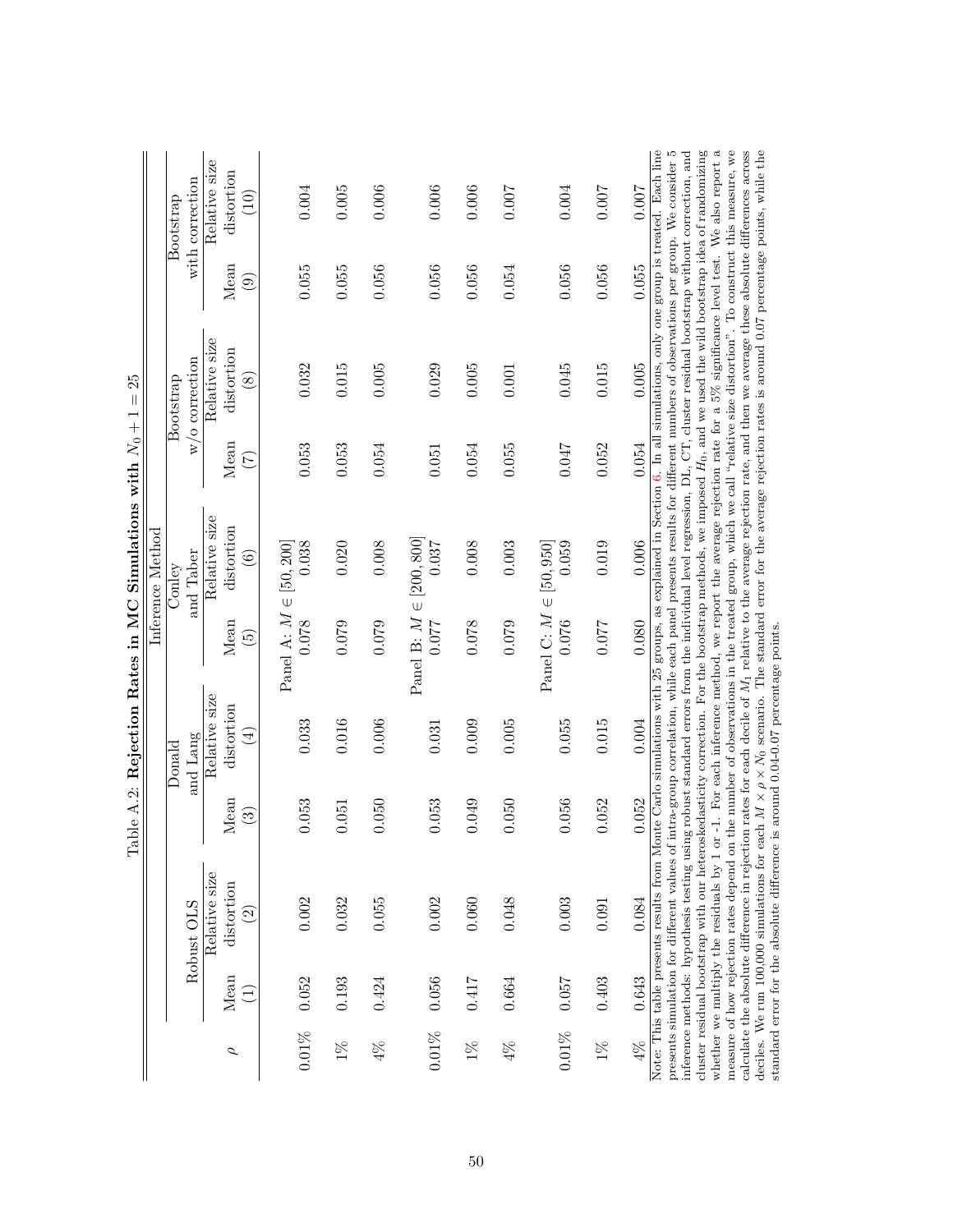Table A.2: **Rejection Rates in MC Simulations with $N_0 + 1 = 25$**

| | Inference Method | | | | | | | | | |
|---|---|---|---|---|---|---|---|---|---|---|
| | Robust OLS | | Donald and Lang | | Conley and Taber | | Bootstrap w/o correction | | Bootstrap with correction | |
| $\rho$ | Mean | Relative size distortion | Mean | Relative size distortion | Mean | Relative size distortion | Mean | Relative size distortion | Mean | Relative size distortion |
| | (1) | (2) | (3) | (4) | (5) | (6) | (7) | (8) | (9) | (10) |
| | | | | | Panel A: $M \in [50, 200]$ | | | | | |
| 0.01% | 0.052 | 0.002 | 0.053 | 0.033 | 0.078 | 0.038 | 0.053 | 0.032 | 0.055 | 0.004 |
| 1% | 0.193 | 0.032 | 0.051 | 0.016 | 0.079 | 0.020 | 0.053 | 0.015 | 0.055 | 0.005 |
| 4% | 0.424 | 0.055 | 0.050 | 0.006 | 0.079 | 0.008 | 0.054 | 0.005 | 0.056 | 0.006 |
| | | | | | Panel B: $M \in [200, 800]$ | | | | | |
| 0.01% | 0.056 | 0.002 | 0.053 | 0.031 | 0.077 | 0.037 | 0.051 | 0.029 | 0.056 | 0.006 |
| 1% | 0.417 | 0.060 | 0.049 | 0.009 | 0.078 | 0.008 | 0.054 | 0.005 | 0.056 | 0.006 |
| 4% | 0.664 | 0.048 | 0.050 | 0.005 | 0.079 | 0.003 | 0.055 | 0.001 | 0.054 | 0.007 |
| | | | | | Panel C: $M \in [50, 950]$ | | | | | |
| 0.01% | 0.057 | 0.003 | 0.056 | 0.055 | 0.076 | 0.059 | 0.047 | 0.045 | 0.056 | 0.004 |
| 1% | 0.403 | 0.091 | 0.052 | 0.015 | 0.077 | 0.019 | 0.052 | 0.015 | 0.056 | 0.007 |
| 4% | 0.643 | 0.084 | 0.052 | 0.004 | 0.080 | 0.006 | 0.054 | 0.005 | 0.055 | 0.007 |

Note: This table presents results from Monte Carlo simulations with 25 groups, as explained in Section 6. In all simulations, only one group is treated. Each line presents simulation for different values of intra-group correlation, while each panel presents results for different numbers of observations per group. We consider 5 inference methods: hypothesis testing using robust standard errors from the individual level regression, DL, CT, cluster residual bootstrap without correction, and cluster residual bootstrap with our heteroskedasticity correction. For the bootstrap methods, we imposed $H_0$, and we used the wild bootstrap idea of randomizing whether we multiply the residuals by 1 or -1. For each inference method, we report the average rejection rate for a 5% significance level test. We also report a measure of how rejection rates depend on the number of observations in the treated group, which we call "relative size distortion". To construct this measure, we calculate the absolute difference in rejection rates for each decile of $M_1$ relative to the average rejection rate, and then we average these absolute differences across deciles. We run 100,000 simulations for each $M \times \rho \times N_0$ scenario. The standard error for the average rejection rates is around 0.07 percentage points, while the standard error for the absolute difference is around 0.04-0.07 percentage points.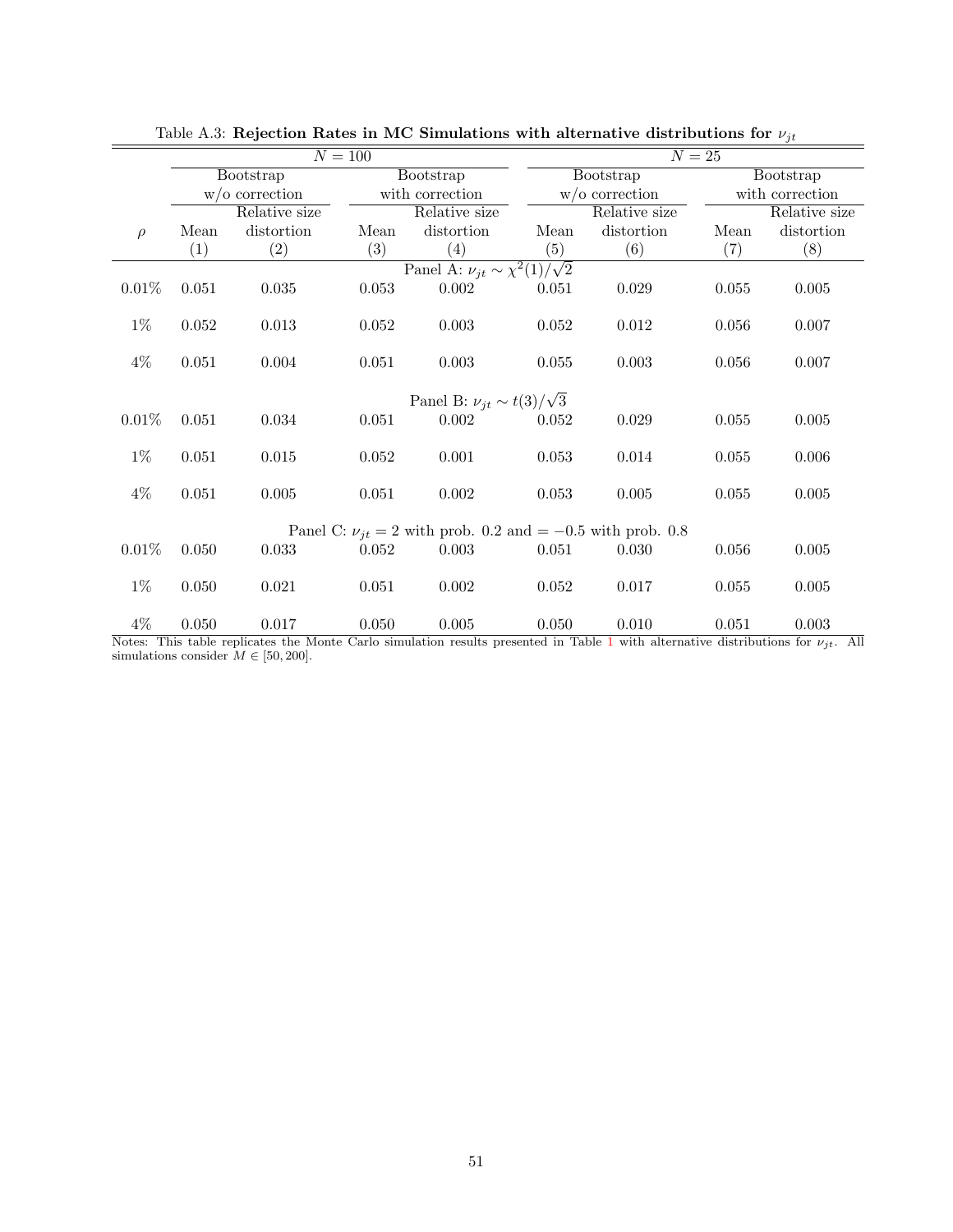Table A.3: **Rejection Rates in MC Simulations with alternative distributions for $\nu_{jt}$**

| | $N = 100$ | | | | $N = 25$ | | | |
|---|---|---|---|---|---|---|---|---|
| | Bootstrap w/o correction | | Bootstrap with correction | | Bootstrap w/o correction | | Bootstrap with correction | |
| $\rho$ | Mean | Relative size distortion | Mean | Relative size distortion | Mean | Relative size distortion | Mean | Relative size distortion |
| | (1) | (2) | (3) | (4) | (5) | (6) | (7) | (8) |
| | | | | Panel A: $\nu_{jt} \sim \chi^2(1)/\sqrt{2}$ | | | | |
| 0.01% | 0.051 | 0.035 | 0.053 | 0.002 | 0.051 | 0.029 | 0.055 | 0.005 |
| 1% | 0.052 | 0.013 | 0.052 | 0.003 | 0.052 | 0.012 | 0.056 | 0.007 |
| 4% | 0.051 | 0.004 | 0.051 | 0.003 | 0.055 | 0.003 | 0.056 | 0.007 |
| | | | | Panel B: $\nu_{jt} \sim t(3)/\sqrt{3}$ | | | | |
| 0.01% | 0.051 | 0.034 | 0.051 | 0.002 | 0.052 | 0.029 | 0.055 | 0.005 |
| 1% | 0.051 | 0.015 | 0.052 | 0.001 | 0.053 | 0.014 | 0.055 | 0.006 |
| 4% | 0.051 | 0.005 | 0.051 | 0.002 | 0.053 | 0.005 | 0.055 | 0.005 |
| | | | | Panel C: $\nu_{jt} = 2$ with prob. 0.2 and $= -0.5$ with prob. 0.8 | | | | |
| 0.01% | 0.050 | 0.033 | 0.052 | 0.003 | 0.051 | 0.030 | 0.056 | 0.005 |
| 1% | 0.050 | 0.021 | 0.051 | 0.002 | 0.052 | 0.017 | 0.055 | 0.005 |
| 4% | 0.050 | 0.017 | 0.050 | 0.005 | 0.050 | 0.010 | 0.051 | 0.003 |

Notes: This table replicates the Monte Carlo simulation results presented in Table 1 with alternative distributions for $\nu_{jt}$. All simulations consider $M \in [50, 200]$.